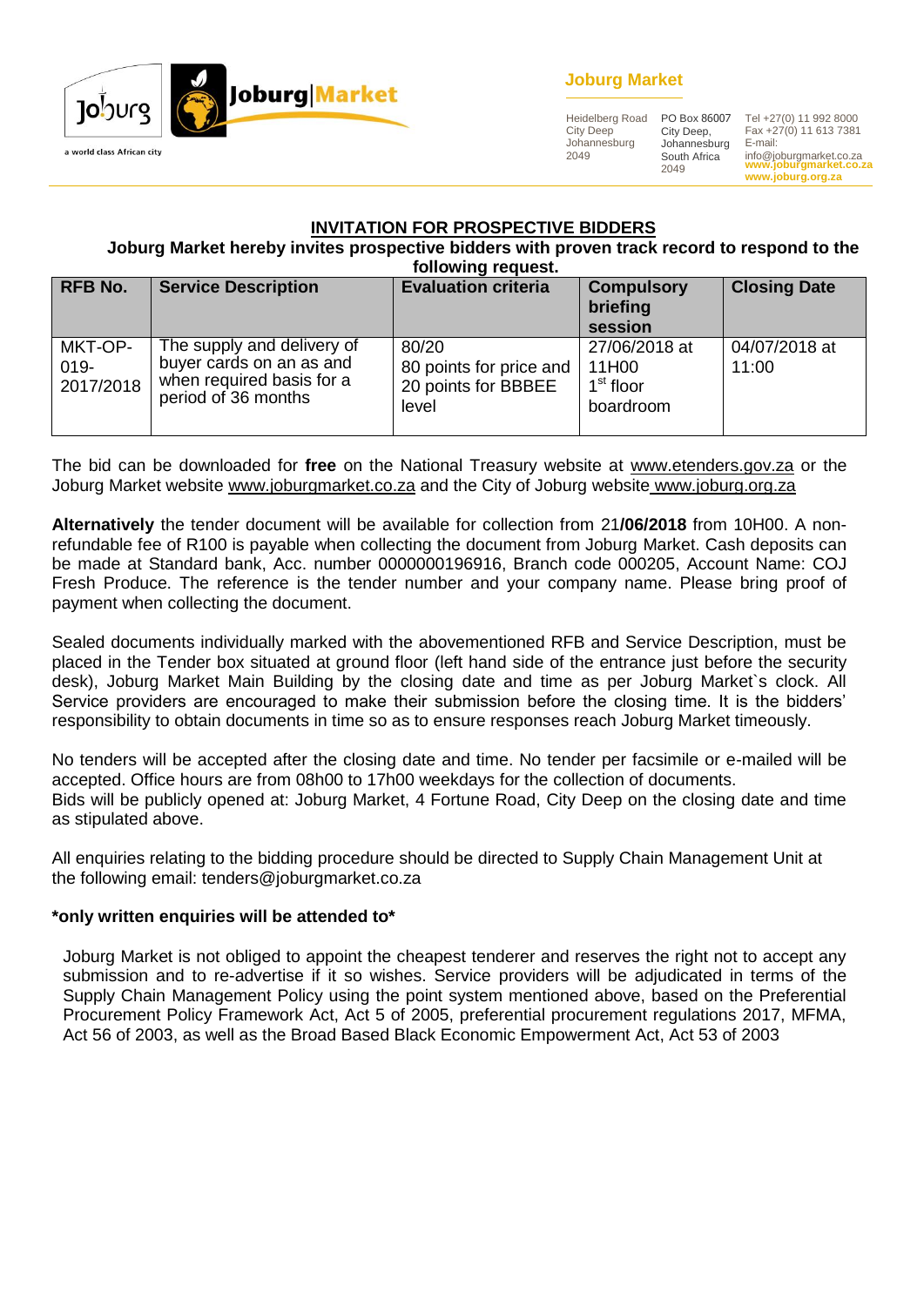Jo'burg — a world class African city

Joburg|Market

**Joburg Market**

Heidelberg Road
City Deep
Johannesburg
2049

PO Box 86007
City Deep,
Johannesburg
South Africa
2049

Tel +27(0) 11 992 8000
Fax +27(0) 11 613 7381
E-mail:
info@joburgmarket.co.za
www.joburgmarket.co.za
www.joburg.org.za

## INVITATION FOR PROSPECTIVE BIDDERS

**Joburg Market hereby invites prospective bidders with proven track record to respond to the following request.**

| RFB No. | Service Description | Evaluation criteria | Compulsory briefing session | Closing Date |
|---|---|---|---|---|
| MKT-OP-019-2017/2018 | The supply and delivery of buyer cards on an as and when required basis for a period of 36 months | 80/20 80 points for price and 20 points for BBBEE level | 27/06/2018 at 11H00 1st floor boardroom | 04/07/2018 at 11:00 |

The bid can be downloaded for **free** on the National Treasury website at www.etenders.gov.za or the Joburg Market website www.joburgmarket.co.za and the City of Joburg website www.joburg.org.za

**Alternatively** the tender document will be available for collection from 21**/06/2018** from 10H00. A non-refundable fee of R100 is payable when collecting the document from Joburg Market. Cash deposits can be made at Standard bank, Acc. number 0000000196916, Branch code 000205, Account Name: COJ Fresh Produce. The reference is the tender number and your company name. Please bring proof of payment when collecting the document.

Sealed documents individually marked with the abovementioned RFB and Service Description, must be placed in the Tender box situated at ground floor (left hand side of the entrance just before the security desk), Joburg Market Main Building by the closing date and time as per Joburg Market`s clock. All Service providers are encouraged to make their submission before the closing time. It is the bidders' responsibility to obtain documents in time so as to ensure responses reach Joburg Market timeously.

No tenders will be accepted after the closing date and time. No tender per facsimile or e-mailed will be accepted. Office hours are from 08h00 to 17h00 weekdays for the collection of documents.
Bids will be publicly opened at: Joburg Market, 4 Fortune Road, City Deep on the closing date and time as stipulated above.

All enquiries relating to the bidding procedure should be directed to Supply Chain Management Unit at the following email: tenders@joburgmarket.co.za

**\*only written enquiries will be attended to\***

Joburg Market is not obliged to appoint the cheapest tenderer and reserves the right not to accept any submission and to re-advertise if it so wishes. Service providers will be adjudicated in terms of the Supply Chain Management Policy using the point system mentioned above, based on the Preferential Procurement Policy Framework Act, Act 5 of 2005, preferential procurement regulations 2017, MFMA, Act 56 of 2003, as well as the Broad Based Black Economic Empowerment Act, Act 53 of 2003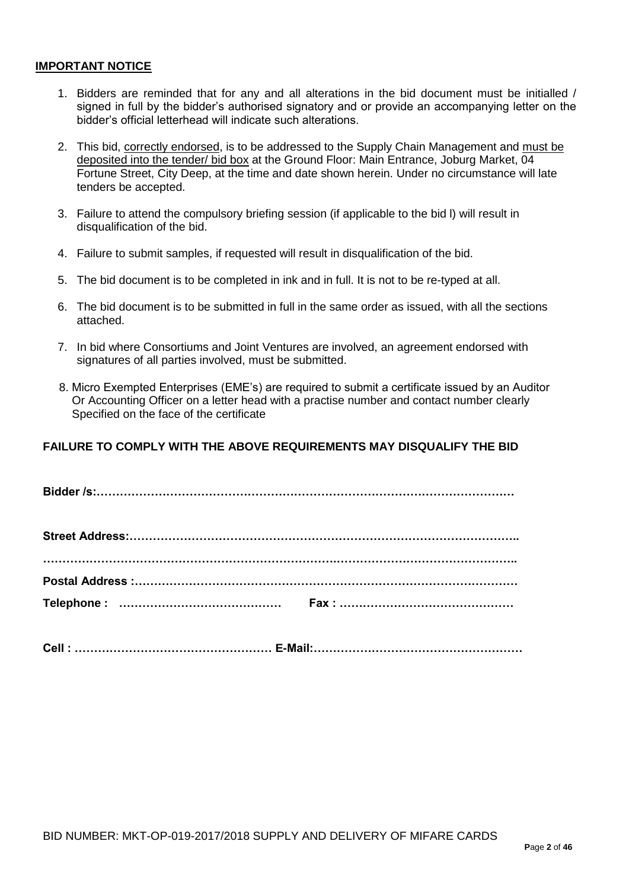**IMPORTANT NOTICE**

1. Bidders are reminded that for any and all alterations in the bid document must be initialled / signed in full by the bidder's authorised signatory and or provide an accompanying letter on the bidder's official letterhead will indicate such alterations.
2. This bid, correctly endorsed, is to be addressed to the Supply Chain Management and must be deposited into the tender/ bid box at the Ground Floor: Main Entrance, Joburg Market, 04 Fortune Street, City Deep, at the time and date shown herein. Under no circumstance will late tenders be accepted.
3. Failure to attend the compulsory briefing session (if applicable to the bid l) will result in disqualification of the bid.
4. Failure to submit samples, if requested will result in disqualification of the bid.
5. The bid document is to be completed in ink and in full. It is not to be re-typed at all.
6. The bid document is to be submitted in full in the same order as issued, with all the sections attached.
7. In bid where Consortiums and Joint Ventures are involved, an agreement endorsed with signatures of all parties involved, must be submitted.
8. Micro Exempted Enterprises (EME's) are required to submit a certificate issued by an Auditor Or Accounting Officer on a letter head with a practise number and contact number clearly Specified on the face of the certificate

**FAILURE TO COMPLY WITH THE ABOVE REQUIREMENTS MAY DISQUALIFY THE BID**

**Bidder /s:…………………………………………………………………………………………**

**Street Address:……………………………………………………………………………………..**

**……………………………………………………………………………………………………..**

**Postal Address :………………………………………………………………………………………**

**Telephone : ……………………………………  Fax : ………………………………………**

**Cell : …………………………………………… E-Mail:………………………………………………**

BID NUMBER: MKT-OP-019-2017/2018 SUPPLY AND DELIVERY OF MIFARE CARDS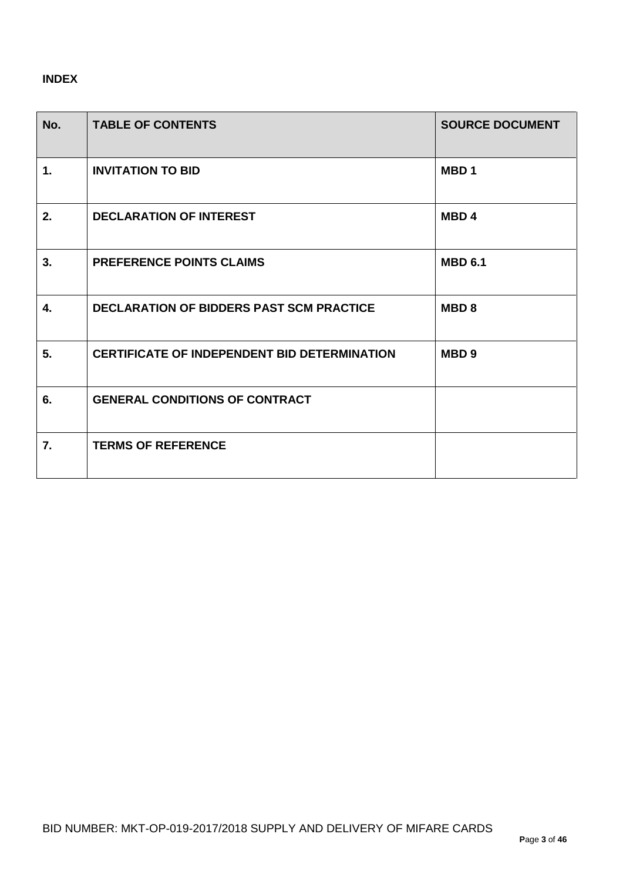**INDEX**

| No. | TABLE OF CONTENTS | SOURCE DOCUMENT |
|---|---|---|
| 1. | INVITATION TO BID | MBD 1 |
| 2. | DECLARATION OF INTEREST | MBD 4 |
| 3. | PREFERENCE POINTS CLAIMS | MBD 6.1 |
| 4. | DECLARATION OF BIDDERS PAST SCM PRACTICE | MBD 8 |
| 5. | CERTIFICATE OF INDEPENDENT BID DETERMINATION | MBD 9 |
| 6. | GENERAL CONDITIONS OF CONTRACT | |
| 7. | TERMS OF REFERENCE | |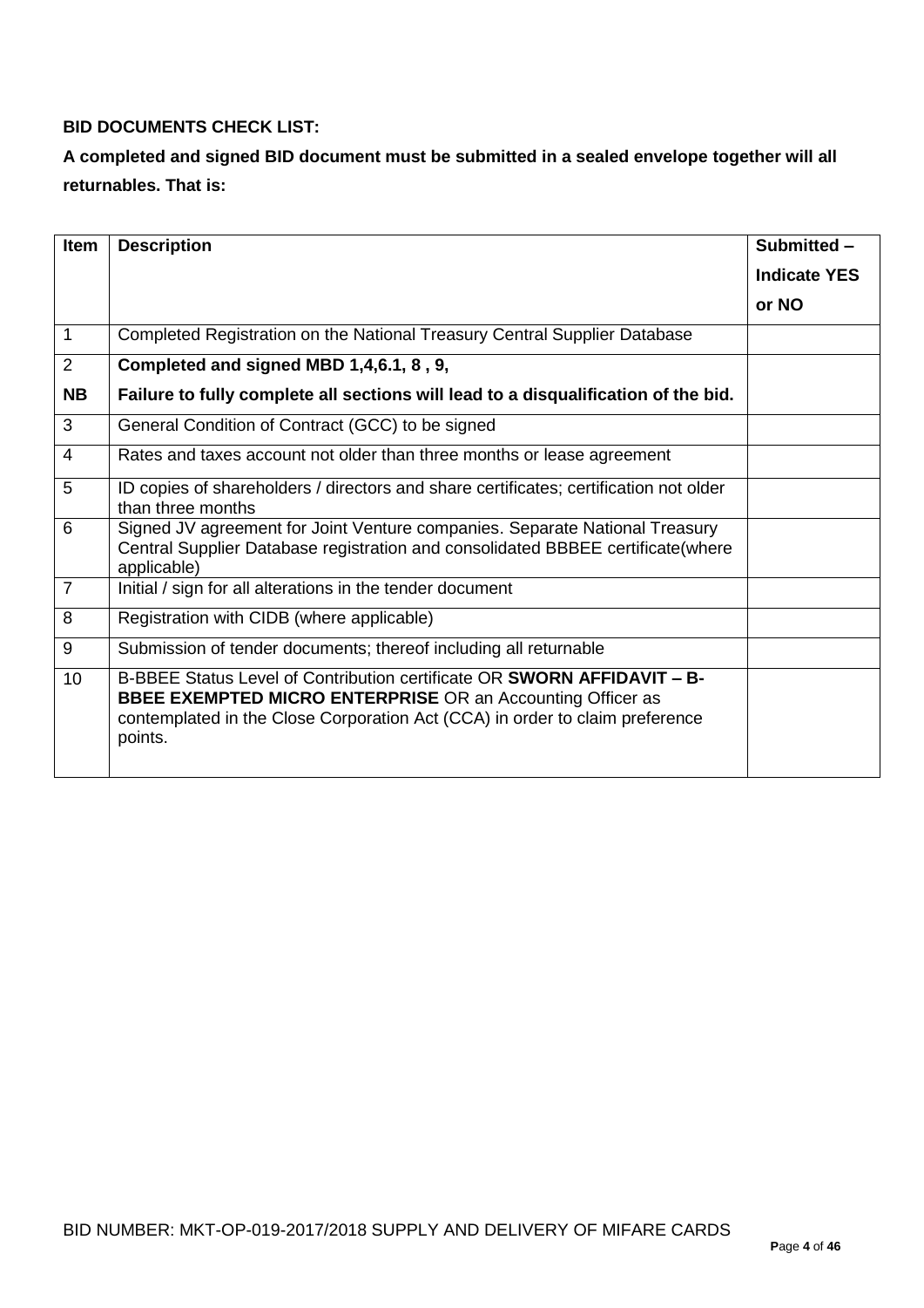**BID DOCUMENTS CHECK LIST:**

**A completed and signed BID document must be submitted in a sealed envelope together will all returnables. That is:**

| Item | Description | Submitted – Indicate YES or NO |
|---|---|---|
| 1 | Completed Registration on the National Treasury Central Supplier Database | |
| 2<br>**NB** | **Completed and signed MBD 1,4,6.1, 8 , 9,**<br>**Failure to fully complete all sections will lead to a disqualification of the bid.** | |
| 3 | General Condition of Contract (GCC) to be signed | |
| 4 | Rates and taxes account not older than three months or lease agreement | |
| 5 | ID copies of shareholders / directors and share certificates; certification not older than three months | |
| 6 | Signed JV agreement for Joint Venture companies. Separate National Treasury Central Supplier Database registration and consolidated BBBEE certificate(where applicable) | |
| 7 | Initial / sign for all alterations in the tender document | |
| 8 | Registration with CIDB (where applicable) | |
| 9 | Submission of tender documents; thereof including all returnable | |
| 10 | B-BBEE Status Level of Contribution certificate OR **SWORN AFFIDAVIT – B-BBEE EXEMPTED MICRO ENTERPRISE** OR an Accounting Officer as contemplated in the Close Corporation Act (CCA) in order to claim preference points. | |

BID NUMBER: MKT-OP-019-2017/2018 SUPPLY AND DELIVERY OF MIFARE CARDS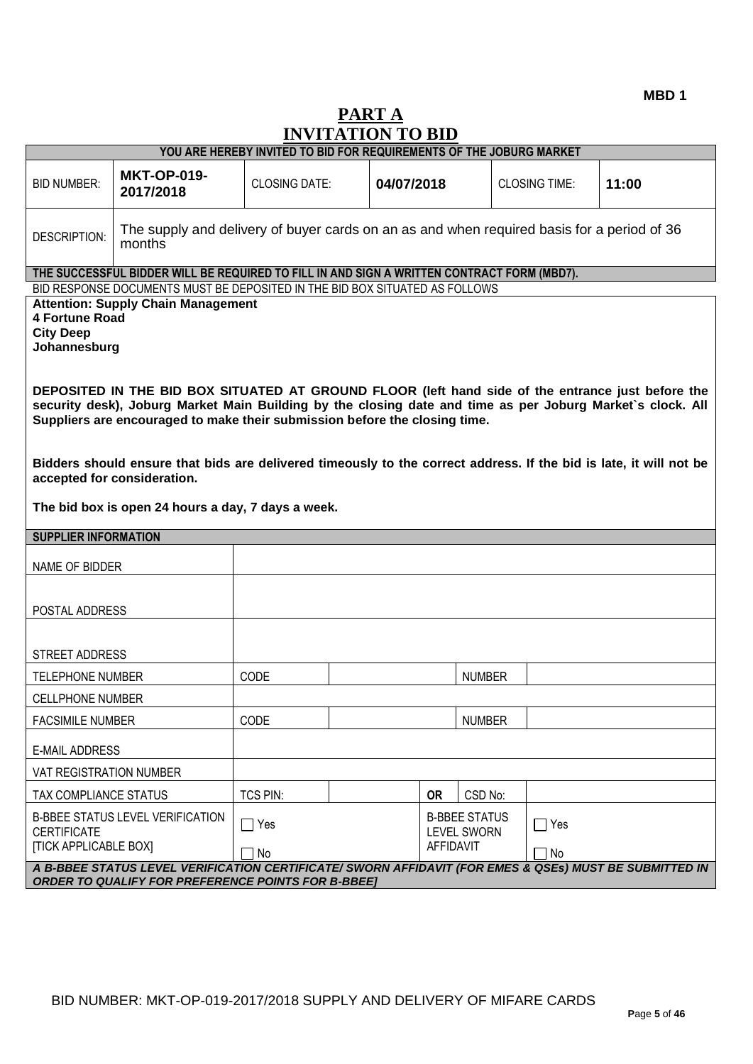**MBD 1**

# PART A
# INVITATION TO BID

| YOU ARE HEREBY INVITED TO BID FOR REQUIREMENTS OF THE JOBURG MARKET | | | | | |
|---|---|---|---|---|---|
| BID NUMBER: | **MKT-OP-019-2017/2018** | CLOSING DATE: | **04/07/2018** | CLOSING TIME: | **11:00** |
| DESCRIPTION: | The supply and delivery of buyer cards on an as and when required basis for a period of 36 months | | | | |

**THE SUCCESSFUL BIDDER WILL BE REQUIRED TO FILL IN AND SIGN A WRITTEN CONTRACT FORM (MBD7).**

BID RESPONSE DOCUMENTS MUST BE DEPOSITED IN THE BID BOX SITUATED AS FOLLOWS

**Attention: Supply Chain Management**
**4 Fortune Road**
**City Deep**
**Johannesburg**

**DEPOSITED IN THE BID BOX SITUATED AT GROUND FLOOR (left hand side of the entrance just before the security desk), Joburg Market Main Building by the closing date and time as per Joburg Market`s clock. All Suppliers are encouraged to make their submission before the closing time.**

**Bidders should ensure that bids are delivered timeously to the correct address. If the bid is late, it will not be accepted for consideration.**

**The bid box is open 24 hours a day, 7 days a week.**

| SUPPLIER INFORMATION | | | | | |
|---|---|---|---|---|---|
| NAME OF BIDDER | | | | | |
| POSTAL ADDRESS | | | | | |
| STREET ADDRESS | | | | | |
| TELEPHONE NUMBER | CODE | | | NUMBER | |
| CELLPHONE NUMBER | | | | | |
| FACSIMILE NUMBER | CODE | | | NUMBER | |
| E-MAIL ADDRESS | | | | | |
| VAT REGISTRATION NUMBER | | | | | |
| TAX COMPLIANCE STATUS | TCS PIN: | | **OR** | CSD No: | |
| B-BBEE STATUS LEVEL VERIFICATION CERTIFICATE [TICK APPLICABLE BOX] | ☐ Yes ☐ No | | | B-BBEE STATUS LEVEL SWORN AFFIDAVIT | ☐ Yes ☐ No |

***A B-BBEE STATUS LEVEL VERIFICATION CERTIFICATE/ SWORN AFFIDAVIT (FOR EMES & QSEs) MUST BE SUBMITTED IN ORDER TO QUALIFY FOR PREFERENCE POINTS FOR B-BBEE]***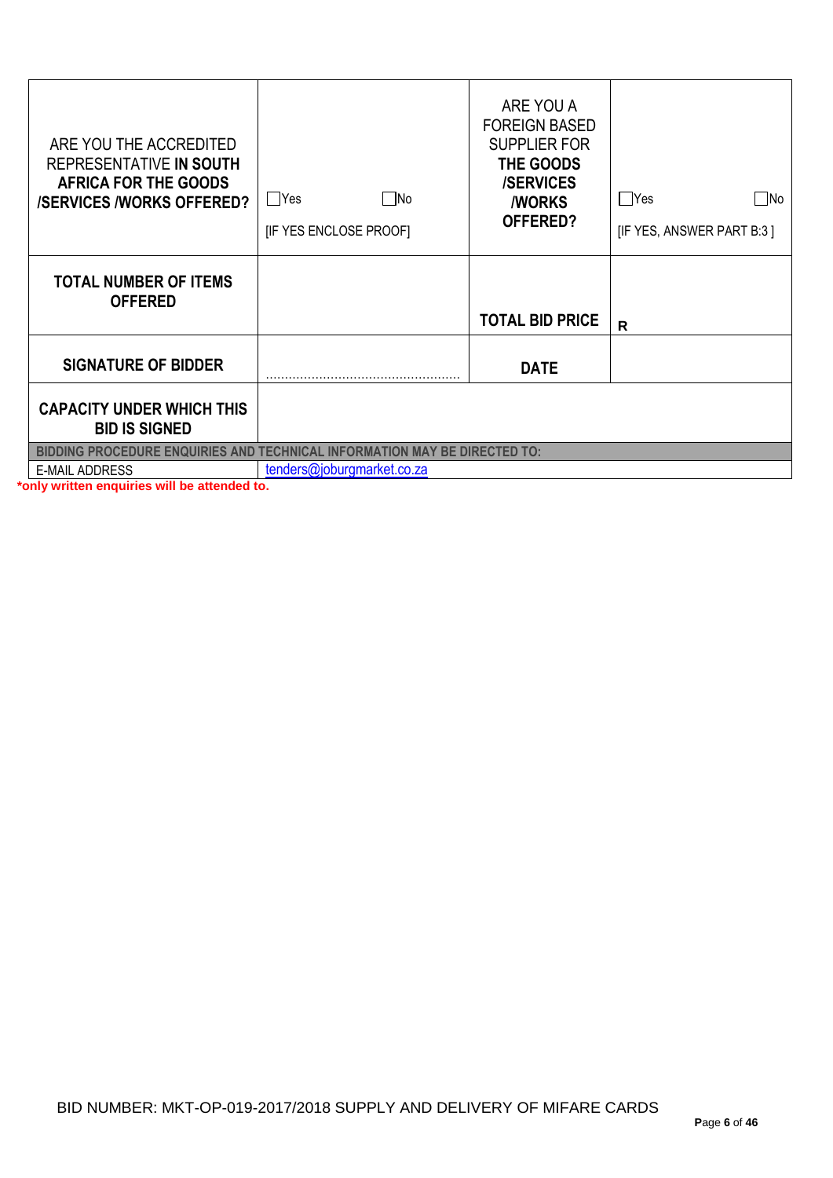| | | | |
|---|---|---|---|
| ARE YOU THE ACCREDITED REPRESENTATIVE **IN SOUTH AFRICA FOR THE GOODS /SERVICES /WORKS OFFERED?** | ☐Yes ☐No [IF YES ENCLOSE PROOF] | ARE YOU A FOREIGN BASED SUPPLIER FOR **THE GOODS /SERVICES /WORKS OFFERED?** | ☐Yes ☐No [IF YES, ANSWER PART B:3 ] |
| **TOTAL NUMBER OF ITEMS OFFERED** | | **TOTAL BID PRICE** | **R** |
| **SIGNATURE OF BIDDER** | ………………………………………… | **DATE** | |
| **CAPACITY UNDER WHICH THIS BID IS SIGNED** | | | |
| **BIDDING PROCEDURE ENQUIRIES AND TECHNICAL INFORMATION MAY BE DIRECTED TO:** | | | |
| E-MAIL ADDRESS | tenders@joburgmarket.co.za | | |

***only written enquiries will be attended to.**

BID NUMBER: MKT-OP-019-2017/2018 SUPPLY AND DELIVERY OF MIFARE CARDS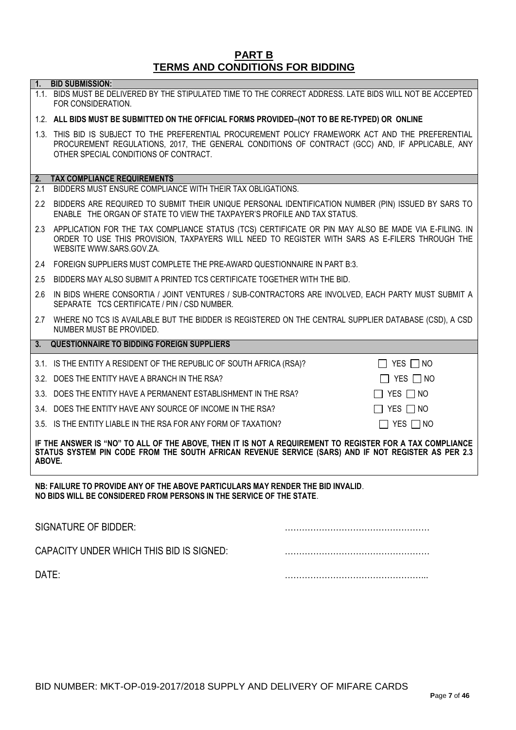# PART B
# TERMS AND CONDITIONS FOR BIDDING

**1. BID SUBMISSION:**

1.1. BIDS MUST BE DELIVERED BY THE STIPULATED TIME TO THE CORRECT ADDRESS. LATE BIDS WILL NOT BE ACCEPTED FOR CONSIDERATION.

1.2. **ALL BIDS MUST BE SUBMITTED ON THE OFFICIAL FORMS PROVIDED–(NOT TO BE RE-TYPED) OR ONLINE**

1.3. THIS BID IS SUBJECT TO THE PREFERENTIAL PROCUREMENT POLICY FRAMEWORK ACT AND THE PREFERENTIAL PROCUREMENT REGULATIONS, 2017, THE GENERAL CONDITIONS OF CONTRACT (GCC) AND, IF APPLICABLE, ANY OTHER SPECIAL CONDITIONS OF CONTRACT.

**2. TAX COMPLIANCE REQUIREMENTS**

2.1 BIDDERS MUST ENSURE COMPLIANCE WITH THEIR TAX OBLIGATIONS.

2.2 BIDDERS ARE REQUIRED TO SUBMIT THEIR UNIQUE PERSONAL IDENTIFICATION NUMBER (PIN) ISSUED BY SARS TO ENABLE THE ORGAN OF STATE TO VIEW THE TAXPAYER'S PROFILE AND TAX STATUS.

2.3 APPLICATION FOR THE TAX COMPLIANCE STATUS (TCS) CERTIFICATE OR PIN MAY ALSO BE MADE VIA E-FILING. IN ORDER TO USE THIS PROVISION, TAXPAYERS WILL NEED TO REGISTER WITH SARS AS E-FILERS THROUGH THE WEBSITE WWW.SARS.GOV.ZA.

2.4 FOREIGN SUPPLIERS MUST COMPLETE THE PRE-AWARD QUESTIONNAIRE IN PART B:3.

2.5 BIDDERS MAY ALSO SUBMIT A PRINTED TCS CERTIFICATE TOGETHER WITH THE BID.

2.6 IN BIDS WHERE CONSORTIA / JOINT VENTURES / SUB-CONTRACTORS ARE INVOLVED, EACH PARTY MUST SUBMIT A SEPARATE TCS CERTIFICATE / PIN / CSD NUMBER.

2.7 WHERE NO TCS IS AVAILABLE BUT THE BIDDER IS REGISTERED ON THE CENTRAL SUPPLIER DATABASE (CSD), A CSD NUMBER MUST BE PROVIDED.

**3. QUESTIONNAIRE TO BIDDING FOREIGN SUPPLIERS**

3.1. IS THE ENTITY A RESIDENT OF THE REPUBLIC OF SOUTH AFRICA (RSA)? ☐ YES ☐ NO

3.2. DOES THE ENTITY HAVE A BRANCH IN THE RSA? ☐ YES ☐ NO

3.3. DOES THE ENTITY HAVE A PERMANENT ESTABLISHMENT IN THE RSA? ☐ YES ☐ NO

3.4. DOES THE ENTITY HAVE ANY SOURCE OF INCOME IN THE RSA? ☐ YES ☐ NO

3.5. IS THE ENTITY LIABLE IN THE RSA FOR ANY FORM OF TAXATION? ☐ YES ☐ NO

**IF THE ANSWER IS "NO" TO ALL OF THE ABOVE, THEN IT IS NOT A REQUIREMENT TO REGISTER FOR A TAX COMPLIANCE STATUS SYSTEM PIN CODE FROM THE SOUTH AFRICAN REVENUE SERVICE (SARS) AND IF NOT REGISTER AS PER 2.3 ABOVE.**

**NB: FAILURE TO PROVIDE ANY OF THE ABOVE PARTICULARS MAY RENDER THE BID INVALID**.
**NO BIDS WILL BE CONSIDERED FROM PERSONS IN THE SERVICE OF THE STATE**.

SIGNATURE OF BIDDER: ……………………………………………

CAPACITY UNDER WHICH THIS BID IS SIGNED: ……………………………………………

DATE: …………………………………………...

BID NUMBER: MKT-OP-019-2017/2018 SUPPLY AND DELIVERY OF MIFARE CARDS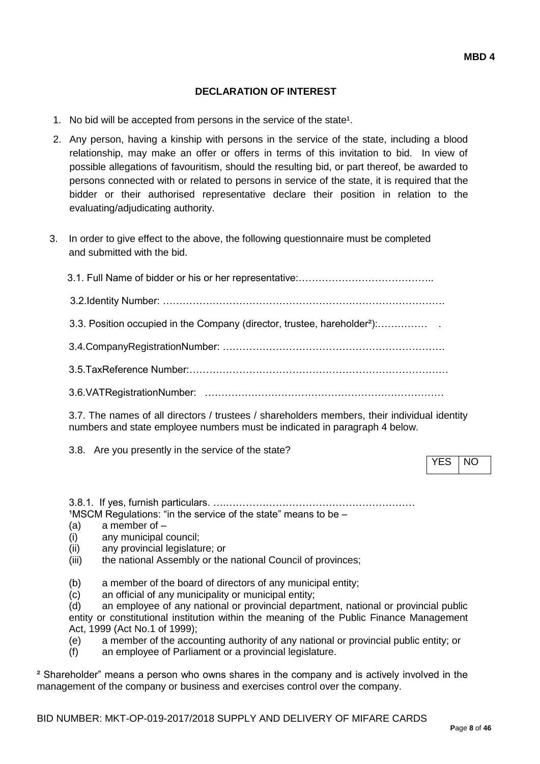**MBD 4**

## DECLARATION OF INTEREST

1. No bid will be accepted from persons in the service of the state[1].

2. Any person, having a kinship with persons in the service of the state, including a blood relationship, may make an offer or offers in terms of this invitation to bid. In view of possible allegations of favouritism, should the resulting bid, or part thereof, be awarded to persons connected with or related to persons in service of the state, it is required that the bidder or their authorised representative declare their position in relation to the evaluating/adjudicating authority.

3. In order to give effect to the above, the following questionnaire must be completed and submitted with the bid.

   3.1. Full Name of bidder or his or her representative:…………………………………..

   3.2.Identity Number: ……………………………………………………………………….

   3.3. Position occupied in the Company (director, trustee, hareholder[2]):…………… .

   3.4.CompanyRegistrationNumber: ………………………………………………………….

   3.5.TaxReference Number:……………………………………………………………………

   3.6.VATRegistrationNumber: ………………………………………………………………

   3.7. The names of all directors / trustees / shareholders members, their individual identity numbers and state employee numbers must be indicated in paragraph 4 below.

   3.8. Are you presently in the service of the state?

   | YES | NO |
   |---|---|

   3.8.1. If yes, furnish particulars. ….……………………………………………………

[1]MSCM Regulations: "in the service of the state" means to be –

(a) a member of –
(i) any municipal council;
(ii) any provincial legislature; or
(iii) the national Assembly or the national Council of provinces;

(b) a member of the board of directors of any municipal entity;
(c) an official of any municipality or municipal entity;
(d) an employee of any national or provincial department, national or provincial public entity or constitutional institution within the meaning of the Public Finance Management Act, 1999 (Act No.1 of 1999);
(e) a member of the accounting authority of any national or provincial public entity; or
(f) an employee of Parliament or a provincial legislature.

[2] Shareholder" means a person who owns shares in the company and is actively involved in the management of the company or business and exercises control over the company.

BID NUMBER: MKT-OP-019-2017/2018 SUPPLY AND DELIVERY OF MIFARE CARDS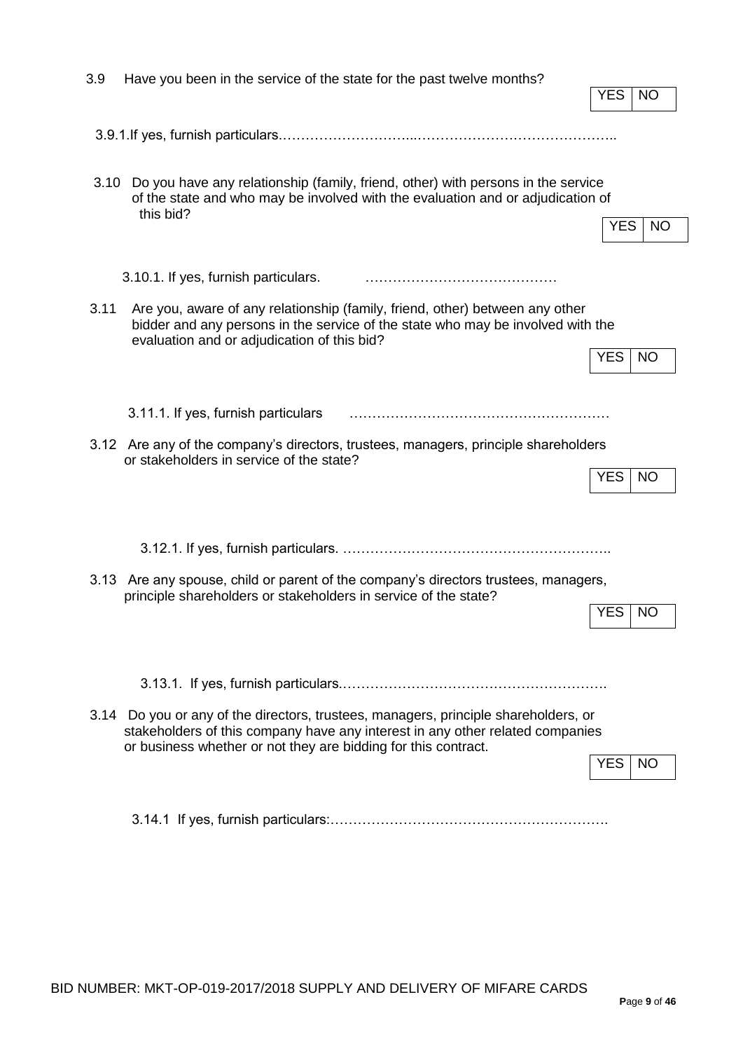3.9 Have you been in the service of the state for the past twelve months?

| YES | NO |
|---|---|

3.9.1.If yes, furnish particulars.………………………...……………………………………..

3.10 Do you have any relationship (family, friend, other) with persons in the service of the state and who may be involved with the evaluation and or adjudication of this bid?

| YES | NO |
|---|---|

3.10.1. If yes, furnish particulars. ……………………………………

3.11 Are you, aware of any relationship (family, friend, other) between any other bidder and any persons in the service of the state who may be involved with the evaluation and or adjudication of this bid?

| YES | NO |
|---|---|

3.11.1. If yes, furnish particulars ……………………………………………….

3.12 Are any of the company's directors, trustees, managers, principle shareholders or stakeholders in service of the state?

| YES | NO |
|---|---|

3.12.1. If yes, furnish particulars. …………………………………………………..

3.13 Are any spouse, child or parent of the company's directors trustees, managers, principle shareholders or stakeholders in service of the state?

| YES | NO |
|---|---|

3.13.1. If yes, furnish particulars.………………………………………………….

3.14 Do you or any of the directors, trustees, managers, principle shareholders, or stakeholders of this company have any interest in any other related companies or business whether or not they are bidding for this contract.

| YES | NO |
|---|---|

3.14.1 If yes, furnish particulars:…………………………………………………….

BID NUMBER: MKT-OP-019-2017/2018 SUPPLY AND DELIVERY OF MIFARE CARDS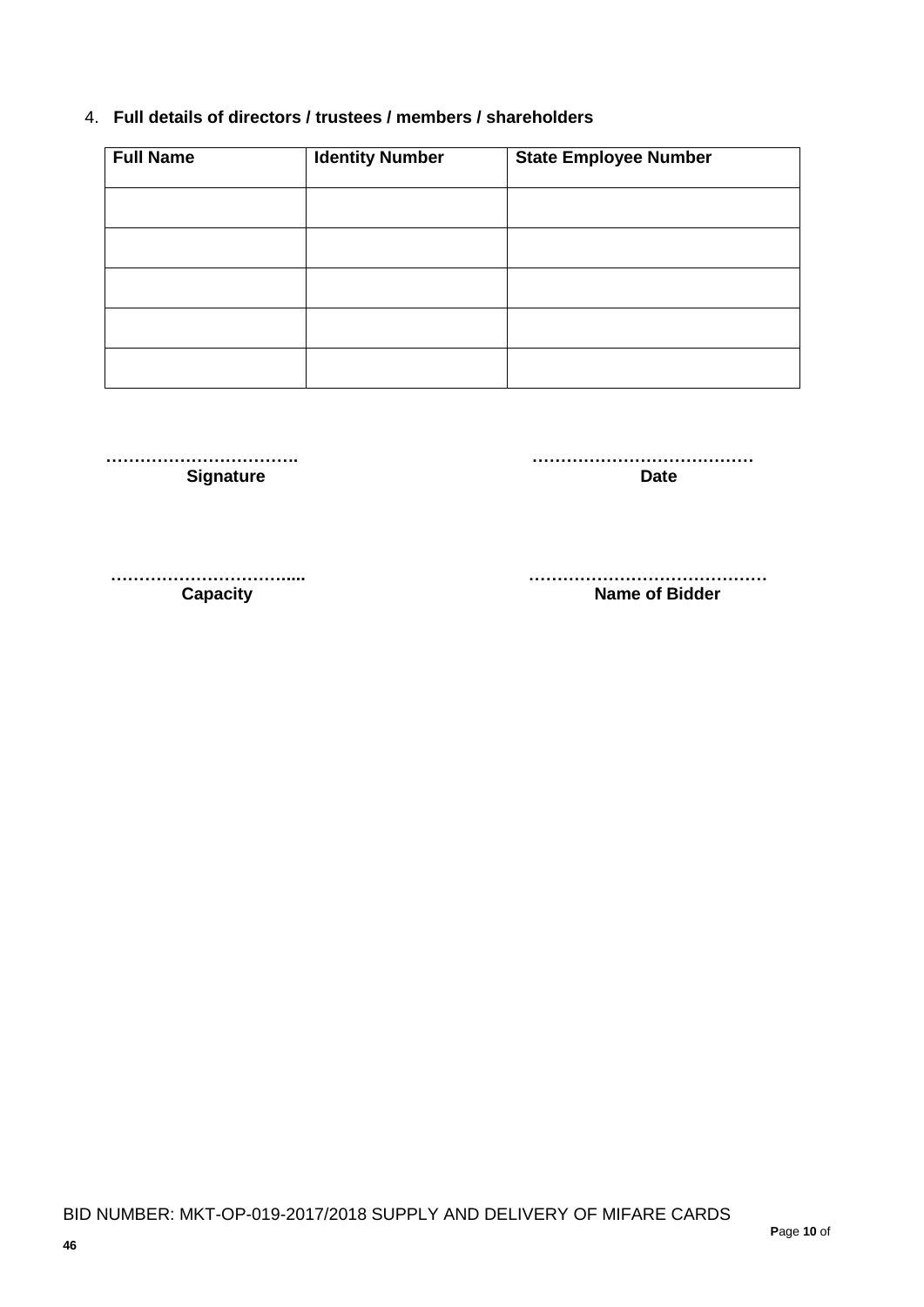4. **Full details of directors / trustees / members / shareholders**

| Full Name | Identity Number | State Employee Number |
|---|---|---|
| | | |
| | | |
| | | |
| | | |
| | | |

**…………………………….**
**Signature**

**…………………………………**
**Date**

**…………………………....**
**Capacity**

**……………………………………**
**Name of Bidder**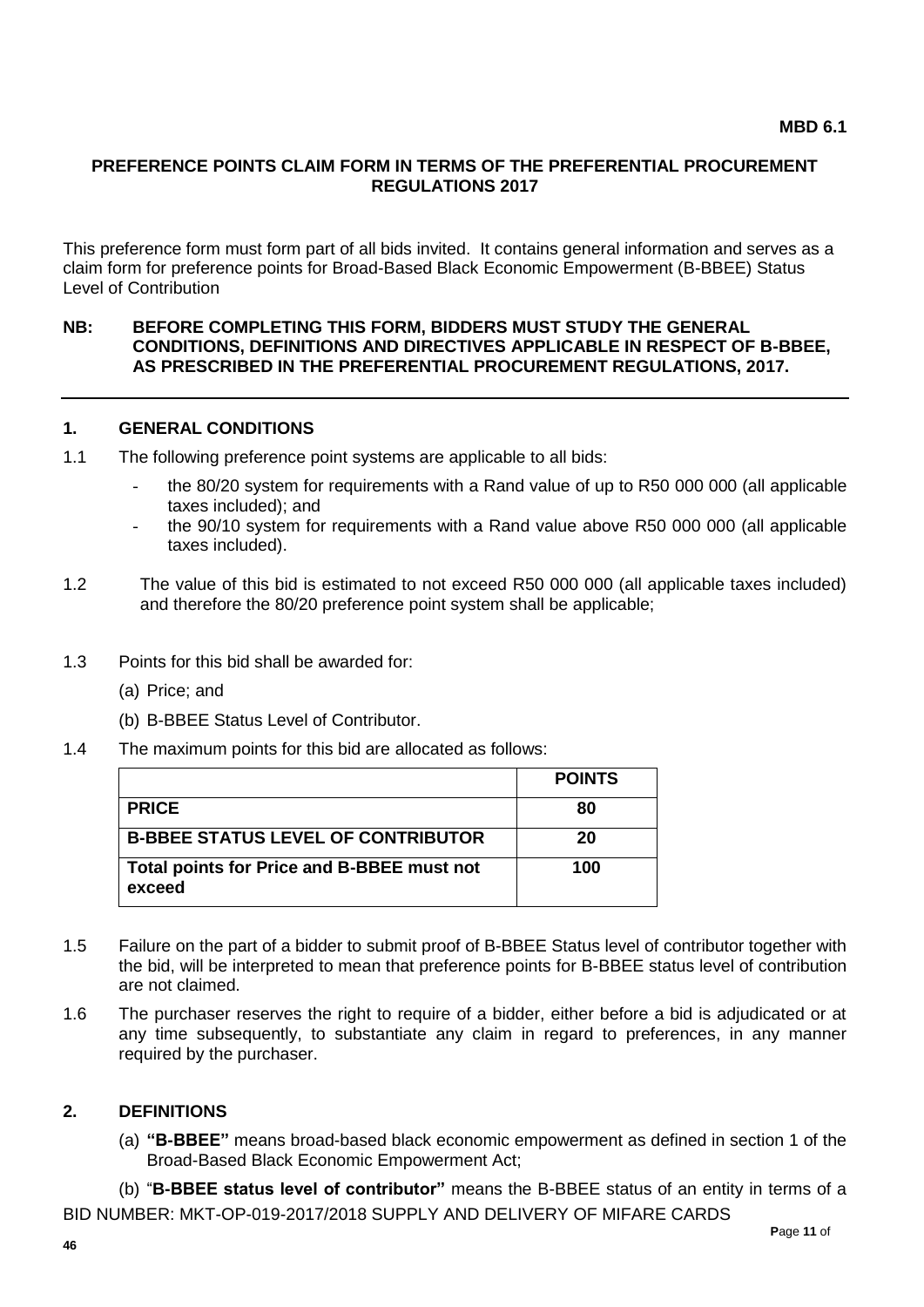**MBD 6.1**

## PREFERENCE POINTS CLAIM FORM IN TERMS OF THE PREFERENTIAL PROCUREMENT REGULATIONS 2017

This preference form must form part of all bids invited. It contains general information and serves as a claim form for preference points for Broad-Based Black Economic Empowerment (B-BBEE) Status Level of Contribution

**NB: BEFORE COMPLETING THIS FORM, BIDDERS MUST STUDY THE GENERAL CONDITIONS, DEFINITIONS AND DIRECTIVES APPLICABLE IN RESPECT OF B-BBEE, AS PRESCRIBED IN THE PREFERENTIAL PROCUREMENT REGULATIONS, 2017.**

---

### 1. GENERAL CONDITIONS

1.1 The following preference point systems are applicable to all bids:

- the 80/20 system for requirements with a Rand value of up to R50 000 000 (all applicable taxes included); and
- the 90/10 system for requirements with a Rand value above R50 000 000 (all applicable taxes included).

1.2 The value of this bid is estimated to not exceed R50 000 000 (all applicable taxes included) and therefore the 80/20 preference point system shall be applicable;

1.3 Points for this bid shall be awarded for:

(a) Price; and

(b) B-BBEE Status Level of Contributor.

1.4 The maximum points for this bid are allocated as follows:

| | **POINTS** |
|---|---|
| **PRICE** | **80** |
| **B-BBEE STATUS LEVEL OF CONTRIBUTOR** | **20** |
| **Total points for Price and B-BBEE must not exceed** | **100** |

1.5 Failure on the part of a bidder to submit proof of B-BBEE Status level of contributor together with the bid, will be interpreted to mean that preference points for B-BBEE status level of contribution are not claimed.

1.6 The purchaser reserves the right to require of a bidder, either before a bid is adjudicated or at any time subsequently, to substantiate any claim in regard to preferences, in any manner required by the purchaser.

### 2. DEFINITIONS

(a) **"B-BBEE"** means broad-based black economic empowerment as defined in section 1 of the Broad-Based Black Economic Empowerment Act;

(b) "**B-BBEE status level of contributor"** means the B-BBEE status of an entity in terms of a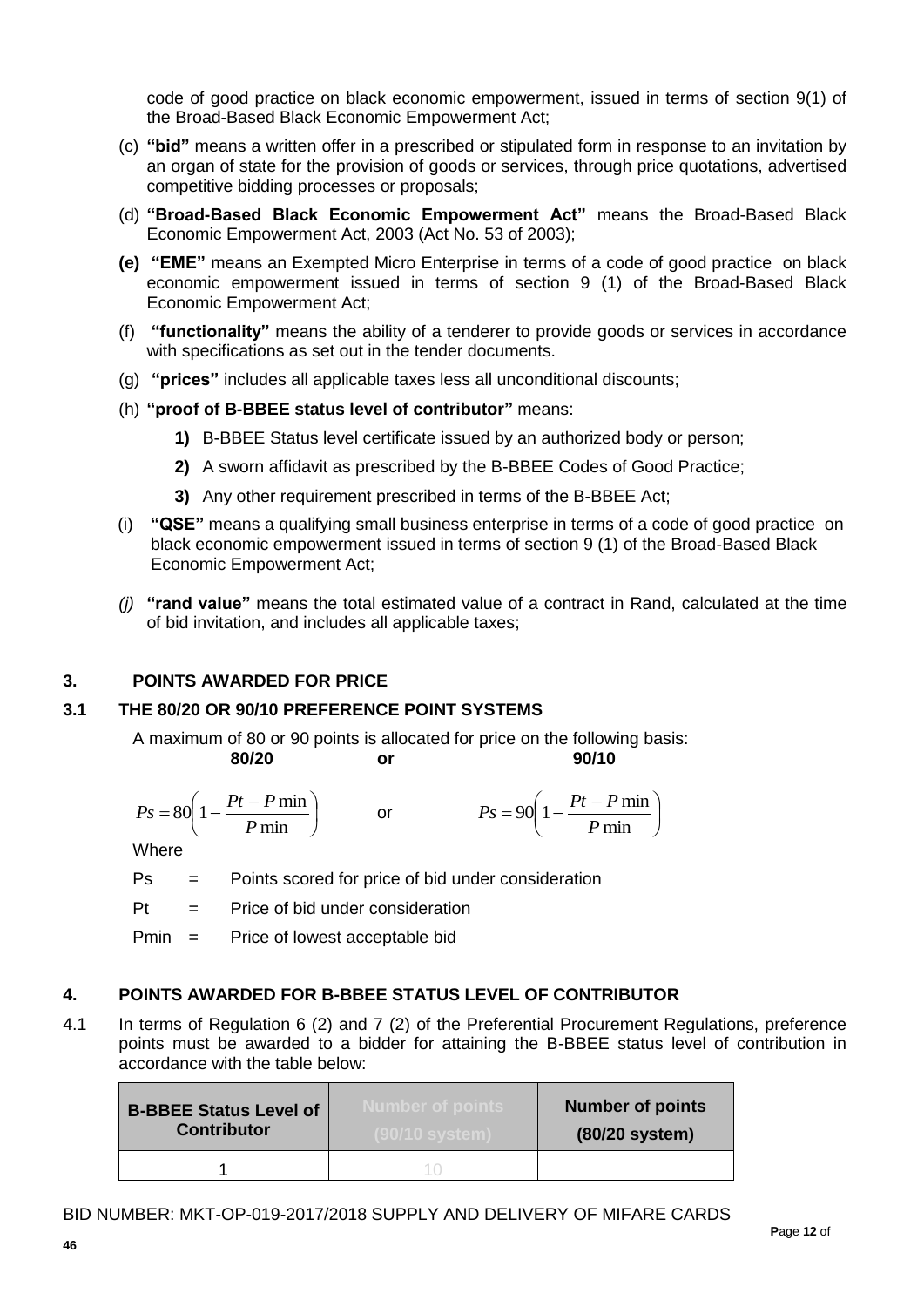code of good practice on black economic empowerment, issued in terms of section 9(1) of the Broad-Based Black Economic Empowerment Act;

(c) **"bid"** means a written offer in a prescribed or stipulated form in response to an invitation by an organ of state for the provision of goods or services, through price quotations, advertised competitive bidding processes or proposals;

(d) **"Broad-Based Black Economic Empowerment Act"** means the Broad-Based Black Economic Empowerment Act, 2003 (Act No. 53 of 2003);

**(e)** **"EME"** means an Exempted Micro Enterprise in terms of a code of good practice on black economic empowerment issued in terms of section 9 (1) of the Broad-Based Black Economic Empowerment Act;

(f) **"functionality"** means the ability of a tenderer to provide goods or services in accordance with specifications as set out in the tender documents.

(g) **"prices"** includes all applicable taxes less all unconditional discounts;

(h) **"proof of B-BBEE status level of contributor"** means:

**1)** B-BBEE Status level certificate issued by an authorized body or person;

**2)** A sworn affidavit as prescribed by the B-BBEE Codes of Good Practice;

**3)** Any other requirement prescribed in terms of the B-BBEE Act;

(i) **"QSE"** means a qualifying small business enterprise in terms of a code of good practice on black economic empowerment issued in terms of section 9 (1) of the Broad-Based Black Economic Empowerment Act;

*(j)* **"rand value"** means the total estimated value of a contract in Rand, calculated at the time of bid invitation, and includes all applicable taxes;

## 3. POINTS AWARDED FOR PRICE

### 3.1 THE 80/20 OR 90/10 PREFERENCE POINT SYSTEMS

A maximum of 80 or 90 points is allocated for price on the following basis:

**80/20** **or** **90/10**

$$Ps = 80\left(1 - \frac{Pt - P\min}{P\min}\right) \qquad \text{or} \qquad Ps = 90\left(1 - \frac{Pt - P\min}{P\min}\right)$$

Where

Ps = Points scored for price of bid under consideration

Pt = Price of bid under consideration

Pmin = Price of lowest acceptable bid

## 4. POINTS AWARDED FOR B-BBEE STATUS LEVEL OF CONTRIBUTOR

4.1 In terms of Regulation 6 (2) and 7 (2) of the Preferential Procurement Regulations, preference points must be awarded to a bidder for attaining the B-BBEE status level of contribution in accordance with the table below:

| B-BBEE Status Level of Contributor | Number of points (90/10 system) | Number of points (80/20 system) |
|---|---|---|
| 1 | 10 | |

BID NUMBER: MKT-OP-019-2017/2018 SUPPLY AND DELIVERY OF MIFARE CARDS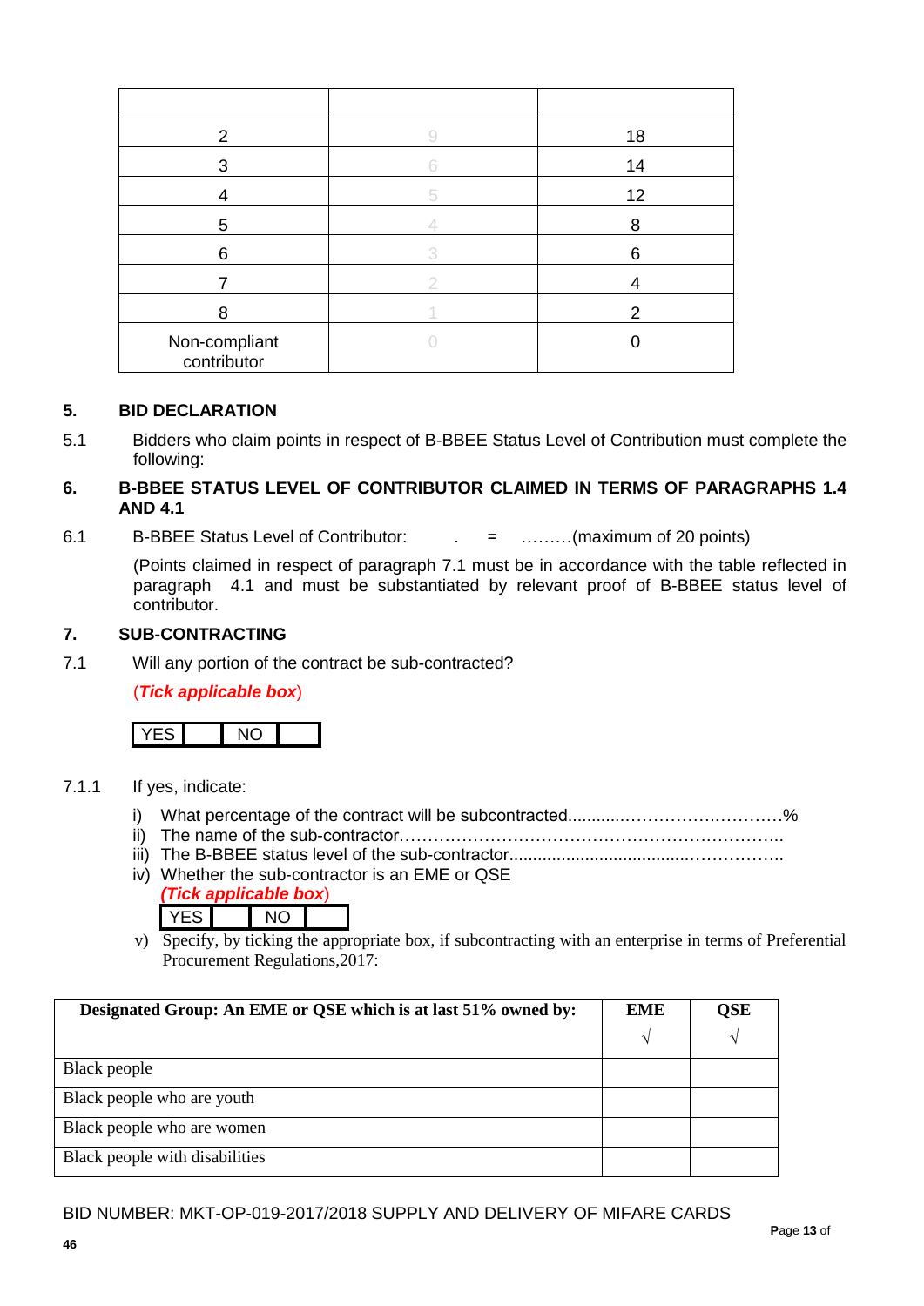| | | |
|---|---|---|
| 2 | 9 | 18 |
| 3 | 6 | 14 |
| 4 | 5 | 12 |
| 5 | 4 | 8 |
| 6 | 3 | 6 |
| 7 | 2 | 4 |
| 8 | 1 | 2 |
| Non-compliant contributor | 0 | 0 |

## 5. BID DECLARATION

5.1 Bidders who claim points in respect of B-BBEE Status Level of Contribution must complete the following:

## 6. B-BBEE STATUS LEVEL OF CONTRIBUTOR CLAIMED IN TERMS OF PARAGRAPHS 1.4 AND 4.1

6.1 B-BBEE Status Level of Contributor: . = ………(maximum of 20 points)

(Points claimed in respect of paragraph 7.1 must be in accordance with the table reflected in paragraph 4.1 and must be substantiated by relevant proof of B-BBEE status level of contributor.

## 7. SUB-CONTRACTING

7.1 Will any portion of the contract be sub-contracted?

(***Tick applicable box***)

| YES | | NO | |
|---|---|---|---|

7.1.1 If yes, indicate:

i) What percentage of the contract will be subcontracted............…………….…………%
ii) The name of the sub-contractor…………………………………………………………..
iii) The B-BBEE status level of the sub-contractor......................................……………..
iv) Whether the sub-contractor is an EME or QSE
*(**Tick applicable box**)*

| YES | | NO | |
|---|---|---|---|

v) Specify, by ticking the appropriate box, if subcontracting with an enterprise in terms of Preferential Procurement Regulations,2017:

| **Designated Group: An EME or QSE which is at last 51% owned by:** | **EME** √ | **QSE** √ |
|---|---|---|
| Black people | | |
| Black people who are youth | | |
| Black people who are women | | |
| Black people with disabilities | | |

BID NUMBER: MKT-OP-019-2017/2018 SUPPLY AND DELIVERY OF MIFARE CARDS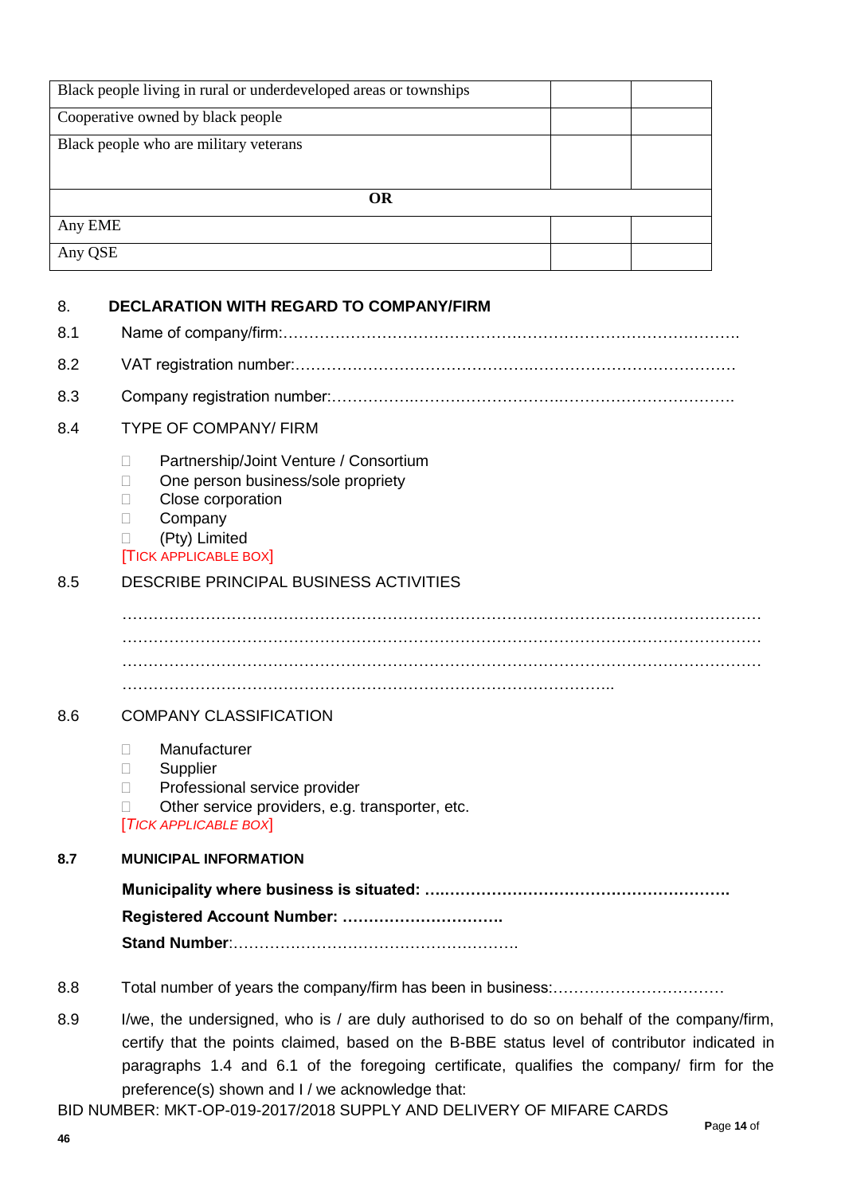| | | |
|---|---|---|
| Black people living in rural or underdeveloped areas or townships | | |
| Cooperative owned by black people | | |
| Black people who are military veterans | | |
| **OR** | | |
| Any EME | | |
| Any QSE | | |

## 8. DECLARATION WITH REGARD TO COMPANY/FIRM

8.1 Name of company/firm:…………………………………………………………………………….

8.2 VAT registration number:……………………………………….…………………………………

8.3 Company registration number:…………….……………………….…………………………….

8.4 TYPE OF COMPANY/ FIRM

- ☐ Partnership/Joint Venture / Consortium
- ☐ One person business/sole propriety
- ☐ Close corporation
- ☐ Company
- ☐ (Pty) Limited

[TICK APPLICABLE BOX]

8.5 DESCRIBE PRINCIPAL BUSINESS ACTIVITIES

…………………………………………………………………………………………………………
…………………………………………………………………………………………………………
…………………………………………………………………………………………………………
………………………………………………………………………………………..

8.6 COMPANY CLASSIFICATION

- ☐ Manufacturer
- ☐ Supplier
- ☐ Professional service provider
- ☐ Other service providers, e.g. transporter, etc.

[*TICK APPLICABLE BOX*]

**8.7 MUNICIPAL INFORMATION**

**Municipality where business is situated: ….………………………………………………**

**Registered Account Number: ………………………….**

**Stand Number**:……………………………………………….

8.8 Total number of years the company/firm has been in business:……………………………

8.9 I/we, the undersigned, who is / are duly authorised to do so on behalf of the company/firm, certify that the points claimed, based on the B-BBE status level of contributor indicated in paragraphs 1.4 and 6.1 of the foregoing certificate, qualifies the company/ firm for the preference(s) shown and I / we acknowledge that: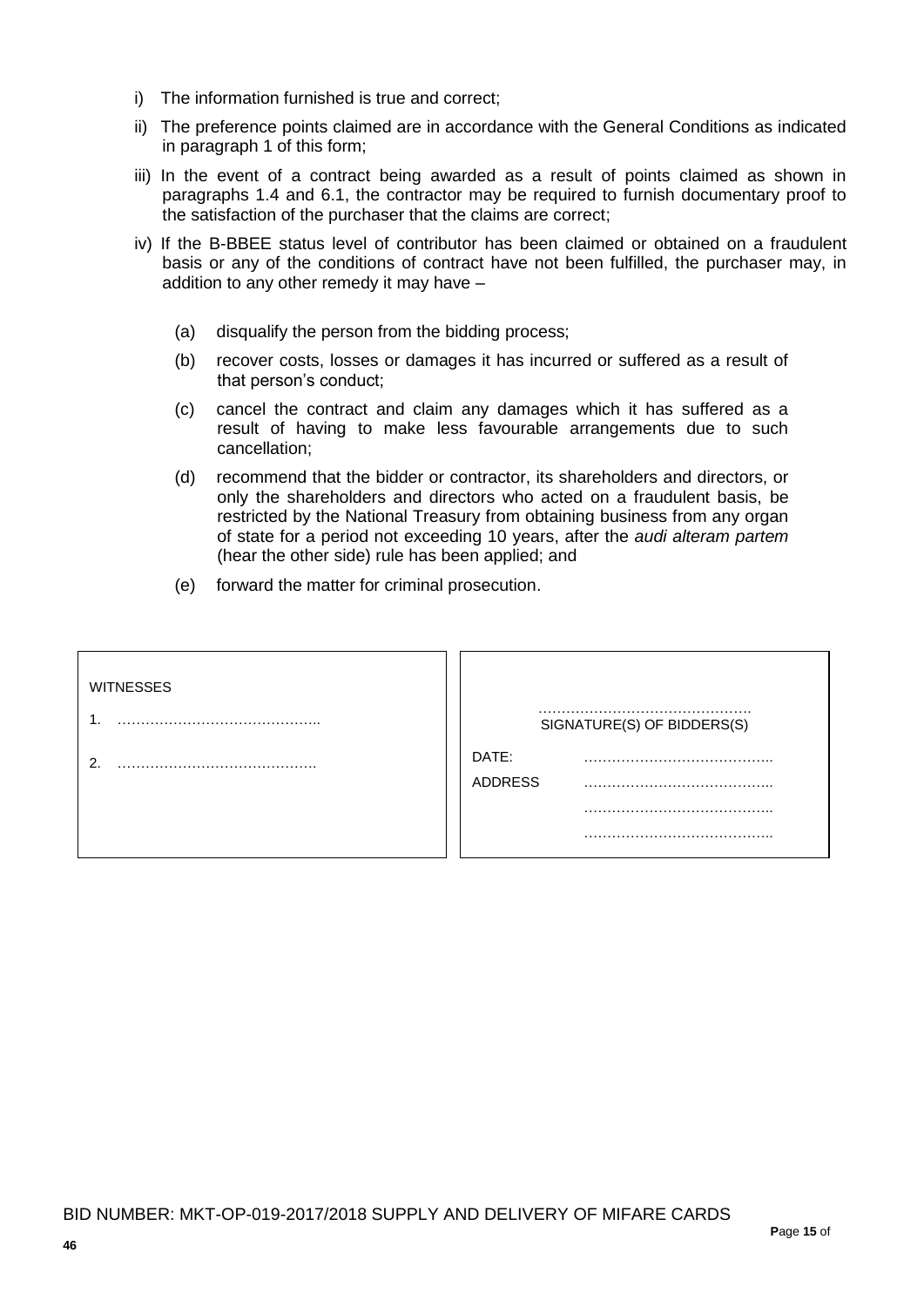i) The information furnished is true and correct;

ii) The preference points claimed are in accordance with the General Conditions as indicated in paragraph 1 of this form;

iii) In the event of a contract being awarded as a result of points claimed as shown in paragraphs 1.4 and 6.1, the contractor may be required to furnish documentary proof to the satisfaction of the purchaser that the claims are correct;

iv) If the B-BBEE status level of contributor has been claimed or obtained on a fraudulent basis or any of the conditions of contract have not been fulfilled, the purchaser may, in addition to any other remedy it may have –

(a) disqualify the person from the bidding process;

(b) recover costs, losses or damages it has incurred or suffered as a result of that person's conduct;

(c) cancel the contract and claim any damages which it has suffered as a result of having to make less favourable arrangements due to such cancellation;

(d) recommend that the bidder or contractor, its shareholders and directors, or only the shareholders and directors who acted on a fraudulent basis, be restricted by the National Treasury from obtaining business from any organ of state for a period not exceeding 10 years, after the *audi alteram partem* (hear the other side) rule has been applied; and

(e) forward the matter for criminal prosecution.

| WITNESSES | |
|---|---|
| 1. …………………………………….. | ……………………………………. SIGNATURE(S) OF BIDDERS(S) |
| 2. ……………………………………. | DATE: ………………………………….. |
| | ADDRESS ………………………………….. |
| | ………………………………….. |
| | ………………………………….. |

BID NUMBER: MKT-OP-019-2017/2018 SUPPLY AND DELIVERY OF MIFARE CARDS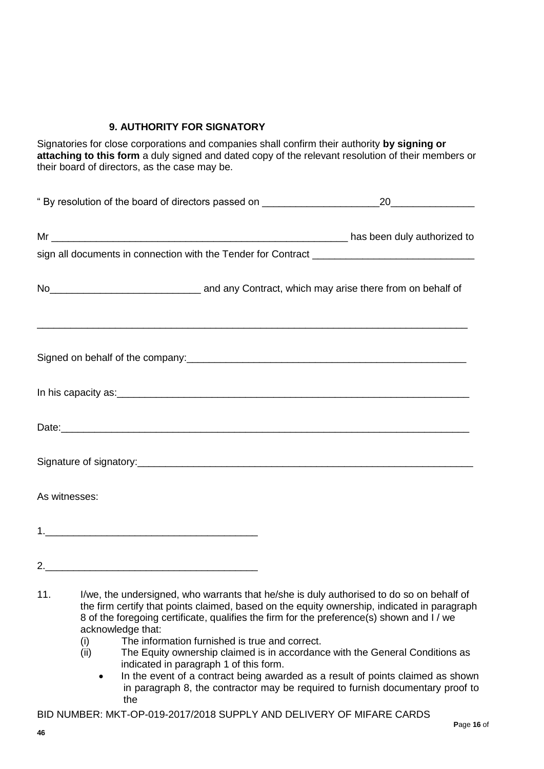## 9. AUTHORITY FOR SIGNATORY

Signatories for close corporations and companies shall confirm their authority **by signing or attaching to this form** a duly signed and dated copy of the relevant resolution of their members or their board of directors, as the case may be.

" By resolution of the board of directors passed on _____________________20_______________

Mr _______________________________________________________ has been duly authorized to sign all documents in connection with the Tender for Contract _____________________________

No___________________________ and any Contract, which may arise there from on behalf of

_______________________________________________________________________________

Signed on behalf of the company:____________________________________________________

In his capacity as:_________________________________________________________________

Date:____________________________________________________________________________

Signature of signatory:______________________________________________________________

As witnesses:

1.______________________________________

2.______________________________________

11. I/we, the undersigned, who warrants that he/she is duly authorised to do so on behalf of the firm certify that points claimed, based on the equity ownership, indicated in paragraph 8 of the foregoing certificate, qualifies the firm for the preference(s) shown and I / we acknowledge that:
    (i) The information furnished is true and correct.
    (ii) The Equity ownership claimed is in accordance with the General Conditions as indicated in paragraph 1 of this form.
    - In the event of a contract being awarded as a result of points claimed as shown in paragraph 8, the contractor may be required to furnish documentary proof to the

BID NUMBER: MKT-OP-019-2017/2018 SUPPLY AND DELIVERY OF MIFARE CARDS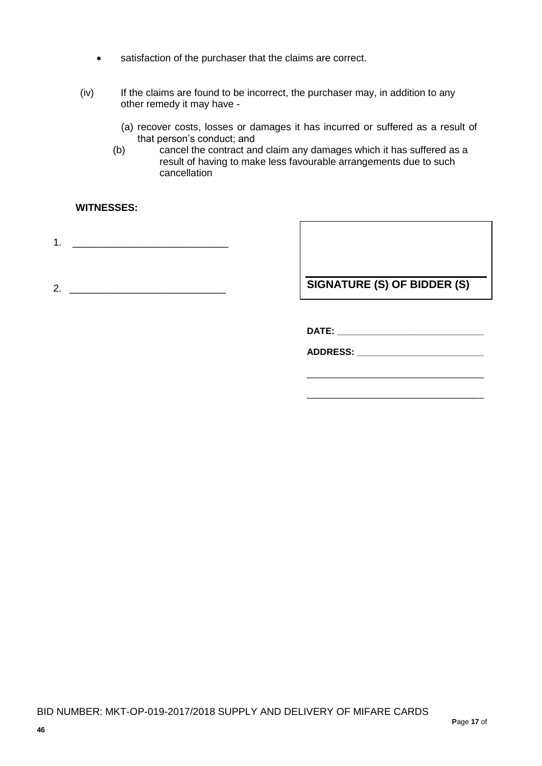- satisfaction of the purchaser that the claims are correct.

(iv) If the claims are found to be incorrect, the purchaser may, in addition to any other remedy it may have -

(a) recover costs, losses or damages it has incurred or suffered as a result of that person's conduct; and

(b) cancel the contract and claim any damages which it has suffered as a result of having to make less favourable arrangements due to such cancellation

**WITNESSES:**

1. ____________________________

2. ____________________________

**SIGNATURE (S) OF BIDDER (S)**

**DATE:** ____________________________

**ADDRESS:** ________________________

___________________________________

___________________________________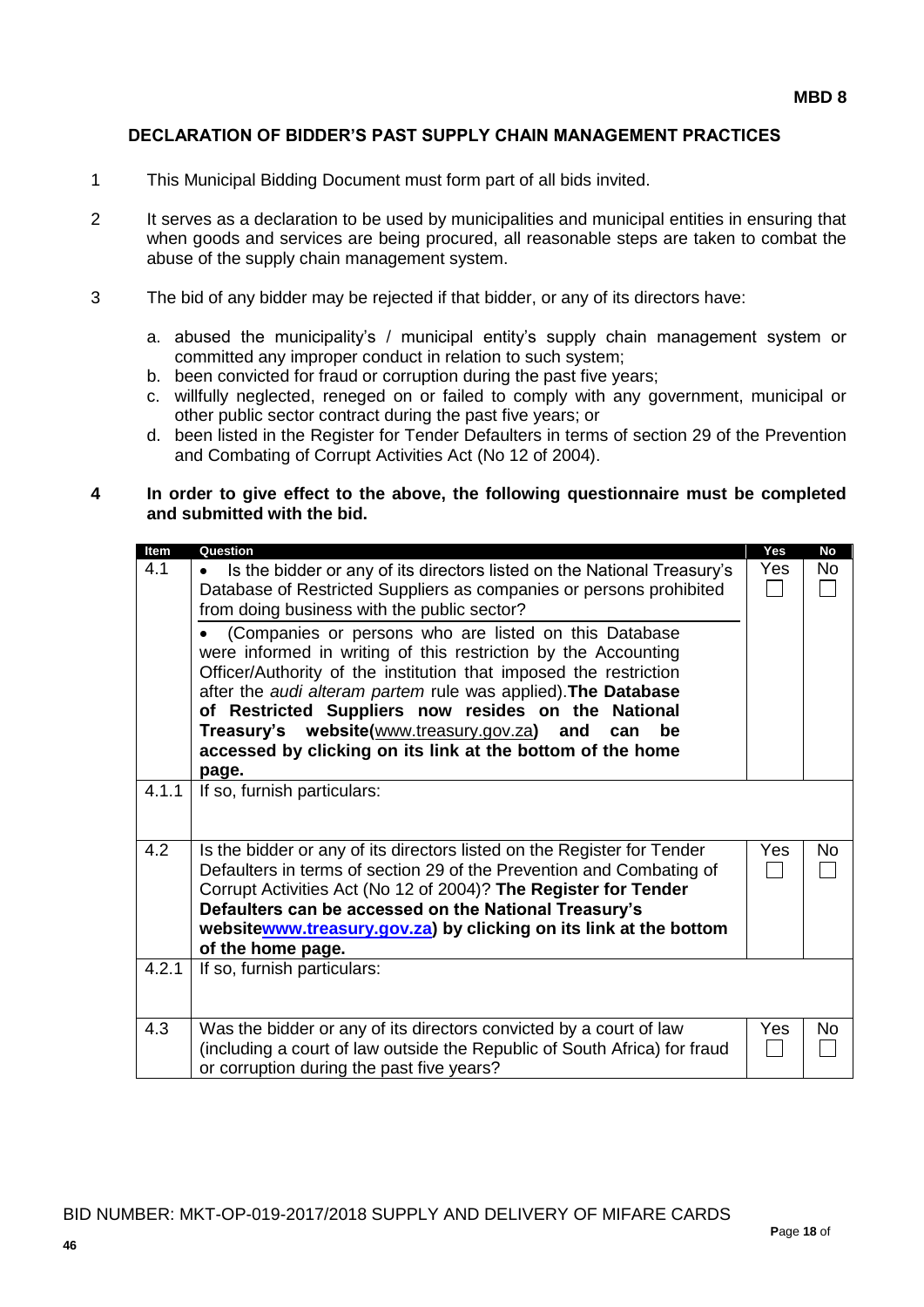**MBD 8**

## DECLARATION OF BIDDER'S PAST SUPPLY CHAIN MANAGEMENT PRACTICES

1. This Municipal Bidding Document must form part of all bids invited.

2. It serves as a declaration to be used by municipalities and municipal entities in ensuring that when goods and services are being procured, all reasonable steps are taken to combat the abuse of the supply chain management system.

3. The bid of any bidder may be rejected if that bidder, or any of its directors have:

   a. abused the municipality's / municipal entity's supply chain management system or committed any improper conduct in relation to such system;
   b. been convicted for fraud or corruption during the past five years;
   c. willfully neglected, reneged on or failed to comply with any government, municipal or other public sector contract during the past five years; or
   d. been listed in the Register for Tender Defaulters in terms of section 29 of the Prevention and Combating of Corrupt Activities Act (No 12 of 2004).

4. **In order to give effect to the above, the following questionnaire must be completed and submitted with the bid.**

| Item | Question | Yes | No |
|---|---|---|---|
| 4.1 | • Is the bidder or any of its directors listed on the National Treasury's Database of Restricted Suppliers as companies or persons prohibited from doing business with the public sector?<br>• (Companies or persons who are listed on this Database were informed in writing of this restriction by the Accounting Officer/Authority of the institution that imposed the restriction after the *audi alteram partem* rule was applied). **The Database of Restricted Suppliers now resides on the National Treasury's website(**www.treasury.gov.za**) and can be accessed by clicking on its link at the bottom of the home page.** | Yes ☐ | No ☐ |
| 4.1.1 | If so, furnish particulars: | | |
| 4.2 | Is the bidder or any of its directors listed on the Register for Tender Defaulters in terms of section 29 of the Prevention and Combating of Corrupt Activities Act (No 12 of 2004)? **The Register for Tender Defaulters can be accessed on the National Treasury's websitewww.treasury.gov.za) by clicking on its link at the bottom of the home page.** | Yes ☐ | No ☐ |
| 4.2.1 | If so, furnish particulars: | | |
| 4.3 | Was the bidder or any of its directors convicted by a court of law (including a court of law outside the Republic of South Africa) for fraud or corruption during the past five years? | Yes ☐ | No ☐ |

BID NUMBER: MKT-OP-019-2017/2018 SUPPLY AND DELIVERY OF MIFARE CARDS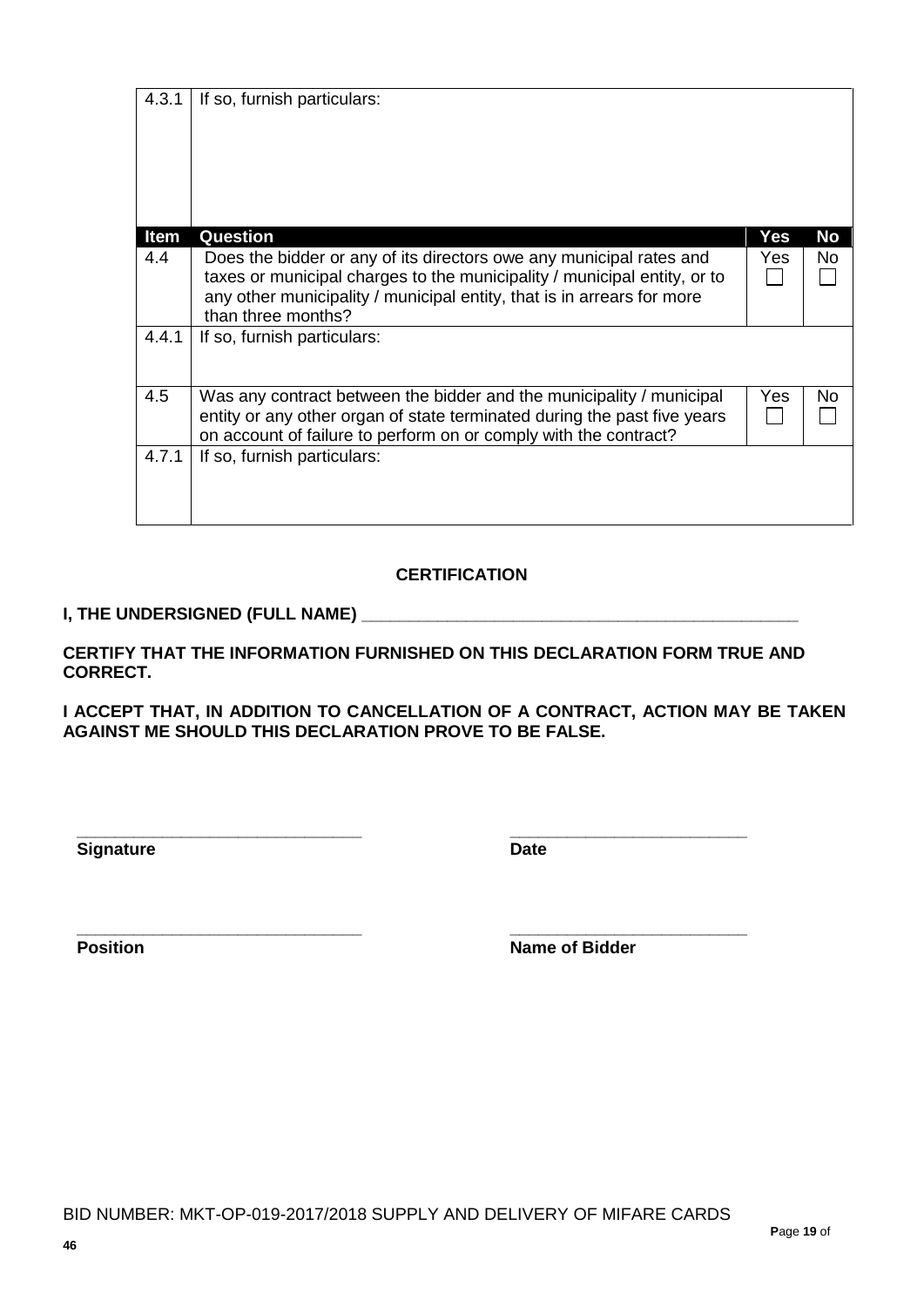| 4.3.1 | If so, furnish particulars: | | |
|---|---|---|---|
| **Item** | **Question** | **Yes** | **No** |
| 4.4 | Does the bidder or any of its directors owe any municipal rates and taxes or municipal charges to the municipality / municipal entity, or to any other municipality / municipal entity, that is in arrears for more than three months? | Yes ☐ | No ☐ |
| 4.4.1 | If so, furnish particulars: | | |
| 4.5 | Was any contract between the bidder and the municipality / municipal entity or any other organ of state terminated during the past five years on account of failure to perform on or comply with the contract? | Yes ☐ | No ☐ |
| 4.7.1 | If so, furnish particulars: | | |

**CERTIFICATION**

**I, THE UNDERSIGNED (FULL NAME) \_\_\_\_\_\_\_\_\_\_\_\_\_\_\_\_\_\_\_\_\_\_\_\_\_\_\_\_\_\_\_\_\_\_\_\_\_\_\_\_\_\_\_\_\_\_**

**CERTIFY THAT THE INFORMATION FURNISHED ON THIS DECLARATION FORM TRUE AND CORRECT.**

**I ACCEPT THAT, IN ADDITION TO CANCELLATION OF A CONTRACT, ACTION MAY BE TAKEN AGAINST ME SHOULD THIS DECLARATION PROVE TO BE FALSE.**

\_\_\_\_\_\_\_\_\_\_\_\_\_\_\_\_\_\_\_\_\_\_\_\_\_\_\_\_\_\_ \_\_\_\_\_\_\_\_\_\_\_\_\_\_\_\_\_\_\_\_\_\_\_\_\_\_

**Signature** **Date**

\_\_\_\_\_\_\_\_\_\_\_\_\_\_\_\_\_\_\_\_\_\_\_\_\_\_\_\_\_\_ \_\_\_\_\_\_\_\_\_\_\_\_\_\_\_\_\_\_\_\_\_\_\_\_\_\_

**Position** **Name of Bidder**

BID NUMBER: MKT-OP-019-2017/2018 SUPPLY AND DELIVERY OF MIFARE CARDS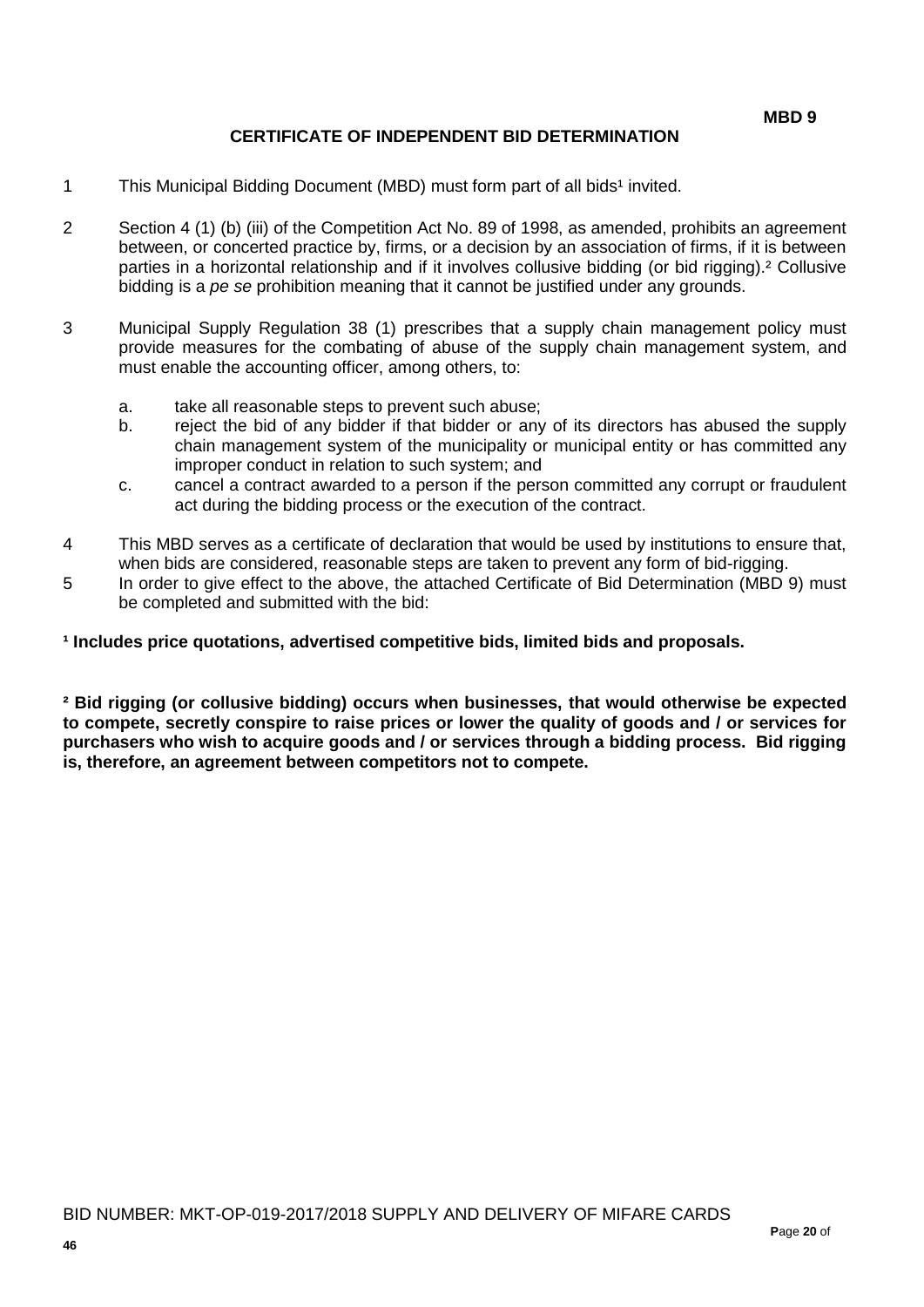**MBD 9**

# CERTIFICATE OF INDEPENDENT BID DETERMINATION

1 This Municipal Bidding Document (MBD) must form part of all bids[1] invited.

2 Section 4 (1) (b) (iii) of the Competition Act No. 89 of 1998, as amended, prohibits an agreement between, or concerted practice by, firms, or a decision by an association of firms, if it is between parties in a horizontal relationship and if it involves collusive bidding (or bid rigging).[2] Collusive bidding is a *pe se* prohibition meaning that it cannot be justified under any grounds.

3 Municipal Supply Regulation 38 (1) prescribes that a supply chain management policy must provide measures for the combating of abuse of the supply chain management system, and must enable the accounting officer, among others, to:

   a. take all reasonable steps to prevent such abuse;
   b. reject the bid of any bidder if that bidder or any of its directors has abused the supply chain management system of the municipality or municipal entity or has committed any improper conduct in relation to such system; and
   c. cancel a contract awarded to a person if the person committed any corrupt or fraudulent act during the bidding process or the execution of the contract.

4 This MBD serves as a certificate of declaration that would be used by institutions to ensure that, when bids are considered, reasonable steps are taken to prevent any form of bid-rigging.

5 In order to give effect to the above, the attached Certificate of Bid Determination (MBD 9) must be completed and submitted with the bid:

**[1] Includes price quotations, advertised competitive bids, limited bids and proposals.**

**[2] Bid rigging (or collusive bidding) occurs when businesses, that would otherwise be expected to compete, secretly conspire to raise prices or lower the quality of goods and / or services for purchasers who wish to acquire goods and / or services through a bidding process. Bid rigging is, therefore, an agreement between competitors not to compete.**

BID NUMBER: MKT-OP-019-2017/2018 SUPPLY AND DELIVERY OF MIFARE CARDS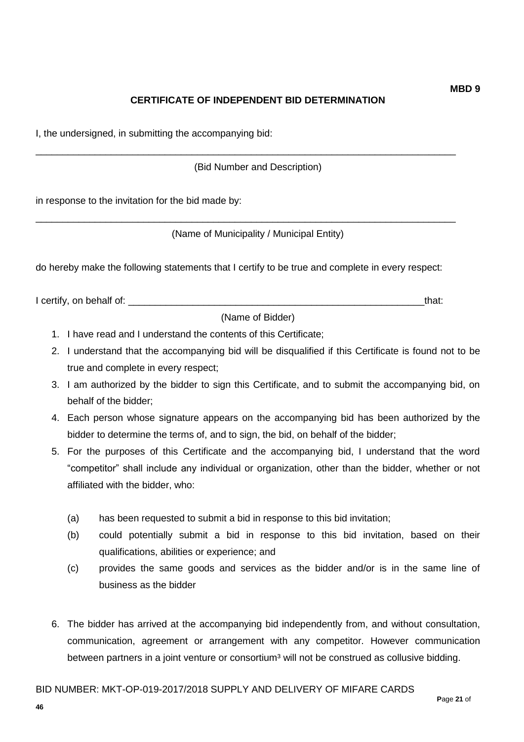**MBD 9**

## CERTIFICATE OF INDEPENDENT BID DETERMINATION

I, the undersigned, in submitting the accompanying bid:

_________________________________________________________________________________

(Bid Number and Description)

in response to the invitation for the bid made by:

_________________________________________________________________________________

(Name of Municipality / Municipal Entity)

do hereby make the following statements that I certify to be true and complete in every respect:

I certify, on behalf of: ___________________________________________________________that:

(Name of Bidder)

1. I have read and I understand the contents of this Certificate;
2. I understand that the accompanying bid will be disqualified if this Certificate is found not to be true and complete in every respect;
3. I am authorized by the bidder to sign this Certificate, and to submit the accompanying bid, on behalf of the bidder;
4. Each person whose signature appears on the accompanying bid has been authorized by the bidder to determine the terms of, and to sign, the bid, on behalf of the bidder;
5. For the purposes of this Certificate and the accompanying bid, I understand that the word "competitor" shall include any individual or organization, other than the bidder, whether or not affiliated with the bidder, who:

   (a) has been requested to submit a bid in response to this bid invitation;

   (b) could potentially submit a bid in response to this bid invitation, based on their qualifications, abilities or experience; and

   (c) provides the same goods and services as the bidder and/or is in the same line of business as the bidder

6. The bidder has arrived at the accompanying bid independently from, and without consultation, communication, agreement or arrangement with any competitor. However communication between partners in a joint venture or consortium[3] will not be construed as collusive bidding.

BID NUMBER: MKT-OP-019-2017/2018 SUPPLY AND DELIVERY OF MIFARE CARDS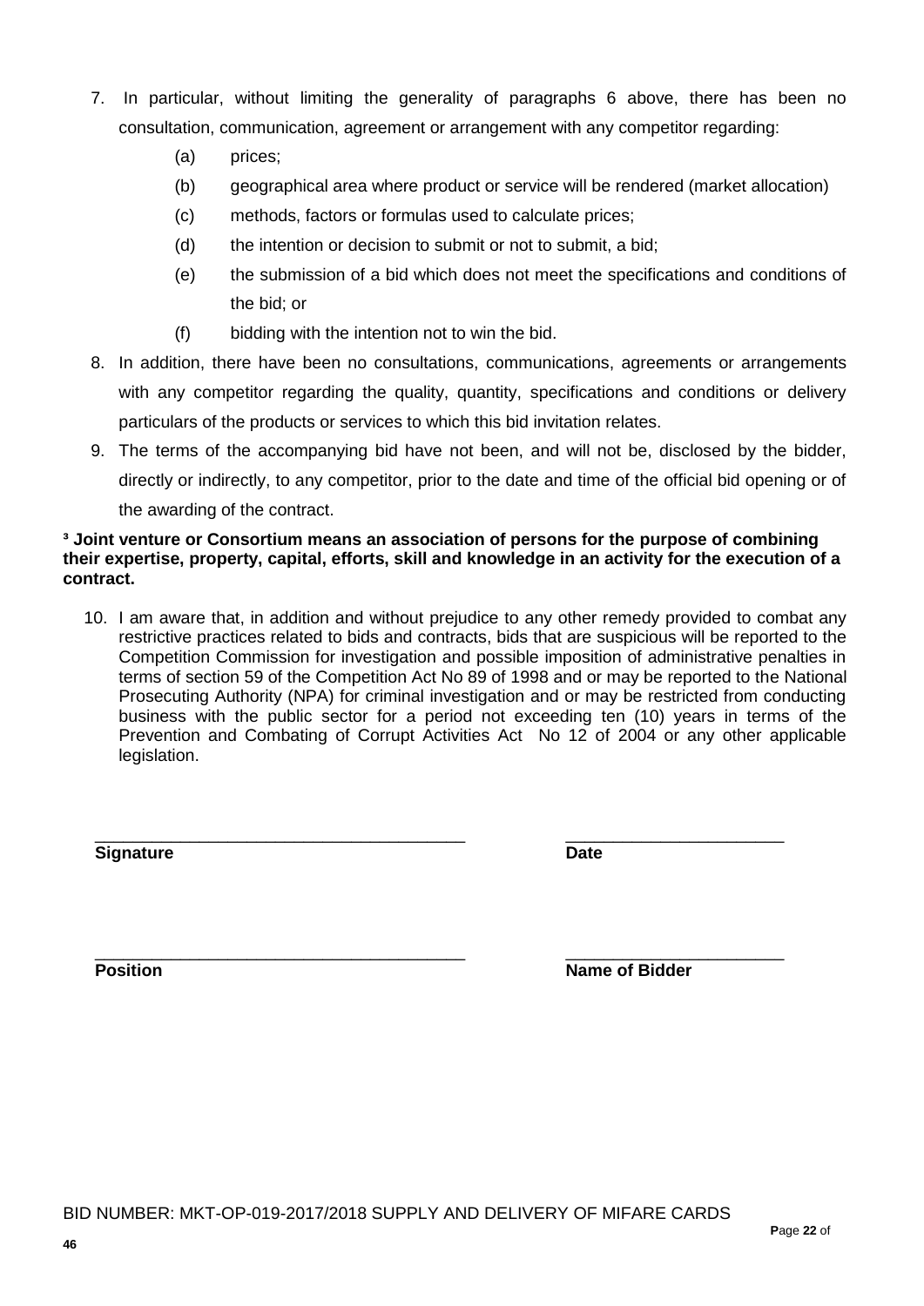7. In particular, without limiting the generality of paragraphs 6 above, there has been no consultation, communication, agreement or arrangement with any competitor regarding:

   (a) prices;

   (b) geographical area where product or service will be rendered (market allocation)

   (c) methods, factors or formulas used to calculate prices;

   (d) the intention or decision to submit or not to submit, a bid;

   (e) the submission of a bid which does not meet the specifications and conditions of the bid; or

   (f) bidding with the intention not to win the bid.

8. In addition, there have been no consultations, communications, agreements or arrangements with any competitor regarding the quality, quantity, specifications and conditions or delivery particulars of the products or services to which this bid invitation relates.

9. The terms of the accompanying bid have not been, and will not be, disclosed by the bidder, directly or indirectly, to any competitor, prior to the date and time of the official bid opening or of the awarding of the contract.

**[3] Joint venture or Consortium means an association of persons for the purpose of combining their expertise, property, capital, efforts, skill and knowledge in an activity for the execution of a contract.**

10. I am aware that, in addition and without prejudice to any other remedy provided to combat any restrictive practices related to bids and contracts, bids that are suspicious will be reported to the Competition Commission for investigation and possible imposition of administrative penalties in terms of section 59 of the Competition Act No 89 of 1998 and or may be reported to the National Prosecuting Authority (NPA) for criminal investigation and or may be restricted from conducting business with the public sector for a period not exceeding ten (10) years in terms of the Prevention and Combating of Corrupt Activities Act No 12 of 2004 or any other applicable legislation.

_______________________________________ _______________________

**Signature** **Date**

_______________________________________ _______________________

**Position** **Name of Bidder**

BID NUMBER: MKT-OP-019-2017/2018 SUPPLY AND DELIVERY OF MIFARE CARDS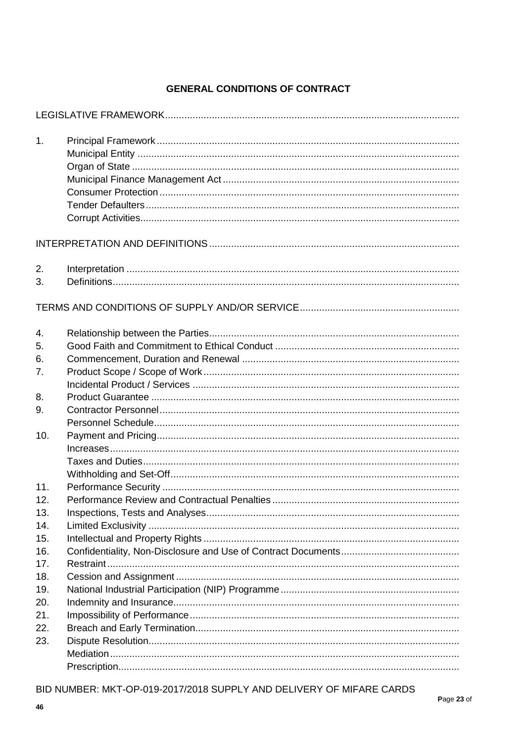## GENERAL CONDITIONS OF CONTRACT

LEGISLATIVE FRAMEWORK

1. Principal Framework
   - Municipal Entity
   - Organ of State
   - Municipal Finance Management Act
   - Consumer Protection
   - Tender Defaulters
   - Corrupt Activities

INTERPRETATION AND DEFINITIONS

2. Interpretation
3. Definitions

TERMS AND CONDITIONS OF SUPPLY AND/OR SERVICE

4. Relationship between the Parties
5. Good Faith and Commitment to Ethical Conduct
6. Commencement, Duration and Renewal
7. Product Scope / Scope of Work
   - Incidental Product / Services
8. Product Guarantee
9. Contractor Personnel
   - Personnel Schedule
10. Payment and Pricing
    - Increases
    - Taxes and Duties
    - Withholding and Set-Off
11. Performance Security
12. Performance Review and Contractual Penalties
13. Inspections, Tests and Analyses
14. Limited Exclusivity
15. Intellectual and Property Rights
16. Confidentiality, Non-Disclosure and Use of Contract Documents
17. Restraint
18. Cession and Assignment
19. National Industrial Participation (NIP) Programme
20. Indemnity and Insurance
21. Impossibility of Performance
22. Breach and Early Termination
23. Dispute Resolution
    - Mediation
    - Prescription

BID NUMBER: MKT-OP-019-2017/2018 SUPPLY AND DELIVERY OF MIFARE CARDS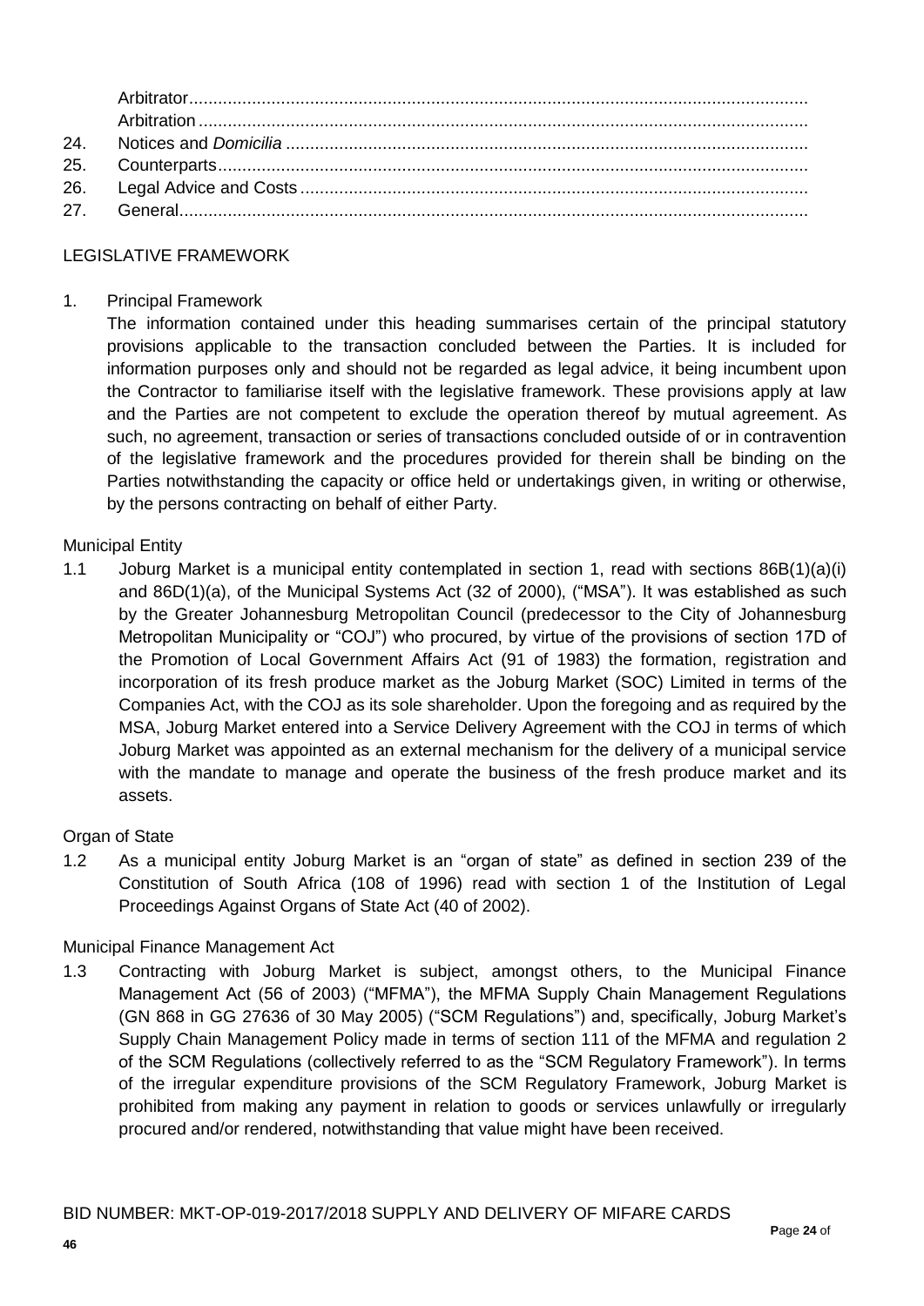Arbitrator................................................................................................................................
Arbitration ..............................................................................................................................
24. Notices and *Domicilia* ............................................................................................................
25. Counterparts..........................................................................................................................
26. Legal Advice and Costs .........................................................................................................
27. General..................................................................................................................................

## LEGISLATIVE FRAMEWORK

1. Principal Framework

The information contained under this heading summarises certain of the principal statutory provisions applicable to the transaction concluded between the Parties. It is included for information purposes only and should not be regarded as legal advice, it being incumbent upon the Contractor to familiarise itself with the legislative framework. These provisions apply at law and the Parties are not competent to exclude the operation thereof by mutual agreement. As such, no agreement, transaction or series of transactions concluded outside of or in contravention of the legislative framework and the procedures provided for therein shall be binding on the Parties notwithstanding the capacity or office held or undertakings given, in writing or otherwise, by the persons contracting on behalf of either Party.

Municipal Entity

1.1 Joburg Market is a municipal entity contemplated in section 1, read with sections 86B(1)(a)(i) and 86D(1)(a), of the Municipal Systems Act (32 of 2000), ("MSA"). It was established as such by the Greater Johannesburg Metropolitan Council (predecessor to the City of Johannesburg Metropolitan Municipality or "COJ") who procured, by virtue of the provisions of section 17D of the Promotion of Local Government Affairs Act (91 of 1983) the formation, registration and incorporation of its fresh produce market as the Joburg Market (SOC) Limited in terms of the Companies Act, with the COJ as its sole shareholder. Upon the foregoing and as required by the MSA, Joburg Market entered into a Service Delivery Agreement with the COJ in terms of which Joburg Market was appointed as an external mechanism for the delivery of a municipal service with the mandate to manage and operate the business of the fresh produce market and its assets.

Organ of State

1.2 As a municipal entity Joburg Market is an "organ of state" as defined in section 239 of the Constitution of South Africa (108 of 1996) read with section 1 of the Institution of Legal Proceedings Against Organs of State Act (40 of 2002).

Municipal Finance Management Act

1.3 Contracting with Joburg Market is subject, amongst others, to the Municipal Finance Management Act (56 of 2003) ("MFMA"), the MFMA Supply Chain Management Regulations (GN 868 in GG 27636 of 30 May 2005) ("SCM Regulations") and, specifically, Joburg Market's Supply Chain Management Policy made in terms of section 111 of the MFMA and regulation 2 of the SCM Regulations (collectively referred to as the "SCM Regulatory Framework"). In terms of the irregular expenditure provisions of the SCM Regulatory Framework, Joburg Market is prohibited from making any payment in relation to goods or services unlawfully or irregularly procured and/or rendered, notwithstanding that value might have been received.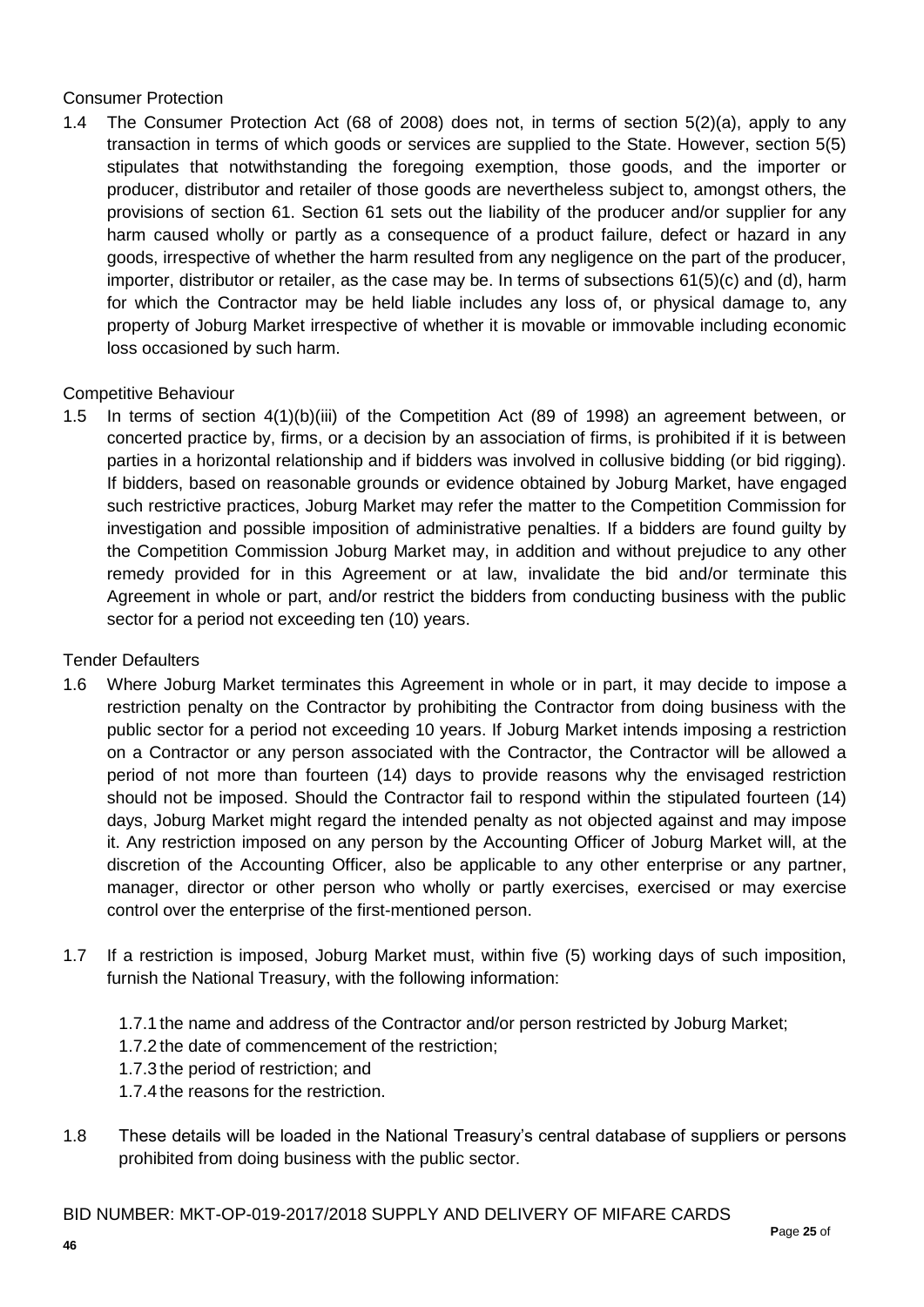Consumer Protection

1.4 The Consumer Protection Act (68 of 2008) does not, in terms of section 5(2)(a), apply to any transaction in terms of which goods or services are supplied to the State. However, section 5(5) stipulates that notwithstanding the foregoing exemption, those goods, and the importer or producer, distributor and retailer of those goods are nevertheless subject to, amongst others, the provisions of section 61. Section 61 sets out the liability of the producer and/or supplier for any harm caused wholly or partly as a consequence of a product failure, defect or hazard in any goods, irrespective of whether the harm resulted from any negligence on the part of the producer, importer, distributor or retailer, as the case may be. In terms of subsections 61(5)(c) and (d), harm for which the Contractor may be held liable includes any loss of, or physical damage to, any property of Joburg Market irrespective of whether it is movable or immovable including economic loss occasioned by such harm.

Competitive Behaviour

1.5 In terms of section 4(1)(b)(iii) of the Competition Act (89 of 1998) an agreement between, or concerted practice by, firms, or a decision by an association of firms, is prohibited if it is between parties in a horizontal relationship and if bidders was involved in collusive bidding (or bid rigging). If bidders, based on reasonable grounds or evidence obtained by Joburg Market, have engaged such restrictive practices, Joburg Market may refer the matter to the Competition Commission for investigation and possible imposition of administrative penalties. If a bidders are found guilty by the Competition Commission Joburg Market may, in addition and without prejudice to any other remedy provided for in this Agreement or at law, invalidate the bid and/or terminate this Agreement in whole or part, and/or restrict the bidders from conducting business with the public sector for a period not exceeding ten (10) years.

Tender Defaulters

1.6 Where Joburg Market terminates this Agreement in whole or in part, it may decide to impose a restriction penalty on the Contractor by prohibiting the Contractor from doing business with the public sector for a period not exceeding 10 years. If Joburg Market intends imposing a restriction on a Contractor or any person associated with the Contractor, the Contractor will be allowed a period of not more than fourteen (14) days to provide reasons why the envisaged restriction should not be imposed. Should the Contractor fail to respond within the stipulated fourteen (14) days, Joburg Market might regard the intended penalty as not objected against and may impose it. Any restriction imposed on any person by the Accounting Officer of Joburg Market will, at the discretion of the Accounting Officer, also be applicable to any other enterprise or any partner, manager, director or other person who wholly or partly exercises, exercised or may exercise control over the enterprise of the first-mentioned person.

1.7 If a restriction is imposed, Joburg Market must, within five (5) working days of such imposition, furnish the National Treasury, with the following information:

   1.7.1 the name and address of the Contractor and/or person restricted by Joburg Market;
   1.7.2 the date of commencement of the restriction;
   1.7.3 the period of restriction; and
   1.7.4 the reasons for the restriction.

1.8 These details will be loaded in the National Treasury's central database of suppliers or persons prohibited from doing business with the public sector.

BID NUMBER: MKT-OP-019-2017/2018 SUPPLY AND DELIVERY OF MIFARE CARDS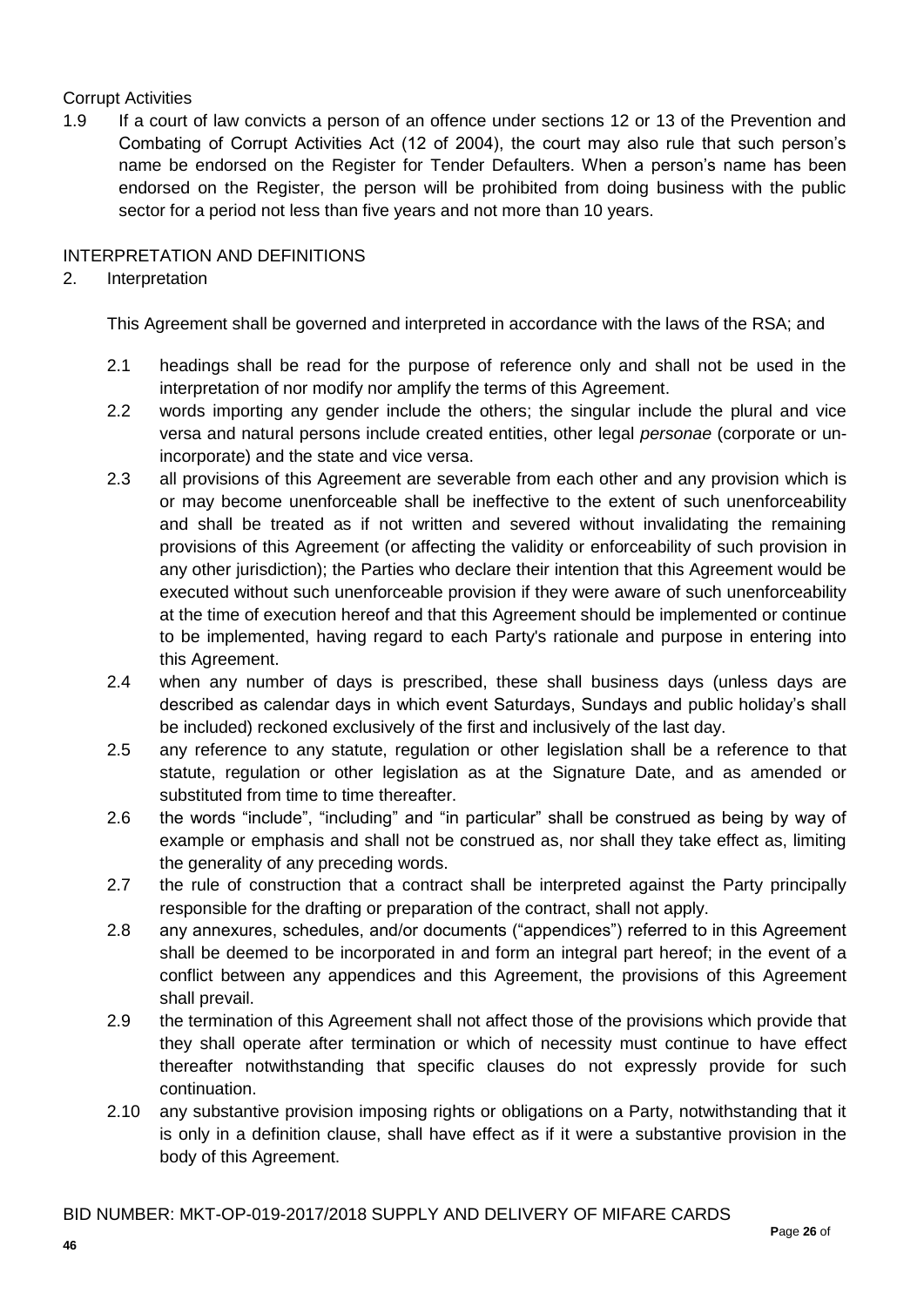Corrupt Activities

1.9 If a court of law convicts a person of an offence under sections 12 or 13 of the Prevention and Combating of Corrupt Activities Act (12 of 2004), the court may also rule that such person's name be endorsed on the Register for Tender Defaulters. When a person's name has been endorsed on the Register, the person will be prohibited from doing business with the public sector for a period not less than five years and not more than 10 years.

INTERPRETATION AND DEFINITIONS

2. Interpretation

This Agreement shall be governed and interpreted in accordance with the laws of the RSA; and

2.1 headings shall be read for the purpose of reference only and shall not be used in the interpretation of nor modify nor amplify the terms of this Agreement.

2.2 words importing any gender include the others; the singular include the plural and vice versa and natural persons include created entities, other legal *personae* (corporate or un-incorporate) and the state and vice versa.

2.3 all provisions of this Agreement are severable from each other and any provision which is or may become unenforceable shall be ineffective to the extent of such unenforceability and shall be treated as if not written and severed without invalidating the remaining provisions of this Agreement (or affecting the validity or enforceability of such provision in any other jurisdiction); the Parties who declare their intention that this Agreement would be executed without such unenforceable provision if they were aware of such unenforceability at the time of execution hereof and that this Agreement should be implemented or continue to be implemented, having regard to each Party's rationale and purpose in entering into this Agreement.

2.4 when any number of days is prescribed, these shall business days (unless days are described as calendar days in which event Saturdays, Sundays and public holiday's shall be included) reckoned exclusively of the first and inclusively of the last day.

2.5 any reference to any statute, regulation or other legislation shall be a reference to that statute, regulation or other legislation as at the Signature Date, and as amended or substituted from time to time thereafter.

2.6 the words "include", "including" and "in particular" shall be construed as being by way of example or emphasis and shall not be construed as, nor shall they take effect as, limiting the generality of any preceding words.

2.7 the rule of construction that a contract shall be interpreted against the Party principally responsible for the drafting or preparation of the contract, shall not apply.

2.8 any annexures, schedules, and/or documents ("appendices") referred to in this Agreement shall be deemed to be incorporated in and form an integral part hereof; in the event of a conflict between any appendices and this Agreement, the provisions of this Agreement shall prevail.

2.9 the termination of this Agreement shall not affect those of the provisions which provide that they shall operate after termination or which of necessity must continue to have effect thereafter notwithstanding that specific clauses do not expressly provide for such continuation.

2.10 any substantive provision imposing rights or obligations on a Party, notwithstanding that it is only in a definition clause, shall have effect as if it were a substantive provision in the body of this Agreement.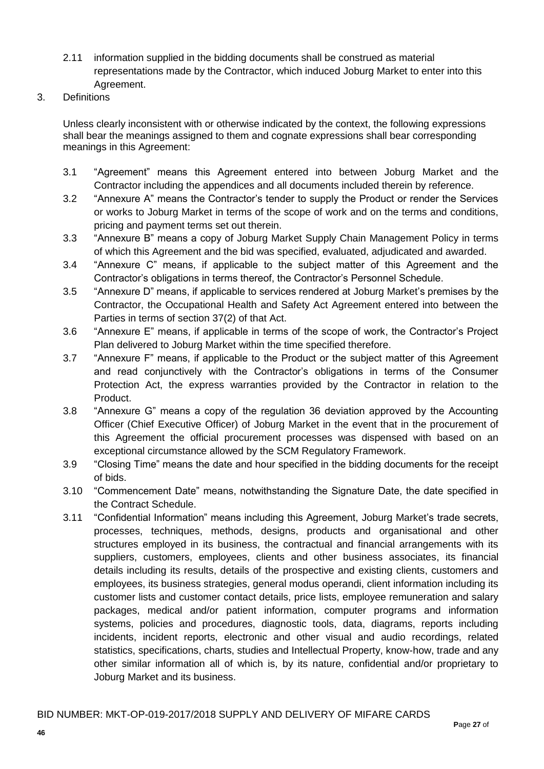2.11 information supplied in the bidding documents shall be construed as material representations made by the Contractor, which induced Joburg Market to enter into this Agreement.

3. Definitions

Unless clearly inconsistent with or otherwise indicated by the context, the following expressions shall bear the meanings assigned to them and cognate expressions shall bear corresponding meanings in this Agreement:

3.1 "Agreement" means this Agreement entered into between Joburg Market and the Contractor including the appendices and all documents included therein by reference.

3.2 "Annexure A" means the Contractor's tender to supply the Product or render the Services or works to Joburg Market in terms of the scope of work and on the terms and conditions, pricing and payment terms set out therein.

3.3 "Annexure B" means a copy of Joburg Market Supply Chain Management Policy in terms of which this Agreement and the bid was specified, evaluated, adjudicated and awarded.

3.4 "Annexure C" means, if applicable to the subject matter of this Agreement and the Contractor's obligations in terms thereof, the Contractor's Personnel Schedule.

3.5 "Annexure D" means, if applicable to services rendered at Joburg Market's premises by the Contractor, the Occupational Health and Safety Act Agreement entered into between the Parties in terms of section 37(2) of that Act.

3.6 "Annexure E" means, if applicable in terms of the scope of work, the Contractor's Project Plan delivered to Joburg Market within the time specified therefore.

3.7 "Annexure F" means, if applicable to the Product or the subject matter of this Agreement and read conjunctively with the Contractor's obligations in terms of the Consumer Protection Act, the express warranties provided by the Contractor in relation to the Product.

3.8 "Annexure G" means a copy of the regulation 36 deviation approved by the Accounting Officer (Chief Executive Officer) of Joburg Market in the event that in the procurement of this Agreement the official procurement processes was dispensed with based on an exceptional circumstance allowed by the SCM Regulatory Framework.

3.9 "Closing Time" means the date and hour specified in the bidding documents for the receipt of bids.

3.10 "Commencement Date" means, notwithstanding the Signature Date, the date specified in the Contract Schedule.

3.11 "Confidential Information" means including this Agreement, Joburg Market's trade secrets, processes, techniques, methods, designs, products and organisational and other structures employed in its business, the contractual and financial arrangements with its suppliers, customers, employees, clients and other business associates, its financial details including its results, details of the prospective and existing clients, customers and employees, its business strategies, general modus operandi, client information including its customer lists and customer contact details, price lists, employee remuneration and salary packages, medical and/or patient information, computer programs and information systems, policies and procedures, diagnostic tools, data, diagrams, reports including incidents, incident reports, electronic and other visual and audio recordings, related statistics, specifications, charts, studies and Intellectual Property, know-how, trade and any other similar information all of which is, by its nature, confidential and/or proprietary to Joburg Market and its business.

BID NUMBER: MKT-OP-019-2017/2018 SUPPLY AND DELIVERY OF MIFARE CARDS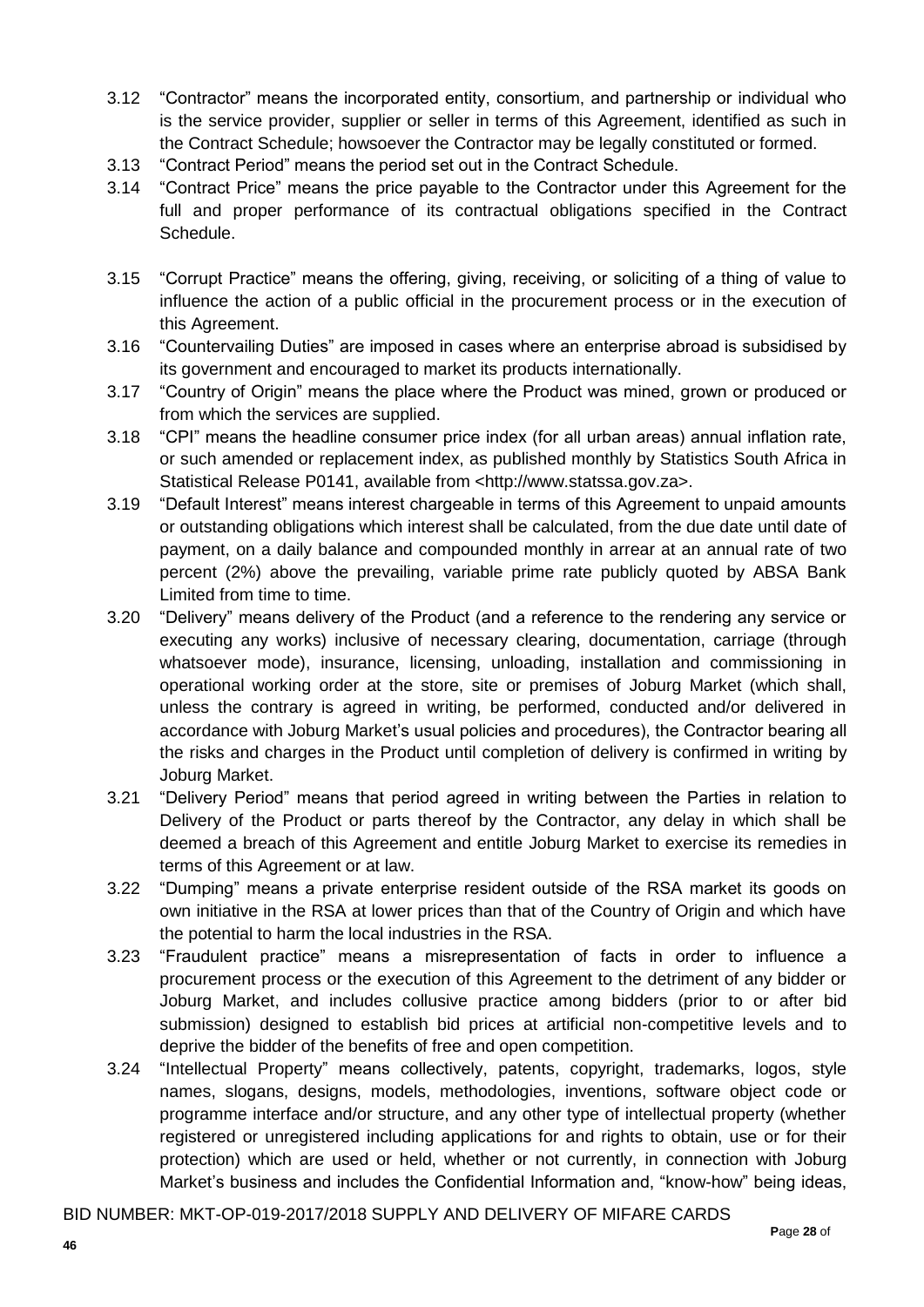3.12 "Contractor" means the incorporated entity, consortium, and partnership or individual who is the service provider, supplier or seller in terms of this Agreement, identified as such in the Contract Schedule; howsoever the Contractor may be legally constituted or formed.

3.13 "Contract Period" means the period set out in the Contract Schedule.

3.14 "Contract Price" means the price payable to the Contractor under this Agreement for the full and proper performance of its contractual obligations specified in the Contract Schedule.

3.15 "Corrupt Practice" means the offering, giving, receiving, or soliciting of a thing of value to influence the action of a public official in the procurement process or in the execution of this Agreement.

3.16 "Countervailing Duties" are imposed in cases where an enterprise abroad is subsidised by its government and encouraged to market its products internationally.

3.17 "Country of Origin" means the place where the Product was mined, grown or produced or from which the services are supplied.

3.18 "CPI" means the headline consumer price index (for all urban areas) annual inflation rate, or such amended or replacement index, as published monthly by Statistics South Africa in Statistical Release P0141, available from <http://www.statssa.gov.za>.

3.19 "Default Interest" means interest chargeable in terms of this Agreement to unpaid amounts or outstanding obligations which interest shall be calculated, from the due date until date of payment, on a daily balance and compounded monthly in arrear at an annual rate of two percent (2%) above the prevailing, variable prime rate publicly quoted by ABSA Bank Limited from time to time.

3.20 "Delivery" means delivery of the Product (and a reference to the rendering any service or executing any works) inclusive of necessary clearing, documentation, carriage (through whatsoever mode), insurance, licensing, unloading, installation and commissioning in operational working order at the store, site or premises of Joburg Market (which shall, unless the contrary is agreed in writing, be performed, conducted and/or delivered in accordance with Joburg Market's usual policies and procedures), the Contractor bearing all the risks and charges in the Product until completion of delivery is confirmed in writing by Joburg Market.

3.21 "Delivery Period" means that period agreed in writing between the Parties in relation to Delivery of the Product or parts thereof by the Contractor, any delay in which shall be deemed a breach of this Agreement and entitle Joburg Market to exercise its remedies in terms of this Agreement or at law.

3.22 "Dumping" means a private enterprise resident outside of the RSA market its goods on own initiative in the RSA at lower prices than that of the Country of Origin and which have the potential to harm the local industries in the RSA.

3.23 "Fraudulent practice" means a misrepresentation of facts in order to influence a procurement process or the execution of this Agreement to the detriment of any bidder or Joburg Market, and includes collusive practice among bidders (prior to or after bid submission) designed to establish bid prices at artificial non-competitive levels and to deprive the bidder of the benefits of free and open competition.

3.24 "Intellectual Property" means collectively, patents, copyright, trademarks, logos, style names, slogans, designs, models, methodologies, inventions, software object code or programme interface and/or structure, and any other type of intellectual property (whether registered or unregistered including applications for and rights to obtain, use or for their protection) which are used or held, whether or not currently, in connection with Joburg Market's business and includes the Confidential Information and, "know-how" being ideas,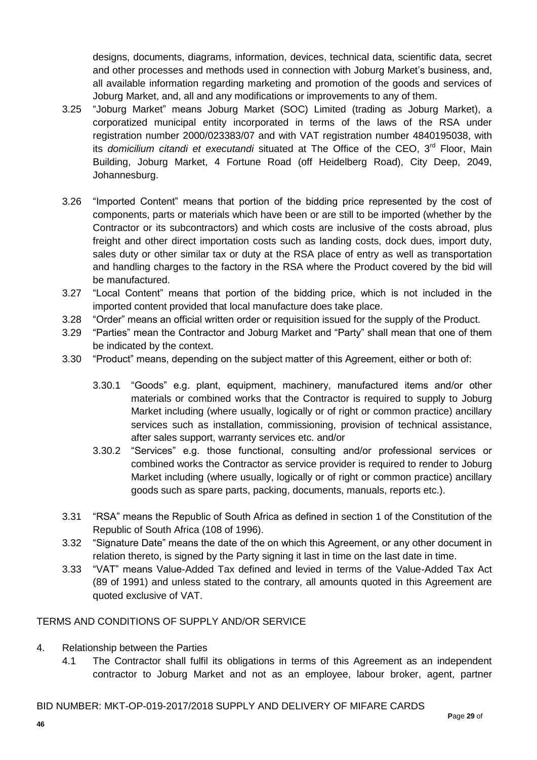designs, documents, diagrams, information, devices, technical data, scientific data, secret and other processes and methods used in connection with Joburg Market's business, and, all available information regarding marketing and promotion of the goods and services of Joburg Market, and, all and any modifications or improvements to any of them.

3.25 "Joburg Market" means Joburg Market (SOC) Limited (trading as Joburg Market), a corporatized municipal entity incorporated in terms of the laws of the RSA under registration number 2000/023383/07 and with VAT registration number 4840195038, with its *domicilium citandi et executandi* situated at The Office of the CEO, 3rd Floor, Main Building, Joburg Market, 4 Fortune Road (off Heidelberg Road), City Deep, 2049, Johannesburg.

3.26 "Imported Content" means that portion of the bidding price represented by the cost of components, parts or materials which have been or are still to be imported (whether by the Contractor or its subcontractors) and which costs are inclusive of the costs abroad, plus freight and other direct importation costs such as landing costs, dock dues, import duty, sales duty or other similar tax or duty at the RSA place of entry as well as transportation and handling charges to the factory in the RSA where the Product covered by the bid will be manufactured.

3.27 "Local Content" means that portion of the bidding price, which is not included in the imported content provided that local manufacture does take place.

3.28 "Order" means an official written order or requisition issued for the supply of the Product.

3.29 "Parties" mean the Contractor and Joburg Market and "Party" shall mean that one of them be indicated by the context.

3.30 "Product" means, depending on the subject matter of this Agreement, either or both of:

3.30.1 "Goods" e.g. plant, equipment, machinery, manufactured items and/or other materials or combined works that the Contractor is required to supply to Joburg Market including (where usually, logically or of right or common practice) ancillary services such as installation, commissioning, provision of technical assistance, after sales support, warranty services etc. and/or

3.30.2 "Services" e.g. those functional, consulting and/or professional services or combined works the Contractor as service provider is required to render to Joburg Market including (where usually, logically or of right or common practice) ancillary goods such as spare parts, packing, documents, manuals, reports etc.).

3.31 "RSA" means the Republic of South Africa as defined in section 1 of the Constitution of the Republic of South Africa (108 of 1996).

3.32 "Signature Date" means the date of the on which this Agreement, or any other document in relation thereto, is signed by the Party signing it last in time on the last date in time.

3.33 "VAT" means Value-Added Tax defined and levied in terms of the Value-Added Tax Act (89 of 1991) and unless stated to the contrary, all amounts quoted in this Agreement are quoted exclusive of VAT.

TERMS AND CONDITIONS OF SUPPLY AND/OR SERVICE

4. Relationship between the Parties

4.1 The Contractor shall fulfil its obligations in terms of this Agreement as an independent contractor to Joburg Market and not as an employee, labour broker, agent, partner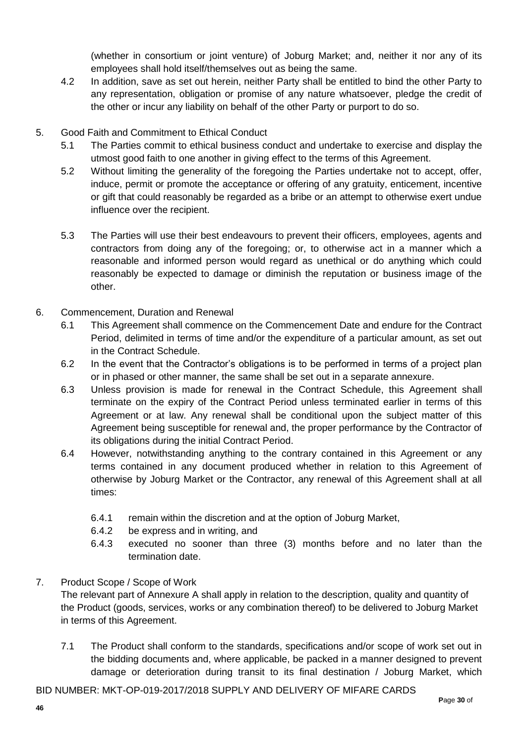(whether in consortium or joint venture) of Joburg Market; and, neither it nor any of its employees shall hold itself/themselves out as being the same.

4.2 In addition, save as set out herein, neither Party shall be entitled to bind the other Party to any representation, obligation or promise of any nature whatsoever, pledge the credit of the other or incur any liability on behalf of the other Party or purport to do so.

5. Good Faith and Commitment to Ethical Conduct

5.1 The Parties commit to ethical business conduct and undertake to exercise and display the utmost good faith to one another in giving effect to the terms of this Agreement.

5.2 Without limiting the generality of the foregoing the Parties undertake not to accept, offer, induce, permit or promote the acceptance or offering of any gratuity, enticement, incentive or gift that could reasonably be regarded as a bribe or an attempt to otherwise exert undue influence over the recipient.

5.3 The Parties will use their best endeavours to prevent their officers, employees, agents and contractors from doing any of the foregoing; or, to otherwise act in a manner which a reasonable and informed person would regard as unethical or do anything which could reasonably be expected to damage or diminish the reputation or business image of the other.

6. Commencement, Duration and Renewal

6.1 This Agreement shall commence on the Commencement Date and endure for the Contract Period, delimited in terms of time and/or the expenditure of a particular amount, as set out in the Contract Schedule.

6.2 In the event that the Contractor's obligations is to be performed in terms of a project plan or in phased or other manner, the same shall be set out in a separate annexure.

6.3 Unless provision is made for renewal in the Contract Schedule, this Agreement shall terminate on the expiry of the Contract Period unless terminated earlier in terms of this Agreement or at law. Any renewal shall be conditional upon the subject matter of this Agreement being susceptible for renewal and, the proper performance by the Contractor of its obligations during the initial Contract Period.

6.4 However, notwithstanding anything to the contrary contained in this Agreement or any terms contained in any document produced whether in relation to this Agreement of otherwise by Joburg Market or the Contractor, any renewal of this Agreement shall at all times:

6.4.1 remain within the discretion and at the option of Joburg Market,

6.4.2 be express and in writing, and

6.4.3 executed no sooner than three (3) months before and no later than the termination date.

7. Product Scope / Scope of Work

The relevant part of Annexure A shall apply in relation to the description, quality and quantity of the Product (goods, services, works or any combination thereof) to be delivered to Joburg Market in terms of this Agreement.

7.1 The Product shall conform to the standards, specifications and/or scope of work set out in the bidding documents and, where applicable, be packed in a manner designed to prevent damage or deterioration during transit to its final destination / Joburg Market, which

BID NUMBER: MKT-OP-019-2017/2018 SUPPLY AND DELIVERY OF MIFARE CARDS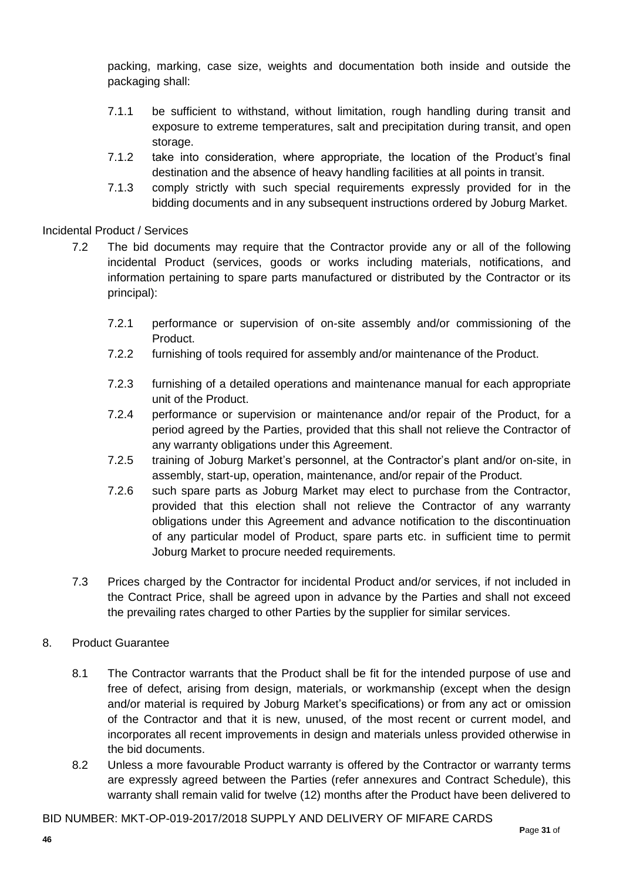packing, marking, case size, weights and documentation both inside and outside the packaging shall:

- 7.1.1 be sufficient to withstand, without limitation, rough handling during transit and exposure to extreme temperatures, salt and precipitation during transit, and open storage.
- 7.1.2 take into consideration, where appropriate, the location of the Product's final destination and the absence of heavy handling facilities at all points in transit.
- 7.1.3 comply strictly with such special requirements expressly provided for in the bidding documents and in any subsequent instructions ordered by Joburg Market.

Incidental Product / Services

7.2 The bid documents may require that the Contractor provide any or all of the following incidental Product (services, goods or works including materials, notifications, and information pertaining to spare parts manufactured or distributed by the Contractor or its principal):

- 7.2.1 performance or supervision of on-site assembly and/or commissioning of the Product.
- 7.2.2 furnishing of tools required for assembly and/or maintenance of the Product.
- 7.2.3 furnishing of a detailed operations and maintenance manual for each appropriate unit of the Product.
- 7.2.4 performance or supervision or maintenance and/or repair of the Product, for a period agreed by the Parties, provided that this shall not relieve the Contractor of any warranty obligations under this Agreement.
- 7.2.5 training of Joburg Market's personnel, at the Contractor's plant and/or on-site, in assembly, start-up, operation, maintenance, and/or repair of the Product.
- 7.2.6 such spare parts as Joburg Market may elect to purchase from the Contractor, provided that this election shall not relieve the Contractor of any warranty obligations under this Agreement and advance notification to the discontinuation of any particular model of Product, spare parts etc. in sufficient time to permit Joburg Market to procure needed requirements.

7.3 Prices charged by the Contractor for incidental Product and/or services, if not included in the Contract Price, shall be agreed upon in advance by the Parties and shall not exceed the prevailing rates charged to other Parties by the supplier for similar services.

8. Product Guarantee

8.1 The Contractor warrants that the Product shall be fit for the intended purpose of use and free of defect, arising from design, materials, or workmanship (except when the design and/or material is required by Joburg Market's specifications) or from any act or omission of the Contractor and that it is new, unused, of the most recent or current model, and incorporates all recent improvements in design and materials unless provided otherwise in the bid documents.

8.2 Unless a more favourable Product warranty is offered by the Contractor or warranty terms are expressly agreed between the Parties (refer annexures and Contract Schedule), this warranty shall remain valid for twelve (12) months after the Product have been delivered to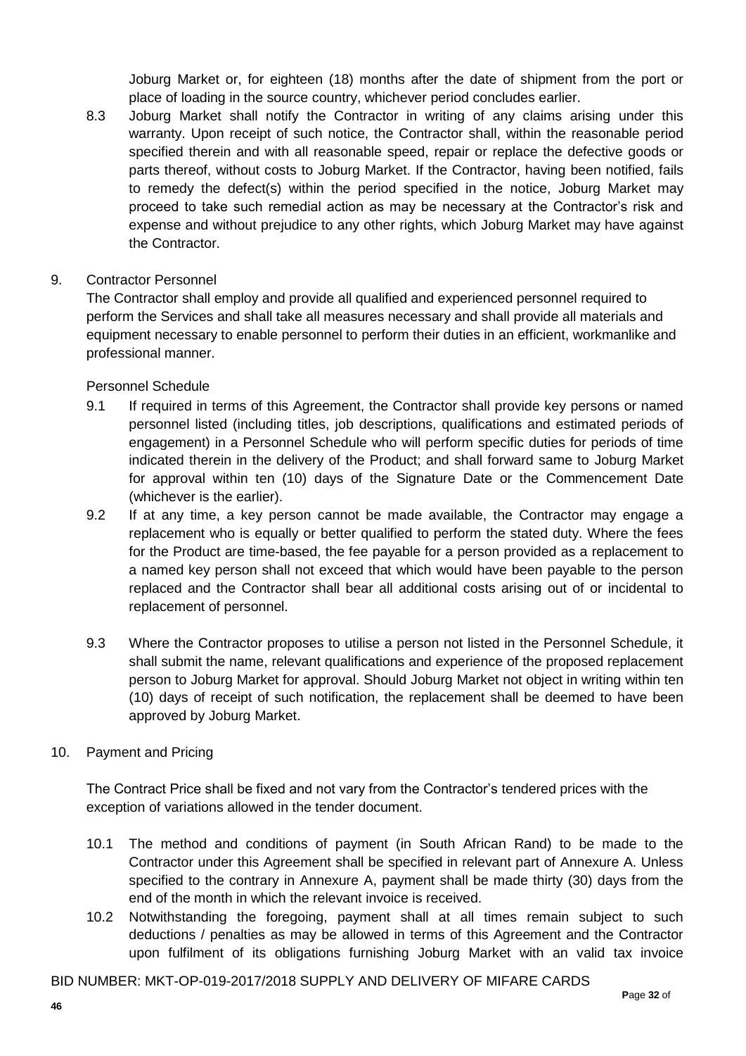Joburg Market or, for eighteen (18) months after the date of shipment from the port or place of loading in the source country, whichever period concludes earlier.

8.3 Joburg Market shall notify the Contractor in writing of any claims arising under this warranty. Upon receipt of such notice, the Contractor shall, within the reasonable period specified therein and with all reasonable speed, repair or replace the defective goods or parts thereof, without costs to Joburg Market. If the Contractor, having been notified, fails to remedy the defect(s) within the period specified in the notice, Joburg Market may proceed to take such remedial action as may be necessary at the Contractor's risk and expense and without prejudice to any other rights, which Joburg Market may have against the Contractor.

9. Contractor Personnel

The Contractor shall employ and provide all qualified and experienced personnel required to perform the Services and shall take all measures necessary and shall provide all materials and equipment necessary to enable personnel to perform their duties in an efficient, workmanlike and professional manner.

Personnel Schedule

9.1 If required in terms of this Agreement, the Contractor shall provide key persons or named personnel listed (including titles, job descriptions, qualifications and estimated periods of engagement) in a Personnel Schedule who will perform specific duties for periods of time indicated therein in the delivery of the Product; and shall forward same to Joburg Market for approval within ten (10) days of the Signature Date or the Commencement Date (whichever is the earlier).

9.2 If at any time, a key person cannot be made available, the Contractor may engage a replacement who is equally or better qualified to perform the stated duty. Where the fees for the Product are time-based, the fee payable for a person provided as a replacement to a named key person shall not exceed that which would have been payable to the person replaced and the Contractor shall bear all additional costs arising out of or incidental to replacement of personnel.

9.3 Where the Contractor proposes to utilise a person not listed in the Personnel Schedule, it shall submit the name, relevant qualifications and experience of the proposed replacement person to Joburg Market for approval. Should Joburg Market not object in writing within ten (10) days of receipt of such notification, the replacement shall be deemed to have been approved by Joburg Market.

10. Payment and Pricing

The Contract Price shall be fixed and not vary from the Contractor's tendered prices with the exception of variations allowed in the tender document.

10.1 The method and conditions of payment (in South African Rand) to be made to the Contractor under this Agreement shall be specified in relevant part of Annexure A. Unless specified to the contrary in Annexure A, payment shall be made thirty (30) days from the end of the month in which the relevant invoice is received.

10.2 Notwithstanding the foregoing, payment shall at all times remain subject to such deductions / penalties as may be allowed in terms of this Agreement and the Contractor upon fulfilment of its obligations furnishing Joburg Market with an valid tax invoice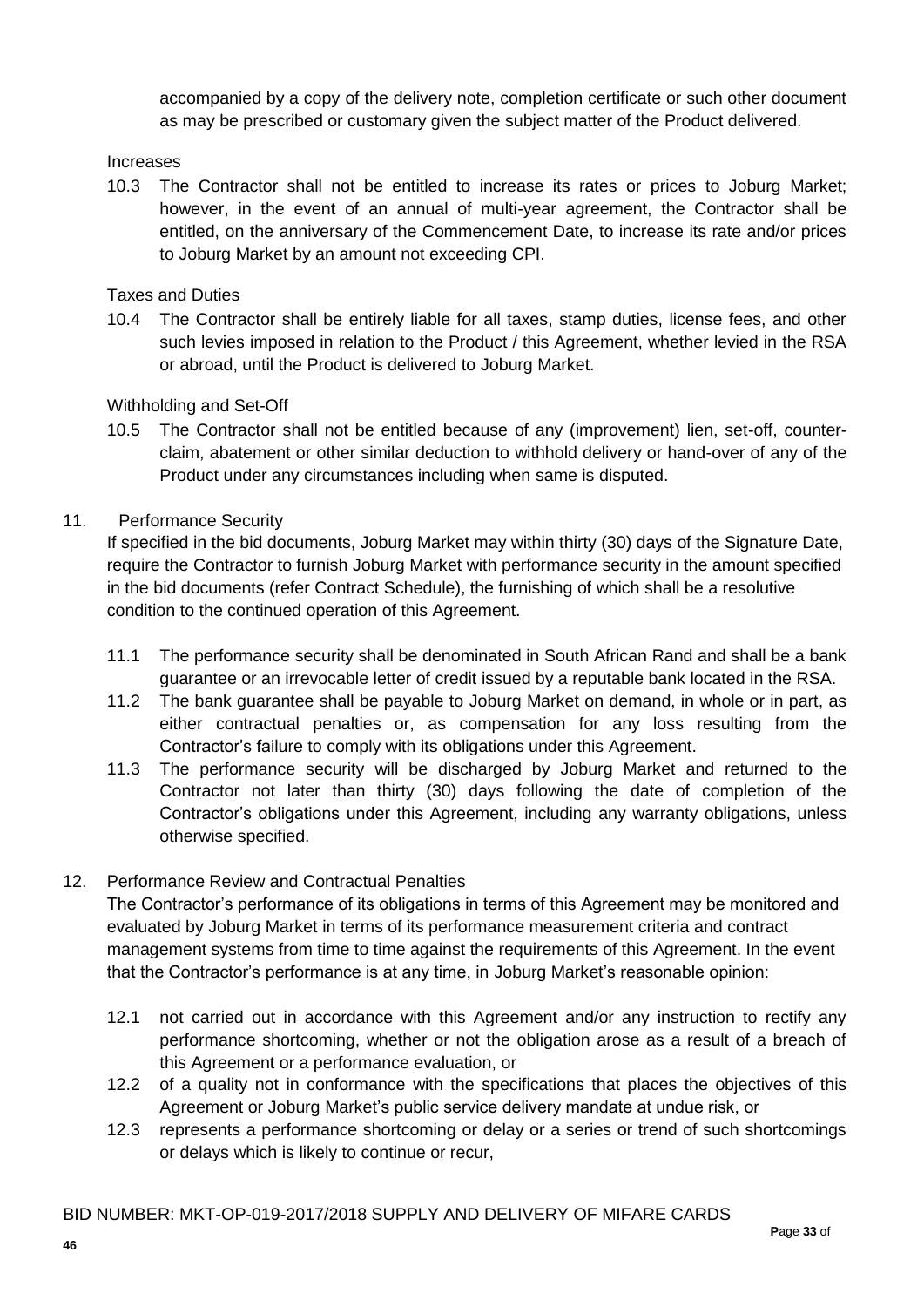accompanied by a copy of the delivery note, completion certificate or such other document as may be prescribed or customary given the subject matter of the Product delivered.

Increases

10.3 The Contractor shall not be entitled to increase its rates or prices to Joburg Market; however, in the event of an annual of multi-year agreement, the Contractor shall be entitled, on the anniversary of the Commencement Date, to increase its rate and/or prices to Joburg Market by an amount not exceeding CPI.

Taxes and Duties

10.4 The Contractor shall be entirely liable for all taxes, stamp duties, license fees, and other such levies imposed in relation to the Product / this Agreement, whether levied in the RSA or abroad, until the Product is delivered to Joburg Market.

Withholding and Set-Off

10.5 The Contractor shall not be entitled because of any (improvement) lien, set-off, counter-claim, abatement or other similar deduction to withhold delivery or hand-over of any of the Product under any circumstances including when same is disputed.

11. Performance Security

If specified in the bid documents, Joburg Market may within thirty (30) days of the Signature Date, require the Contractor to furnish Joburg Market with performance security in the amount specified in the bid documents (refer Contract Schedule), the furnishing of which shall be a resolutive condition to the continued operation of this Agreement.

11.1 The performance security shall be denominated in South African Rand and shall be a bank guarantee or an irrevocable letter of credit issued by a reputable bank located in the RSA.

11.2 The bank guarantee shall be payable to Joburg Market on demand, in whole or in part, as either contractual penalties or, as compensation for any loss resulting from the Contractor's failure to comply with its obligations under this Agreement.

11.3 The performance security will be discharged by Joburg Market and returned to the Contractor not later than thirty (30) days following the date of completion of the Contractor's obligations under this Agreement, including any warranty obligations, unless otherwise specified.

12. Performance Review and Contractual Penalties

The Contractor's performance of its obligations in terms of this Agreement may be monitored and evaluated by Joburg Market in terms of its performance measurement criteria and contract management systems from time to time against the requirements of this Agreement. In the event that the Contractor's performance is at any time, in Joburg Market's reasonable opinion:

12.1 not carried out in accordance with this Agreement and/or any instruction to rectify any performance shortcoming, whether or not the obligation arose as a result of a breach of this Agreement or a performance evaluation, or

12.2 of a quality not in conformance with the specifications that places the objectives of this Agreement or Joburg Market's public service delivery mandate at undue risk, or

12.3 represents a performance shortcoming or delay or a series or trend of such shortcomings or delays which is likely to continue or recur,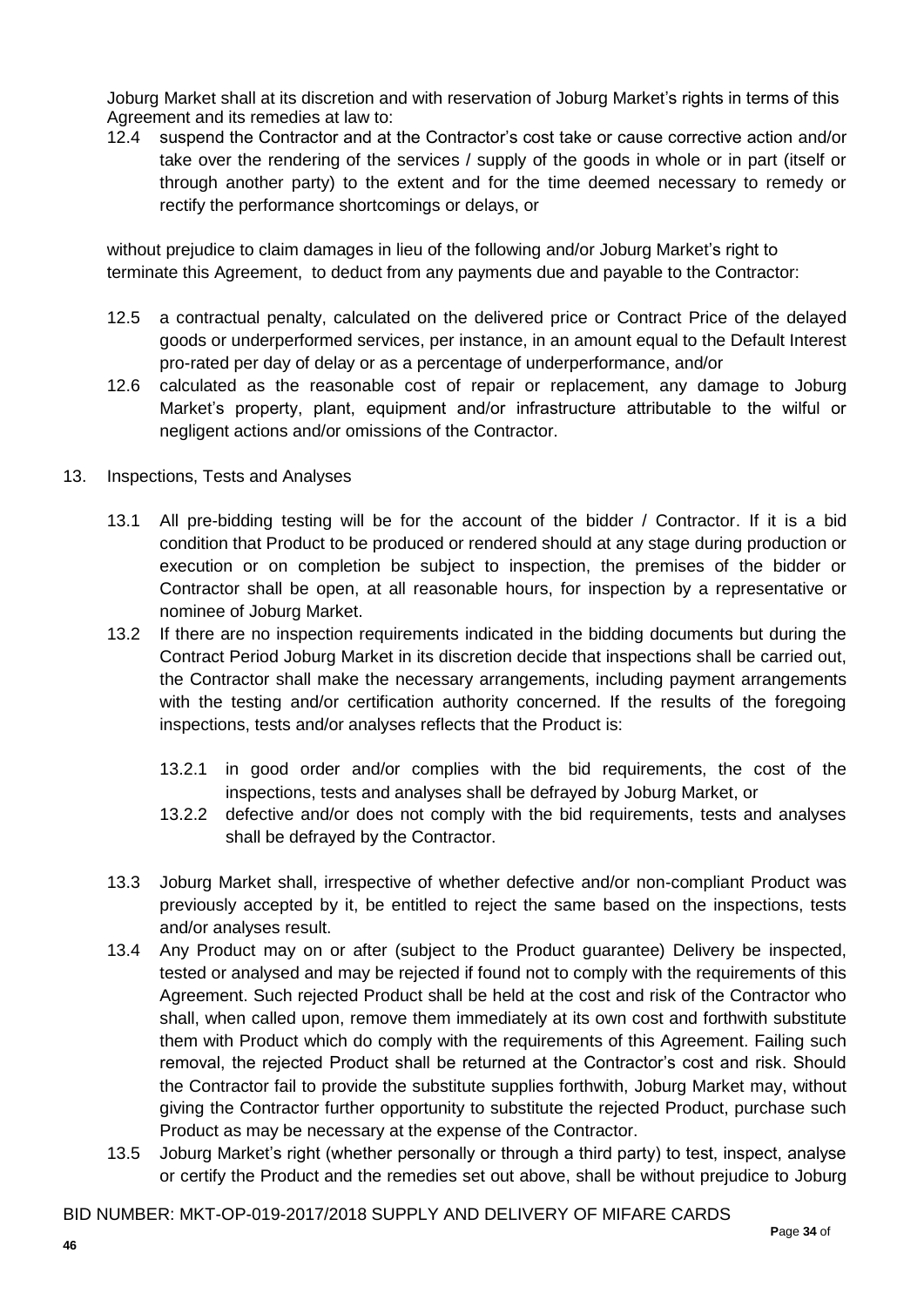Joburg Market shall at its discretion and with reservation of Joburg Market's rights in terms of this Agreement and its remedies at law to:

12.4 suspend the Contractor and at the Contractor's cost take or cause corrective action and/or take over the rendering of the services / supply of the goods in whole or in part (itself or through another party) to the extent and for the time deemed necessary to remedy or rectify the performance shortcomings or delays, or

without prejudice to claim damages in lieu of the following and/or Joburg Market's right to terminate this Agreement, to deduct from any payments due and payable to the Contractor:

12.5 a contractual penalty, calculated on the delivered price or Contract Price of the delayed goods or underperformed services, per instance, in an amount equal to the Default Interest pro-rated per day of delay or as a percentage of underperformance, and/or

12.6 calculated as the reasonable cost of repair or replacement, any damage to Joburg Market's property, plant, equipment and/or infrastructure attributable to the wilful or negligent actions and/or omissions of the Contractor.

13. Inspections, Tests and Analyses

13.1 All pre-bidding testing will be for the account of the bidder / Contractor. If it is a bid condition that Product to be produced or rendered should at any stage during production or execution or on completion be subject to inspection, the premises of the bidder or Contractor shall be open, at all reasonable hours, for inspection by a representative or nominee of Joburg Market.

13.2 If there are no inspection requirements indicated in the bidding documents but during the Contract Period Joburg Market in its discretion decide that inspections shall be carried out, the Contractor shall make the necessary arrangements, including payment arrangements with the testing and/or certification authority concerned. If the results of the foregoing inspections, tests and/or analyses reflects that the Product is:

13.2.1 in good order and/or complies with the bid requirements, the cost of the inspections, tests and analyses shall be defrayed by Joburg Market, or

13.2.2 defective and/or does not comply with the bid requirements, tests and analyses shall be defrayed by the Contractor.

13.3 Joburg Market shall, irrespective of whether defective and/or non-compliant Product was previously accepted by it, be entitled to reject the same based on the inspections, tests and/or analyses result.

13.4 Any Product may on or after (subject to the Product guarantee) Delivery be inspected, tested or analysed and may be rejected if found not to comply with the requirements of this Agreement. Such rejected Product shall be held at the cost and risk of the Contractor who shall, when called upon, remove them immediately at its own cost and forthwith substitute them with Product which do comply with the requirements of this Agreement. Failing such removal, the rejected Product shall be returned at the Contractor's cost and risk. Should the Contractor fail to provide the substitute supplies forthwith, Joburg Market may, without giving the Contractor further opportunity to substitute the rejected Product, purchase such Product as may be necessary at the expense of the Contractor.

13.5 Joburg Market's right (whether personally or through a third party) to test, inspect, analyse or certify the Product and the remedies set out above, shall be without prejudice to Joburg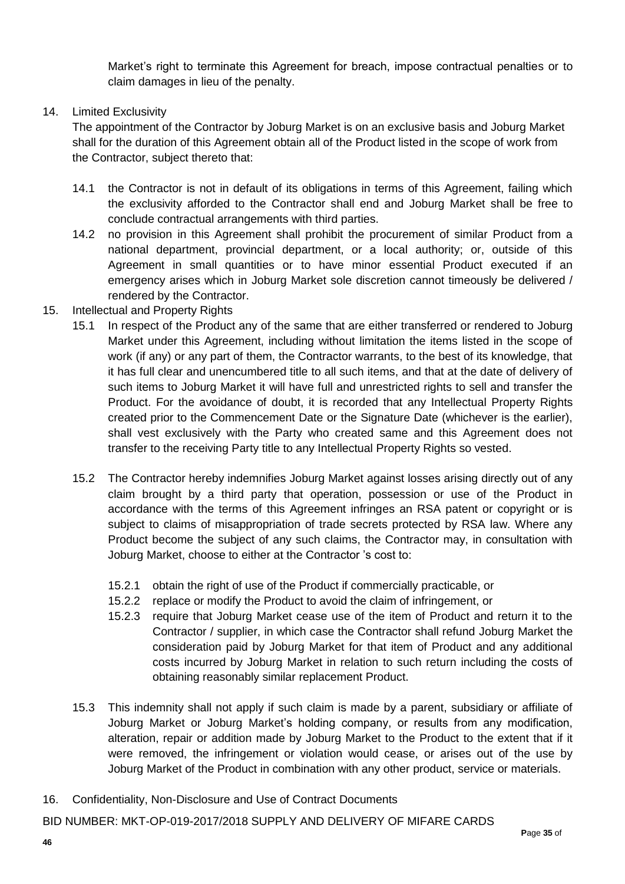Market's right to terminate this Agreement for breach, impose contractual penalties or to claim damages in lieu of the penalty.

14. Limited Exclusivity

The appointment of the Contractor by Joburg Market is on an exclusive basis and Joburg Market shall for the duration of this Agreement obtain all of the Product listed in the scope of work from the Contractor, subject thereto that:

14.1 the Contractor is not in default of its obligations in terms of this Agreement, failing which the exclusivity afforded to the Contractor shall end and Joburg Market shall be free to conclude contractual arrangements with third parties.

14.2 no provision in this Agreement shall prohibit the procurement of similar Product from a national department, provincial department, or a local authority; or, outside of this Agreement in small quantities or to have minor essential Product executed if an emergency arises which in Joburg Market sole discretion cannot timeously be delivered / rendered by the Contractor.

15. Intellectual and Property Rights

15.1 In respect of the Product any of the same that are either transferred or rendered to Joburg Market under this Agreement, including without limitation the items listed in the scope of work (if any) or any part of them, the Contractor warrants, to the best of its knowledge, that it has full clear and unencumbered title to all such items, and that at the date of delivery of such items to Joburg Market it will have full and unrestricted rights to sell and transfer the Product. For the avoidance of doubt, it is recorded that any Intellectual Property Rights created prior to the Commencement Date or the Signature Date (whichever is the earlier), shall vest exclusively with the Party who created same and this Agreement does not transfer to the receiving Party title to any Intellectual Property Rights so vested.

15.2 The Contractor hereby indemnifies Joburg Market against losses arising directly out of any claim brought by a third party that operation, possession or use of the Product in accordance with the terms of this Agreement infringes an RSA patent or copyright or is subject to claims of misappropriation of trade secrets protected by RSA law. Where any Product become the subject of any such claims, the Contractor may, in consultation with Joburg Market, choose to either at the Contractor 's cost to:

15.2.1 obtain the right of use of the Product if commercially practicable, or

15.2.2 replace or modify the Product to avoid the claim of infringement, or

15.2.3 require that Joburg Market cease use of the item of Product and return it to the Contractor / supplier, in which case the Contractor shall refund Joburg Market the consideration paid by Joburg Market for that item of Product and any additional costs incurred by Joburg Market in relation to such return including the costs of obtaining reasonably similar replacement Product.

15.3 This indemnity shall not apply if such claim is made by a parent, subsidiary or affiliate of Joburg Market or Joburg Market's holding company, or results from any modification, alteration, repair or addition made by Joburg Market to the Product to the extent that if it were removed, the infringement or violation would cease, or arises out of the use by Joburg Market of the Product in combination with any other product, service or materials.

16. Confidentiality, Non-Disclosure and Use of Contract Documents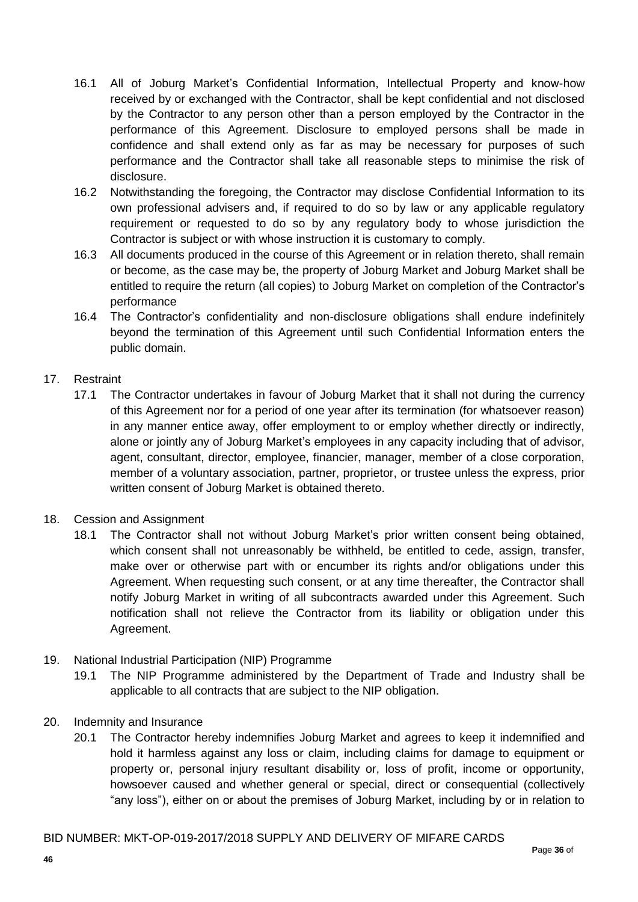16.1 All of Joburg Market's Confidential Information, Intellectual Property and know-how received by or exchanged with the Contractor, shall be kept confidential and not disclosed by the Contractor to any person other than a person employed by the Contractor in the performance of this Agreement. Disclosure to employed persons shall be made in confidence and shall extend only as far as may be necessary for purposes of such performance and the Contractor shall take all reasonable steps to minimise the risk of disclosure.

16.2 Notwithstanding the foregoing, the Contractor may disclose Confidential Information to its own professional advisers and, if required to do so by law or any applicable regulatory requirement or requested to do so by any regulatory body to whose jurisdiction the Contractor is subject or with whose instruction it is customary to comply.

16.3 All documents produced in the course of this Agreement or in relation thereto, shall remain or become, as the case may be, the property of Joburg Market and Joburg Market shall be entitled to require the return (all copies) to Joburg Market on completion of the Contractor's performance

16.4 The Contractor's confidentiality and non-disclosure obligations shall endure indefinitely beyond the termination of this Agreement until such Confidential Information enters the public domain.

17. Restraint

17.1 The Contractor undertakes in favour of Joburg Market that it shall not during the currency of this Agreement nor for a period of one year after its termination (for whatsoever reason) in any manner entice away, offer employment to or employ whether directly or indirectly, alone or jointly any of Joburg Market's employees in any capacity including that of advisor, agent, consultant, director, employee, financier, manager, member of a close corporation, member of a voluntary association, partner, proprietor, or trustee unless the express, prior written consent of Joburg Market is obtained thereto.

18. Cession and Assignment

18.1 The Contractor shall not without Joburg Market's prior written consent being obtained, which consent shall not unreasonably be withheld, be entitled to cede, assign, transfer, make over or otherwise part with or encumber its rights and/or obligations under this Agreement. When requesting such consent, or at any time thereafter, the Contractor shall notify Joburg Market in writing of all subcontracts awarded under this Agreement. Such notification shall not relieve the Contractor from its liability or obligation under this Agreement.

19. National Industrial Participation (NIP) Programme

19.1 The NIP Programme administered by the Department of Trade and Industry shall be applicable to all contracts that are subject to the NIP obligation.

20. Indemnity and Insurance

20.1 The Contractor hereby indemnifies Joburg Market and agrees to keep it indemnified and hold it harmless against any loss or claim, including claims for damage to equipment or property or, personal injury resultant disability or, loss of profit, income or opportunity, howsoever caused and whether general or special, direct or consequential (collectively "any loss"), either on or about the premises of Joburg Market, including by or in relation to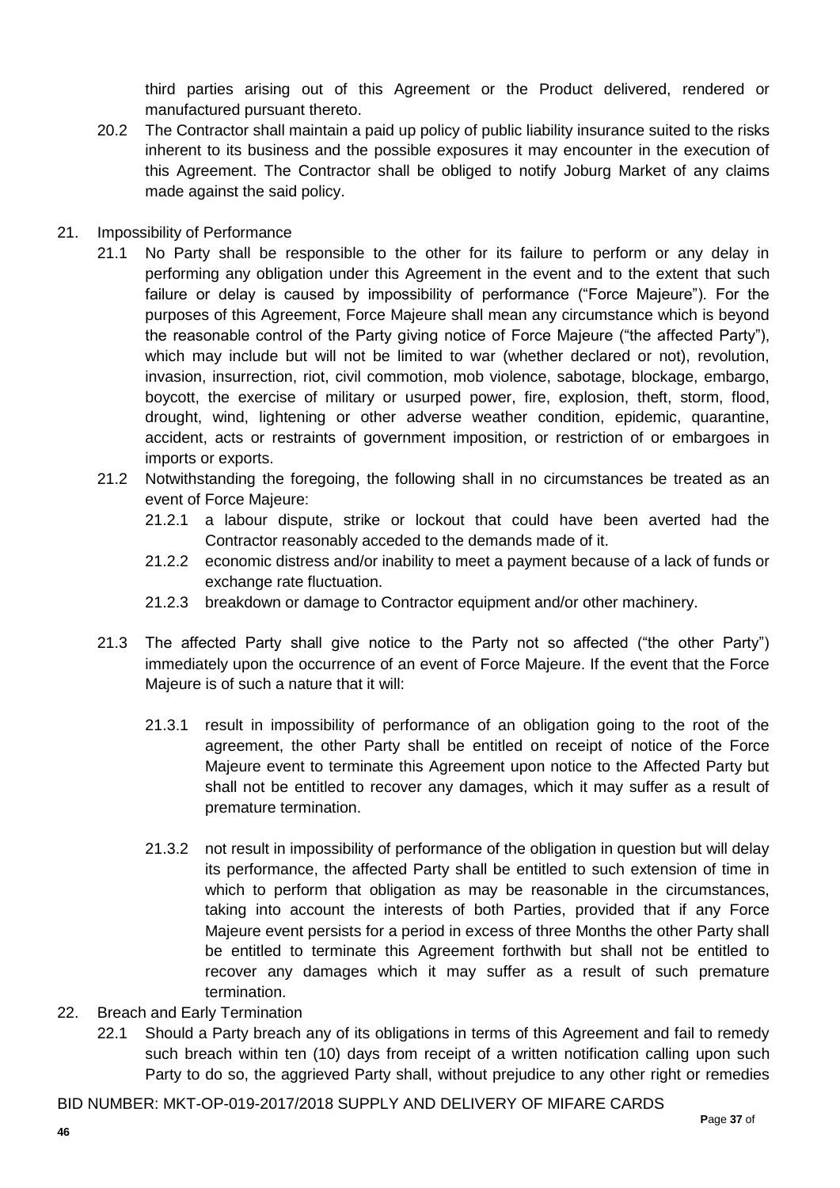third parties arising out of this Agreement or the Product delivered, rendered or manufactured pursuant thereto.

20.2 The Contractor shall maintain a paid up policy of public liability insurance suited to the risks inherent to its business and the possible exposures it may encounter in the execution of this Agreement. The Contractor shall be obliged to notify Joburg Market of any claims made against the said policy.

21. Impossibility of Performance

21.1 No Party shall be responsible to the other for its failure to perform or any delay in performing any obligation under this Agreement in the event and to the extent that such failure or delay is caused by impossibility of performance ("Force Majeure"). For the purposes of this Agreement, Force Majeure shall mean any circumstance which is beyond the reasonable control of the Party giving notice of Force Majeure ("the affected Party"), which may include but will not be limited to war (whether declared or not), revolution, invasion, insurrection, riot, civil commotion, mob violence, sabotage, blockage, embargo, boycott, the exercise of military or usurped power, fire, explosion, theft, storm, flood, drought, wind, lightening or other adverse weather condition, epidemic, quarantine, accident, acts or restraints of government imposition, or restriction of or embargoes in imports or exports.

21.2 Notwithstanding the foregoing, the following shall in no circumstances be treated as an event of Force Majeure:

21.2.1 a labour dispute, strike or lockout that could have been averted had the Contractor reasonably acceded to the demands made of it.

21.2.2 economic distress and/or inability to meet a payment because of a lack of funds or exchange rate fluctuation.

21.2.3 breakdown or damage to Contractor equipment and/or other machinery.

21.3 The affected Party shall give notice to the Party not so affected ("the other Party") immediately upon the occurrence of an event of Force Majeure. If the event that the Force Majeure is of such a nature that it will:

21.3.1 result in impossibility of performance of an obligation going to the root of the agreement, the other Party shall be entitled on receipt of notice of the Force Majeure event to terminate this Agreement upon notice to the Affected Party but shall not be entitled to recover any damages, which it may suffer as a result of premature termination.

21.3.2 not result in impossibility of performance of the obligation in question but will delay its performance, the affected Party shall be entitled to such extension of time in which to perform that obligation as may be reasonable in the circumstances, taking into account the interests of both Parties, provided that if any Force Majeure event persists for a period in excess of three Months the other Party shall be entitled to terminate this Agreement forthwith but shall not be entitled to recover any damages which it may suffer as a result of such premature termination.

22. Breach and Early Termination

22.1 Should a Party breach any of its obligations in terms of this Agreement and fail to remedy such breach within ten (10) days from receipt of a written notification calling upon such Party to do so, the aggrieved Party shall, without prejudice to any other right or remedies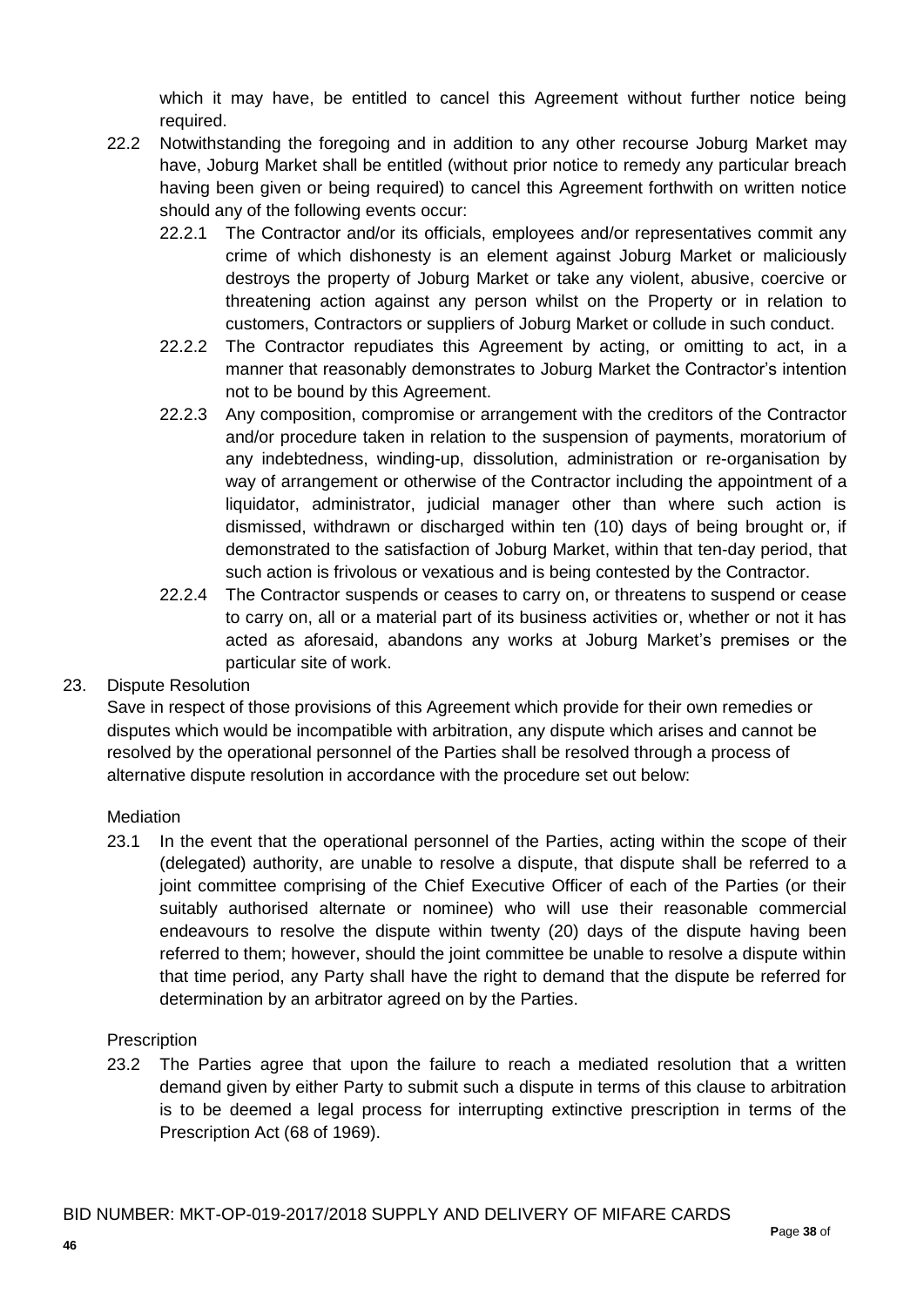which it may have, be entitled to cancel this Agreement without further notice being required.

22.2 Notwithstanding the foregoing and in addition to any other recourse Joburg Market may have, Joburg Market shall be entitled (without prior notice to remedy any particular breach having been given or being required) to cancel this Agreement forthwith on written notice should any of the following events occur:

22.2.1 The Contractor and/or its officials, employees and/or representatives commit any crime of which dishonesty is an element against Joburg Market or maliciously destroys the property of Joburg Market or take any violent, abusive, coercive or threatening action against any person whilst on the Property or in relation to customers, Contractors or suppliers of Joburg Market or collude in such conduct.

22.2.2 The Contractor repudiates this Agreement by acting, or omitting to act, in a manner that reasonably demonstrates to Joburg Market the Contractor's intention not to be bound by this Agreement.

22.2.3 Any composition, compromise or arrangement with the creditors of the Contractor and/or procedure taken in relation to the suspension of payments, moratorium of any indebtedness, winding-up, dissolution, administration or re-organisation by way of arrangement or otherwise of the Contractor including the appointment of a liquidator, administrator, judicial manager other than where such action is dismissed, withdrawn or discharged within ten (10) days of being brought or, if demonstrated to the satisfaction of Joburg Market, within that ten-day period, that such action is frivolous or vexatious and is being contested by the Contractor.

22.2.4 The Contractor suspends or ceases to carry on, or threatens to suspend or cease to carry on, all or a material part of its business activities or, whether or not it has acted as aforesaid, abandons any works at Joburg Market's premises or the particular site of work.

23. Dispute Resolution

Save in respect of those provisions of this Agreement which provide for their own remedies or disputes which would be incompatible with arbitration, any dispute which arises and cannot be resolved by the operational personnel of the Parties shall be resolved through a process of alternative dispute resolution in accordance with the procedure set out below:

Mediation

23.1 In the event that the operational personnel of the Parties, acting within the scope of their (delegated) authority, are unable to resolve a dispute, that dispute shall be referred to a joint committee comprising of the Chief Executive Officer of each of the Parties (or their suitably authorised alternate or nominee) who will use their reasonable commercial endeavours to resolve the dispute within twenty (20) days of the dispute having been referred to them; however, should the joint committee be unable to resolve a dispute within that time period, any Party shall have the right to demand that the dispute be referred for determination by an arbitrator agreed on by the Parties.

Prescription

23.2 The Parties agree that upon the failure to reach a mediated resolution that a written demand given by either Party to submit such a dispute in terms of this clause to arbitration is to be deemed a legal process for interrupting extinctive prescription in terms of the Prescription Act (68 of 1969).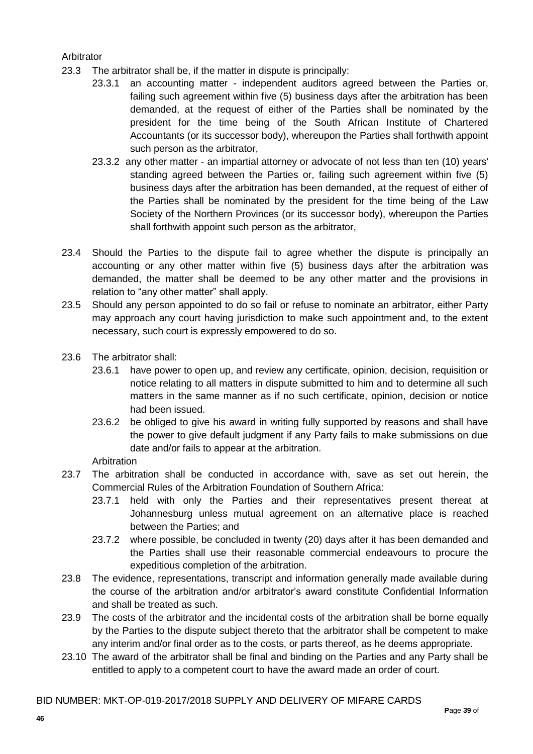Arbitrator

23.3 The arbitrator shall be, if the matter in dispute is principally:

23.3.1 an accounting matter - independent auditors agreed between the Parties or, failing such agreement within five (5) business days after the arbitration has been demanded, at the request of either of the Parties shall be nominated by the president for the time being of the South African Institute of Chartered Accountants (or its successor body), whereupon the Parties shall forthwith appoint such person as the arbitrator,

23.3.2 any other matter - an impartial attorney or advocate of not less than ten (10) years' standing agreed between the Parties or, failing such agreement within five (5) business days after the arbitration has been demanded, at the request of either of the Parties shall be nominated by the president for the time being of the Law Society of the Northern Provinces (or its successor body), whereupon the Parties shall forthwith appoint such person as the arbitrator,

23.4 Should the Parties to the dispute fail to agree whether the dispute is principally an accounting or any other matter within five (5) business days after the arbitration was demanded, the matter shall be deemed to be any other matter and the provisions in relation to "any other matter" shall apply.

23.5 Should any person appointed to do so fail or refuse to nominate an arbitrator, either Party may approach any court having jurisdiction to make such appointment and, to the extent necessary, such court is expressly empowered to do so.

23.6 The arbitrator shall:

23.6.1 have power to open up, and review any certificate, opinion, decision, requisition or notice relating to all matters in dispute submitted to him and to determine all such matters in the same manner as if no such certificate, opinion, decision or notice had been issued.

23.6.2 be obliged to give his award in writing fully supported by reasons and shall have the power to give default judgment if any Party fails to make submissions on due date and/or fails to appear at the arbitration.

Arbitration

23.7 The arbitration shall be conducted in accordance with, save as set out herein, the Commercial Rules of the Arbitration Foundation of Southern Africa:

23.7.1 held with only the Parties and their representatives present thereat at Johannesburg unless mutual agreement on an alternative place is reached between the Parties; and

23.7.2 where possible, be concluded in twenty (20) days after it has been demanded and the Parties shall use their reasonable commercial endeavours to procure the expeditious completion of the arbitration.

23.8 The evidence, representations, transcript and information generally made available during the course of the arbitration and/or arbitrator's award constitute Confidential Information and shall be treated as such.

23.9 The costs of the arbitrator and the incidental costs of the arbitration shall be borne equally by the Parties to the dispute subject thereto that the arbitrator shall be competent to make any interim and/or final order as to the costs, or parts thereof, as he deems appropriate.

23.10 The award of the arbitrator shall be final and binding on the Parties and any Party shall be entitled to apply to a competent court to have the award made an order of court.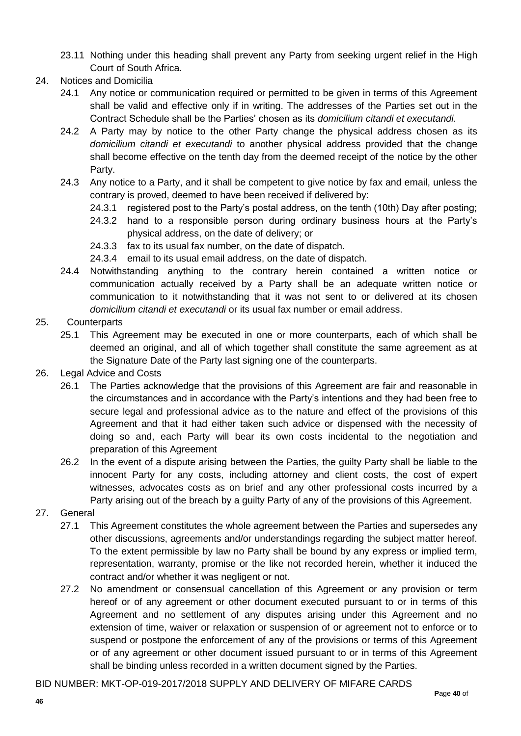23.11 Nothing under this heading shall prevent any Party from seeking urgent relief in the High Court of South Africa.

24. Notices and Domicilia

24.1 Any notice or communication required or permitted to be given in terms of this Agreement shall be valid and effective only if in writing. The addresses of the Parties set out in the Contract Schedule shall be the Parties' chosen as its *domicilium citandi et executandi.*

24.2 A Party may by notice to the other Party change the physical address chosen as its *domicilium citandi et executandi* to another physical address provided that the change shall become effective on the tenth day from the deemed receipt of the notice by the other Party.

24.3 Any notice to a Party, and it shall be competent to give notice by fax and email, unless the contrary is proved, deemed to have been received if delivered by:

24.3.1 registered post to the Party's postal address, on the tenth (10th) Day after posting;

24.3.2 hand to a responsible person during ordinary business hours at the Party's physical address, on the date of delivery; or

24.3.3 fax to its usual fax number, on the date of dispatch.

24.3.4 email to its usual email address, on the date of dispatch.

24.4 Notwithstanding anything to the contrary herein contained a written notice or communication actually received by a Party shall be an adequate written notice or communication to it notwithstanding that it was not sent to or delivered at its chosen *domicilium citandi et executandi* or its usual fax number or email address.

25. Counterparts

25.1 This Agreement may be executed in one or more counterparts, each of which shall be deemed an original, and all of which together shall constitute the same agreement as at the Signature Date of the Party last signing one of the counterparts.

26. Legal Advice and Costs

26.1 The Parties acknowledge that the provisions of this Agreement are fair and reasonable in the circumstances and in accordance with the Party's intentions and they had been free to secure legal and professional advice as to the nature and effect of the provisions of this Agreement and that it had either taken such advice or dispensed with the necessity of doing so and, each Party will bear its own costs incidental to the negotiation and preparation of this Agreement

26.2 In the event of a dispute arising between the Parties, the guilty Party shall be liable to the innocent Party for any costs, including attorney and client costs, the cost of expert witnesses, advocates costs as on brief and any other professional costs incurred by a Party arising out of the breach by a guilty Party of any of the provisions of this Agreement.

27. General

27.1 This Agreement constitutes the whole agreement between the Parties and supersedes any other discussions, agreements and/or understandings regarding the subject matter hereof. To the extent permissible by law no Party shall be bound by any express or implied term, representation, warranty, promise or the like not recorded herein, whether it induced the contract and/or whether it was negligent or not.

27.2 No amendment or consensual cancellation of this Agreement or any provision or term hereof or of any agreement or other document executed pursuant to or in terms of this Agreement and no settlement of any disputes arising under this Agreement and no extension of time, waiver or relaxation or suspension of or agreement not to enforce or to suspend or postpone the enforcement of any of the provisions or terms of this Agreement or of any agreement or other document issued pursuant to or in terms of this Agreement shall be binding unless recorded in a written document signed by the Parties.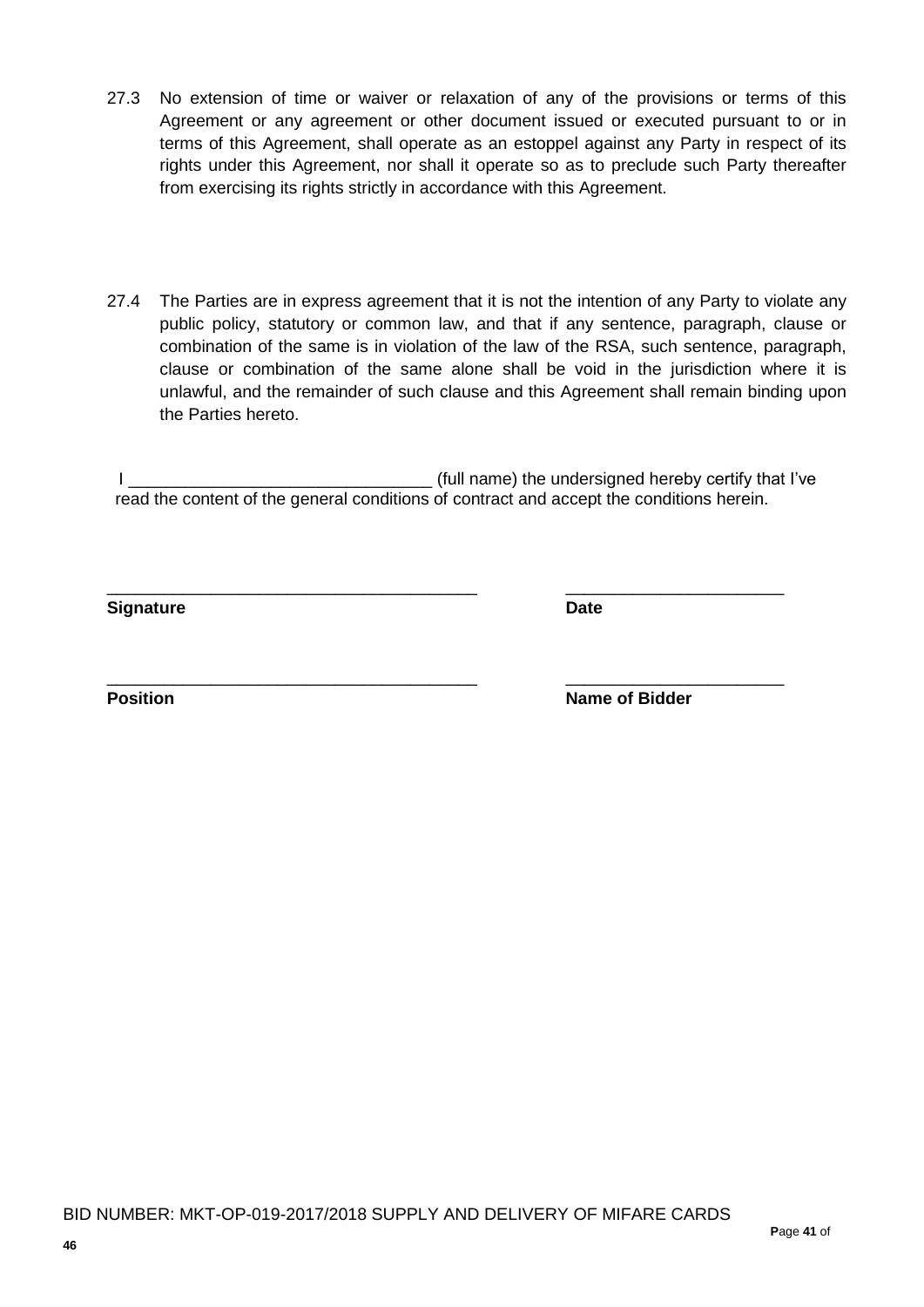27.3 No extension of time or waiver or relaxation of any of the provisions or terms of this Agreement or any agreement or other document issued or executed pursuant to or in terms of this Agreement, shall operate as an estoppel against any Party in respect of its rights under this Agreement, nor shall it operate so as to preclude such Party thereafter from exercising its rights strictly in accordance with this Agreement.

27.4 The Parties are in express agreement that it is not the intention of any Party to violate any public policy, statutory or common law, and that if any sentence, paragraph, clause or combination of the same is in violation of the law of the RSA, such sentence, paragraph, clause or combination of the same alone shall be void in the jurisdiction where it is unlawful, and the remainder of such clause and this Agreement shall remain binding upon the Parties hereto.

I ________________________________ (full name) the undersigned hereby certify that I've read the content of the general conditions of contract and accept the conditions herein.

| _______________________________________ | _______________________ |
|---|---|
| **Signature** | **Date** |
| _______________________________________ | _______________________ |
| **Position** | **Name of Bidder** |

BID NUMBER: MKT-OP-019-2017/2018 SUPPLY AND DELIVERY OF MIFARE CARDS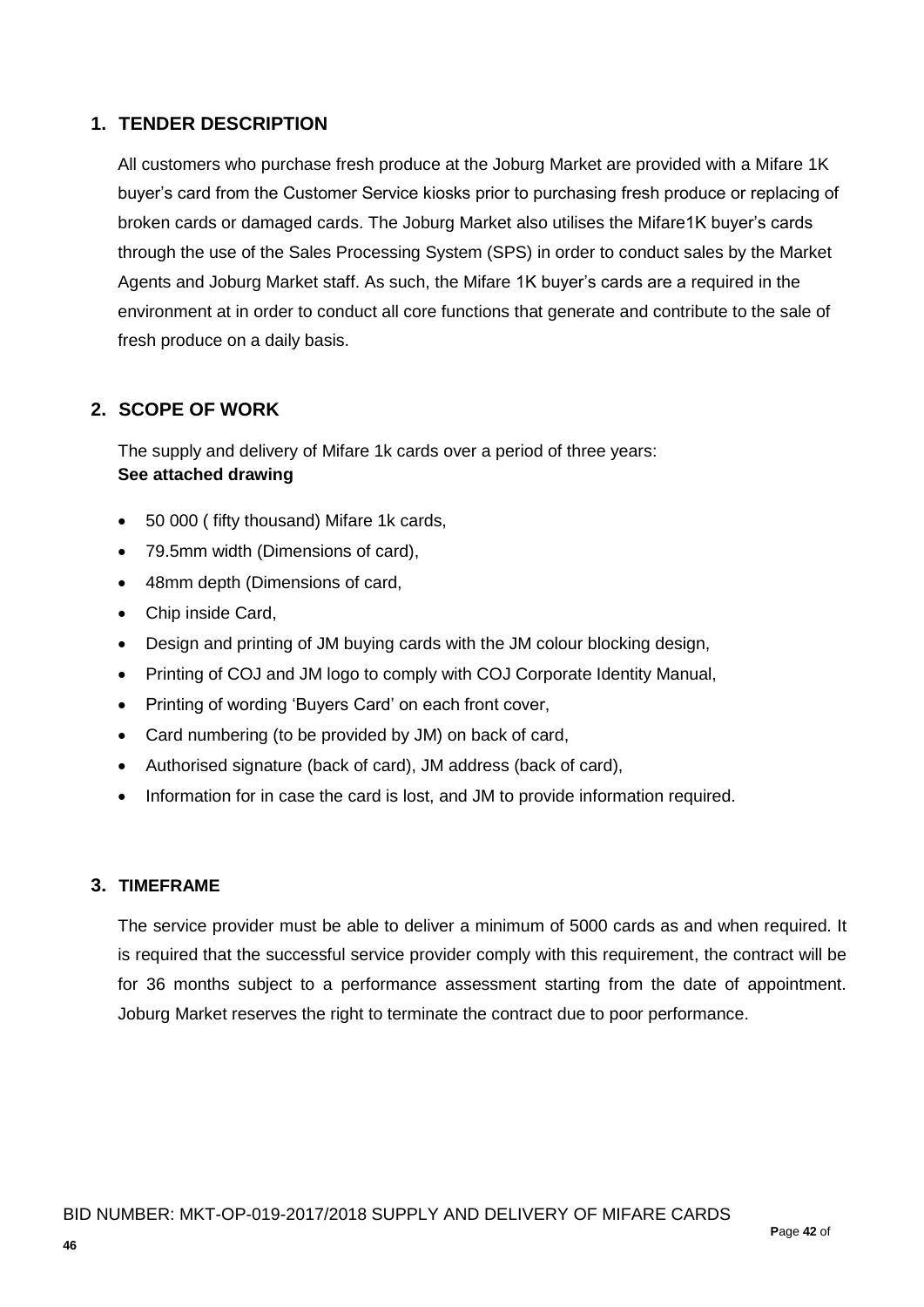## 1. TENDER DESCRIPTION

All customers who purchase fresh produce at the Joburg Market are provided with a Mifare 1K buyer's card from the Customer Service kiosks prior to purchasing fresh produce or replacing of broken cards or damaged cards. The Joburg Market also utilises the Mifare1K buyer's cards through the use of the Sales Processing System (SPS) in order to conduct sales by the Market Agents and Joburg Market staff. As such, the Mifare 1K buyer's cards are a required in the environment at in order to conduct all core functions that generate and contribute to the sale of fresh produce on a daily basis.

## 2. SCOPE OF WORK

The supply and delivery of Mifare 1k cards over a period of three years:
**See attached drawing**

- 50 000 ( fifty thousand) Mifare 1k cards,
- 79.5mm width (Dimensions of card),
- 48mm depth (Dimensions of card,
- Chip inside Card,
- Design and printing of JM buying cards with the JM colour blocking design,
- Printing of COJ and JM logo to comply with COJ Corporate Identity Manual,
- Printing of wording 'Buyers Card' on each front cover,
- Card numbering (to be provided by JM) on back of card,
- Authorised signature (back of card), JM address (back of card),
- Information for in case the card is lost, and JM to provide information required.

## 3. TIMEFRAME

The service provider must be able to deliver a minimum of 5000 cards as and when required. It is required that the successful service provider comply with this requirement, the contract will be for 36 months subject to a performance assessment starting from the date of appointment. Joburg Market reserves the right to terminate the contract due to poor performance.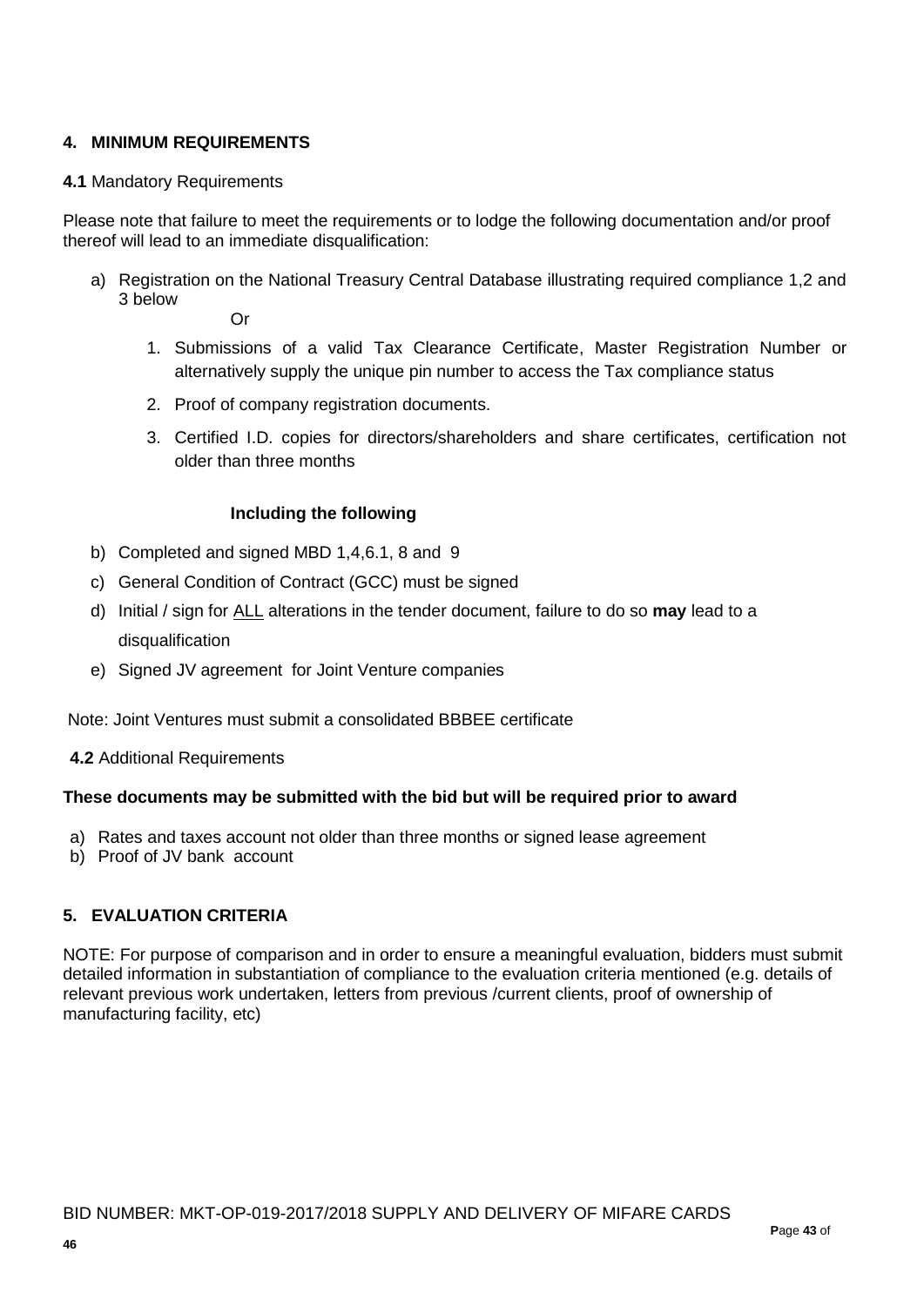## 4. MINIMUM REQUIREMENTS

**4.1** Mandatory Requirements

Please note that failure to meet the requirements or to lodge the following documentation and/or proof thereof will lead to an immediate disqualification:

a) Registration on the National Treasury Central Database illustrating required compliance 1,2 and 3 below

   Or

   1. Submissions of a valid Tax Clearance Certificate, Master Registration Number or alternatively supply the unique pin number to access the Tax compliance status
   2. Proof of company registration documents.
   3. Certified I.D. copies for directors/shareholders and share certificates, certification not older than three months

   **Including the following**

b) Completed and signed MBD 1,4,6.1, 8 and 9
c) General Condition of Contract (GCC) must be signed
d) Initial / sign for ALL alterations in the tender document, failure to do so **may** lead to a disqualification
e) Signed JV agreement for Joint Venture companies

Note: Joint Ventures must submit a consolidated BBBEE certificate

**4.2** Additional Requirements

**These documents may be submitted with the bid but will be required prior to award**

a) Rates and taxes account not older than three months or signed lease agreement
b) Proof of JV bank account

## 5. EVALUATION CRITERIA

NOTE: For purpose of comparison and in order to ensure a meaningful evaluation, bidders must submit detailed information in substantiation of compliance to the evaluation criteria mentioned (e.g. details of relevant previous work undertaken, letters from previous /current clients, proof of ownership of manufacturing facility, etc)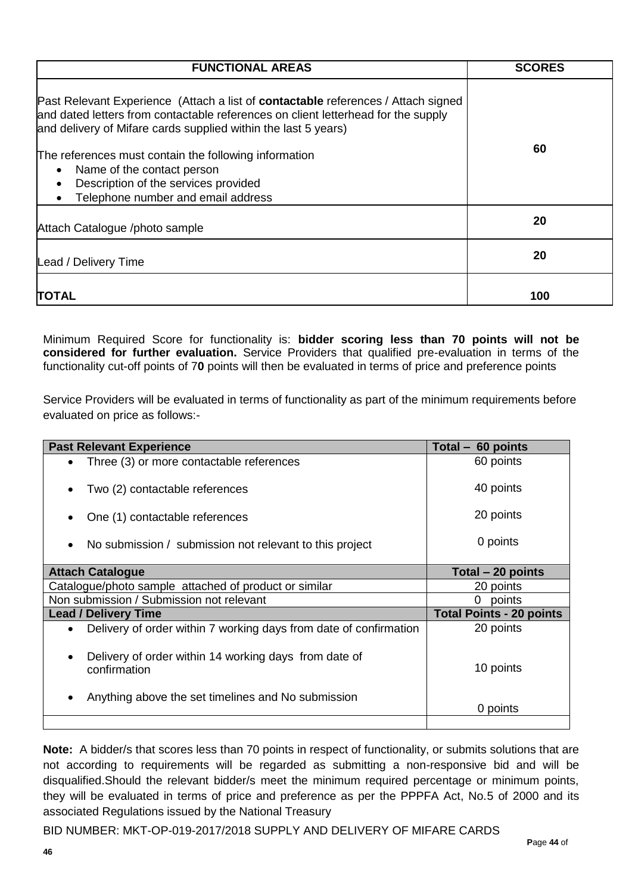| FUNCTIONAL AREAS | SCORES |
|---|---|
| Past Relevant Experience (Attach a list of **contactable** references / Attach signed and dated letters from contactable references on client letterhead for the supply and delivery of Mifare cards supplied within the last 5 years)<br><br>The references must contain the following information<br>• Name of the contact person<br>• Description of the services provided<br>• Telephone number and email address | **60** |
| Attach Catalogue /photo sample | **20** |
| Lead / Delivery Time | **20** |
| **TOTAL** | **100** |

Minimum Required Score for functionality is: **bidder scoring less than 70 points will not be considered for further evaluation.** Service Providers that qualified pre-evaluation in terms of the functionality cut-off points of 7**0** points will then be evaluated in terms of price and preference points

Service Providers will be evaluated in terms of functionality as part of the minimum requirements before evaluated on price as follows:-

| **Past Relevant Experience** | **Total – 60 points** |
|---|---|
| • Three (3) or more contactable references | 60 points |
| • Two (2) contactable references | 40 points |
| • One (1) contactable references | 20 points |
| • No submission / submission not relevant to this project | 0 points |
| **Attach Catalogue** | **Total – 20 points** |
| Catalogue/photo sample attached of product or similar | 20 points |
| Non submission / Submission not relevant | 0 points |
| **Lead / Delivery Time** | **Total Points - 20 points** |
| • Delivery of order within 7 working days from date of confirmation | 20 points |
| • Delivery of order within 14 working days from date of confirmation | 10 points |
| • Anything above the set timelines and No submission | 0 points |
| | |

**Note:** A bidder/s that scores less than 70 points in respect of functionality, or submits solutions that are not according to requirements will be regarded as submitting a non-responsive bid and will be disqualified.Should the relevant bidder/s meet the minimum required percentage or minimum points, they will be evaluated in terms of price and preference as per the PPPFA Act, No.5 of 2000 and its associated Regulations issued by the National Treasury

BID NUMBER: MKT-OP-019-2017/2018 SUPPLY AND DELIVERY OF MIFARE CARDS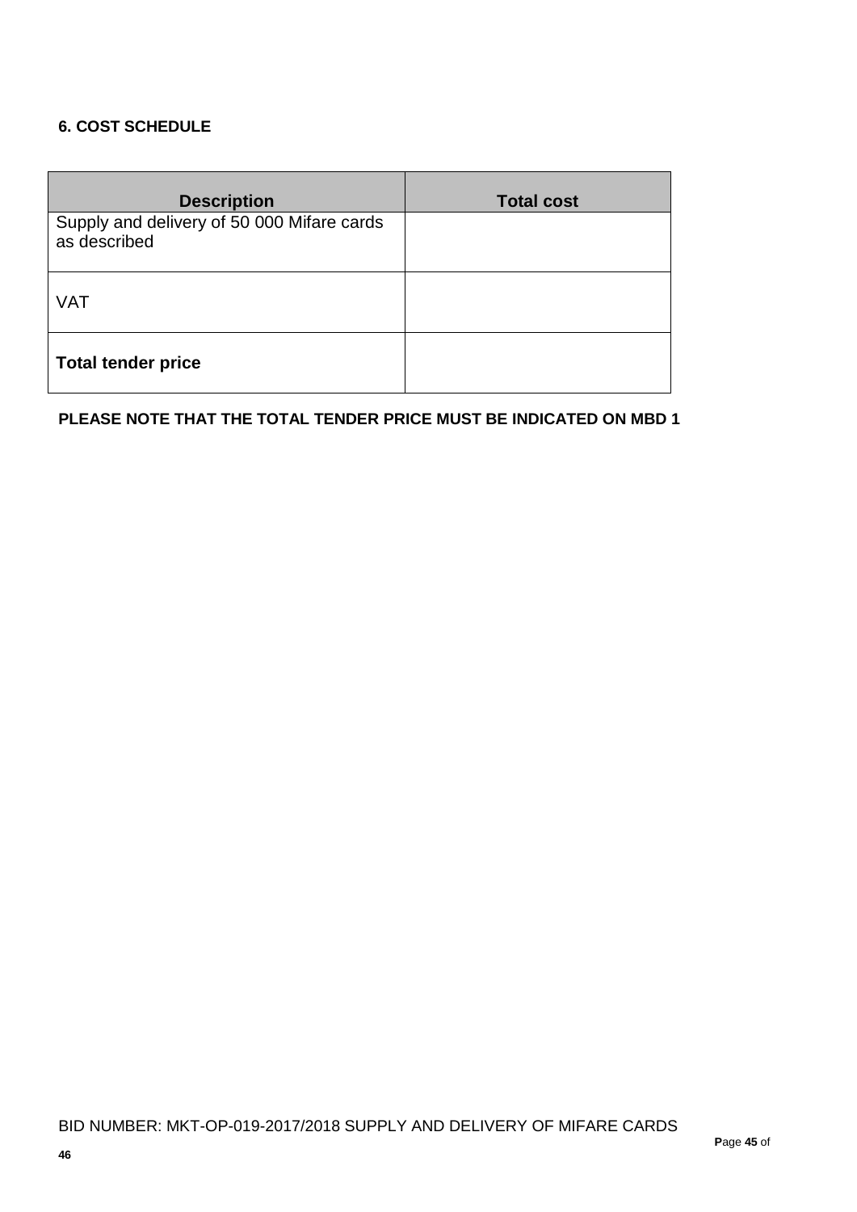**6. COST SCHEDULE**

| **Description** | **Total cost** |
| --- | --- |
| Supply and delivery of 50 000 Mifare cards as described | |
| VAT | |
| **Total tender price** | |

**PLEASE NOTE THAT THE TOTAL TENDER PRICE MUST BE INDICATED ON MBD 1**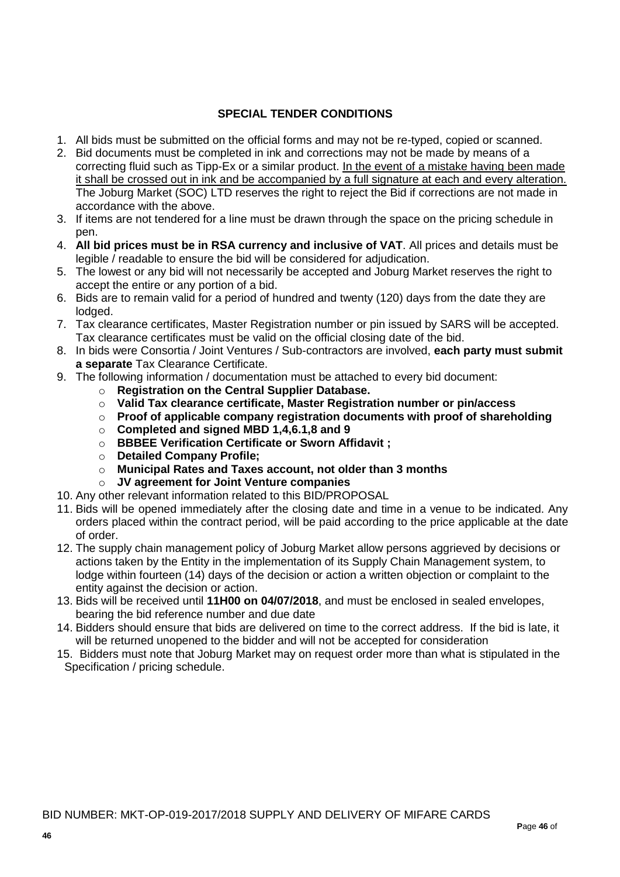## SPECIAL TENDER CONDITIONS

1. All bids must be submitted on the official forms and may not be re-typed, copied or scanned.
2. Bid documents must be completed in ink and corrections may not be made by means of a correcting fluid such as Tipp-Ex or a similar product. <u>In the event of a mistake having been made it shall be crossed out in ink and be accompanied by a full signature at each and every alteration.</u> The Joburg Market (SOC) LTD reserves the right to reject the Bid if corrections are not made in accordance with the above.
3. If items are not tendered for a line must be drawn through the space on the pricing schedule in pen.
4. **All bid prices must be in RSA currency and inclusive of VAT**. All prices and details must be legible / readable to ensure the bid will be considered for adjudication.
5. The lowest or any bid will not necessarily be accepted and Joburg Market reserves the right to accept the entire or any portion of a bid.
6. Bids are to remain valid for a period of hundred and twenty (120) days from the date they are lodged.
7. Tax clearance certificates, Master Registration number or pin issued by SARS will be accepted. Tax clearance certificates must be valid on the official closing date of the bid.
8. In bids were Consortia / Joint Ventures / Sub-contractors are involved, **each party must submit a separate** Tax Clearance Certificate.
9. The following information / documentation must be attached to every bid document:
   - **Registration on the Central Supplier Database.**
   - **Valid Tax clearance certificate, Master Registration number or pin/access**
   - **Proof of applicable company registration documents with proof of shareholding**
   - **Completed and signed MBD 1,4,6.1,8 and 9**
   - **BBBEE Verification Certificate or Sworn Affidavit ;**
   - **Detailed Company Profile;**
   - **Municipal Rates and Taxes account, not older than 3 months**
   - **JV agreement for Joint Venture companies**
10. Any other relevant information related to this BID/PROPOSAL
11. Bids will be opened immediately after the closing date and time in a venue to be indicated. Any orders placed within the contract period, will be paid according to the price applicable at the date of order.
12. The supply chain management policy of Joburg Market allow persons aggrieved by decisions or actions taken by the Entity in the implementation of its Supply Chain Management system, to lodge within fourteen (14) days of the decision or action a written objection or complaint to the entity against the decision or action.
13. Bids will be received until **11H00 on 04/07/2018**, and must be enclosed in sealed envelopes, bearing the bid reference number and due date
14. Bidders should ensure that bids are delivered on time to the correct address. If the bid is late, it will be returned unopened to the bidder and will not be accepted for consideration
15. Bidders must note that Joburg Market may on request order more than what is stipulated in the Specification / pricing schedule.